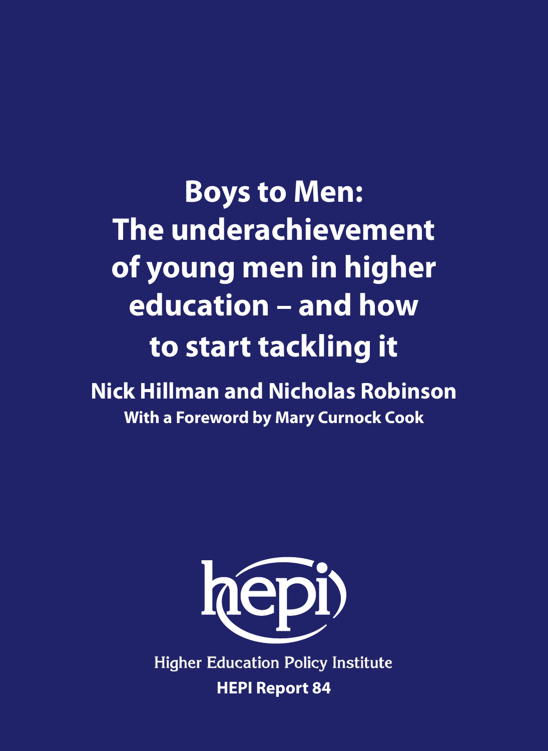# Boys to Men: The underachievement of young men in higher education – and how to start tackling it

**Nick Hillman and Nicholas Robinson**

**With a Foreword by Mary Curnock Cook**

hepi

Higher Education Policy Institute

**HEPI Report 84**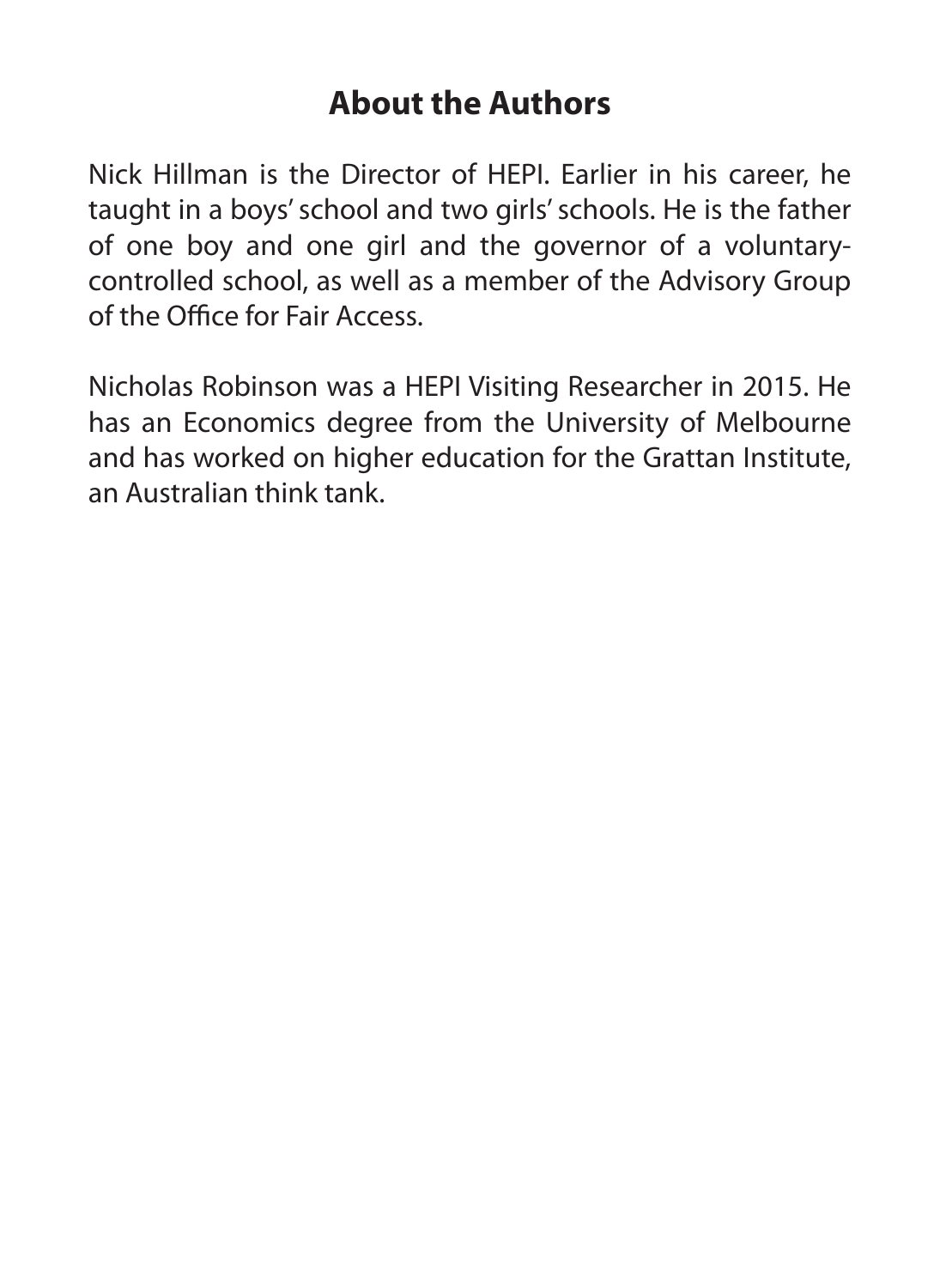## About the Authors

Nick Hillman is the Director of HEPI. Earlier in his career, he taught in a boys' school and two girls' schools. He is the father of one boy and one girl and the governor of a voluntary-controlled school, as well as a member of the Advisory Group of the Office for Fair Access.

Nicholas Robinson was a HEPI Visiting Researcher in 2015. He has an Economics degree from the University of Melbourne and has worked on higher education for the Grattan Institute, an Australian think tank.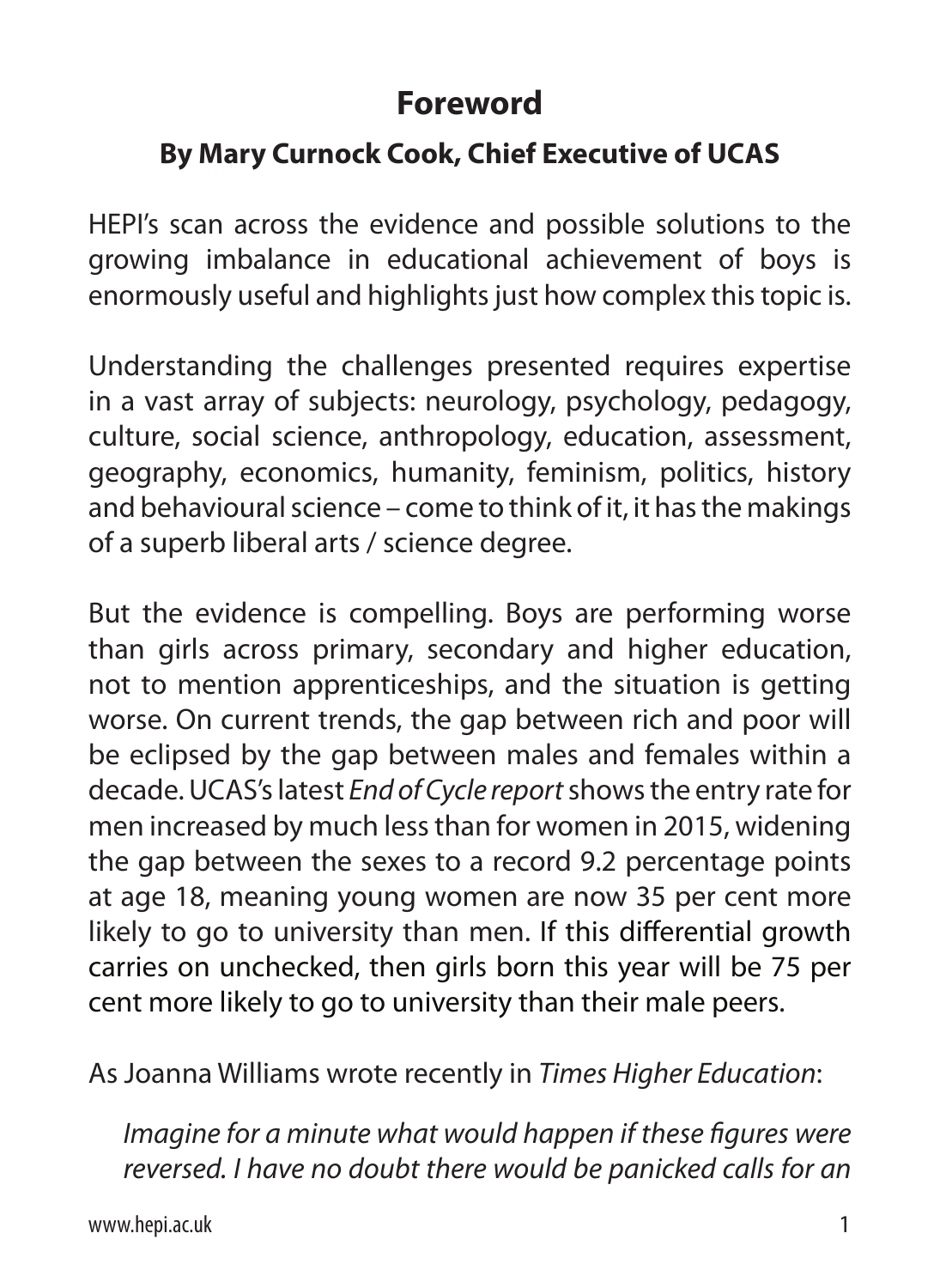# Foreword

## By Mary Curnock Cook, Chief Executive of UCAS

HEPI's scan across the evidence and possible solutions to the growing imbalance in educational achievement of boys is enormously useful and highlights just how complex this topic is.

Understanding the challenges presented requires expertise in a vast array of subjects: neurology, psychology, pedagogy, culture, social science, anthropology, education, assessment, geography, economics, humanity, feminism, politics, history and behavioural science – come to think of it, it has the makings of a superb liberal arts / science degree.

But the evidence is compelling. Boys are performing worse than girls across primary, secondary and higher education, not to mention apprenticeships, and the situation is getting worse. On current trends, the gap between rich and poor will be eclipsed by the gap between males and females within a decade. UCAS's latest *End of Cycle report* shows the entry rate for men increased by much less than for women in 2015, widening the gap between the sexes to a record 9.2 percentage points at age 18, meaning young women are now 35 per cent more likely to go to university than men. If this differential growth carries on unchecked, then girls born this year will be 75 per cent more likely to go to university than their male peers.

As Joanna Williams wrote recently in *Times Higher Education*:

> *Imagine for a minute what would happen if these figures were reversed. I have no doubt there would be panicked calls for an*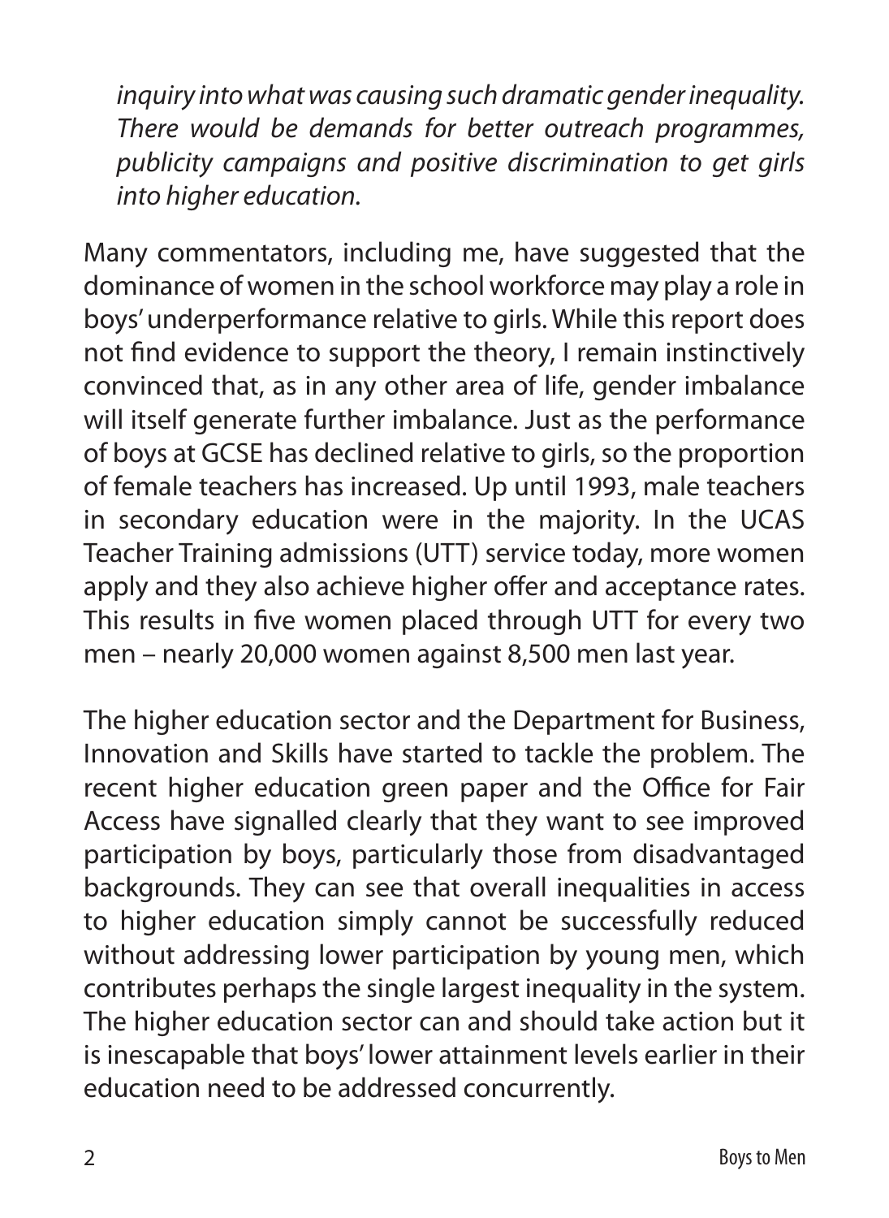*inquiry into what was causing such dramatic gender inequality. There would be demands for better outreach programmes, publicity campaigns and positive discrimination to get girls into higher education.*

Many commentators, including me, have suggested that the dominance of women in the school workforce may play a role in boys' underperformance relative to girls. While this report does not find evidence to support the theory, I remain instinctively convinced that, as in any other area of life, gender imbalance will itself generate further imbalance. Just as the performance of boys at GCSE has declined relative to girls, so the proportion of female teachers has increased. Up until 1993, male teachers in secondary education were in the majority. In the UCAS Teacher Training admissions (UTT) service today, more women apply and they also achieve higher offer and acceptance rates. This results in five women placed through UTT for every two men – nearly 20,000 women against 8,500 men last year.

The higher education sector and the Department for Business, Innovation and Skills have started to tackle the problem. The recent higher education green paper and the Office for Fair Access have signalled clearly that they want to see improved participation by boys, particularly those from disadvantaged backgrounds. They can see that overall inequalities in access to higher education simply cannot be successfully reduced without addressing lower participation by young men, which contributes perhaps the single largest inequality in the system. The higher education sector can and should take action but it is inescapable that boys' lower attainment levels earlier in their education need to be addressed concurrently.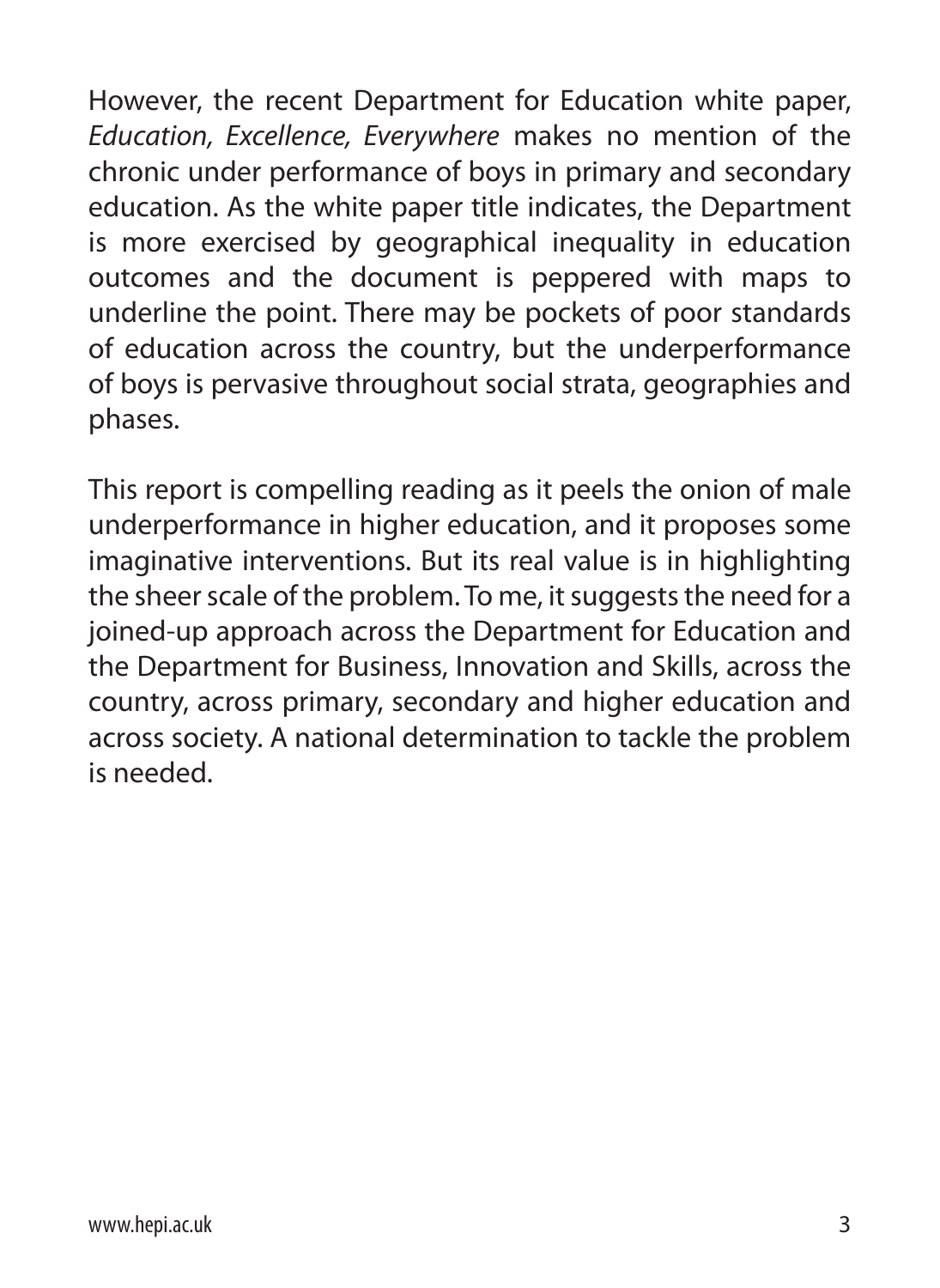However, the recent Department for Education white paper, *Education, Excellence, Everywhere* makes no mention of the chronic under performance of boys in primary and secondary education. As the white paper title indicates, the Department is more exercised by geographical inequality in education outcomes and the document is peppered with maps to underline the point. There may be pockets of poor standards of education across the country, but the underperformance of boys is pervasive throughout social strata, geographies and phases.

This report is compelling reading as it peels the onion of male underperformance in higher education, and it proposes some imaginative interventions. But its real value is in highlighting the sheer scale of the problem. To me, it suggests the need for a joined-up approach across the Department for Education and the Department for Business, Innovation and Skills, across the country, across primary, secondary and higher education and across society. A national determination to tackle the problem is needed.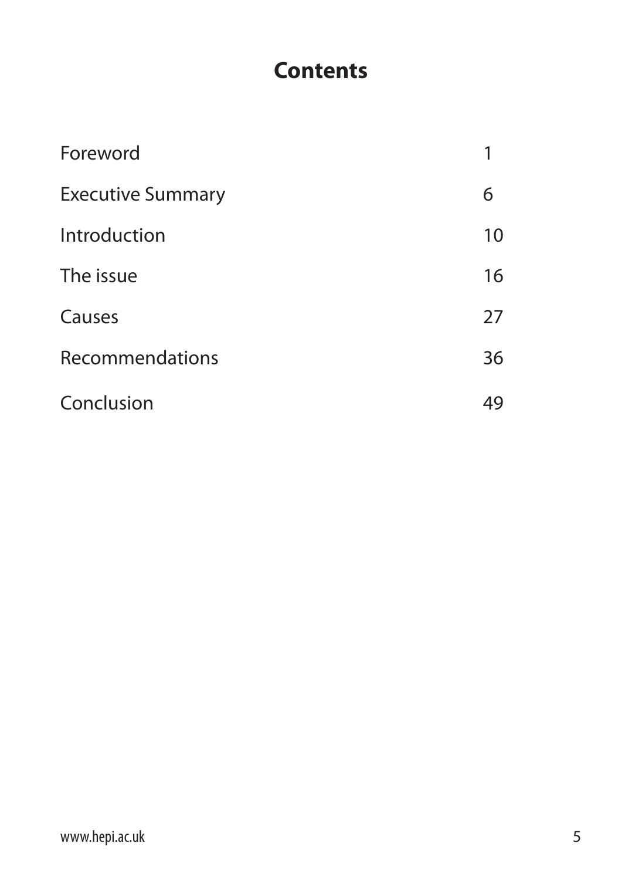# Contents

| | |
|---|---|
| Foreword | 1 |
| Executive Summary | 6 |
| Introduction | 10 |
| The issue | 16 |
| Causes | 27 |
| Recommendations | 36 |
| Conclusion | 49 |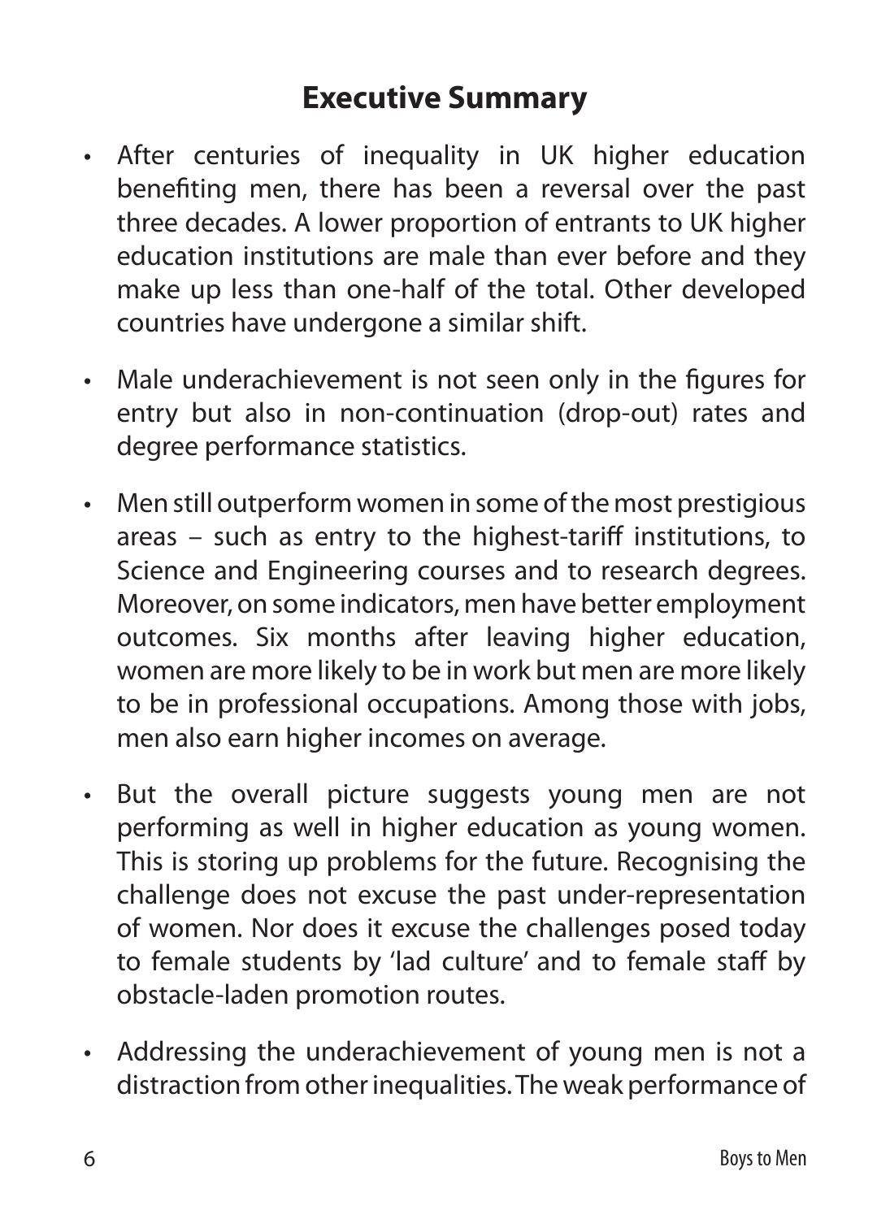## Executive Summary

- After centuries of inequality in UK higher education benefiting men, there has been a reversal over the past three decades. A lower proportion of entrants to UK higher education institutions are male than ever before and they make up less than one-half of the total. Other developed countries have undergone a similar shift.

- Male underachievement is not seen only in the figures for entry but also in non-continuation (drop-out) rates and degree performance statistics.

- Men still outperform women in some of the most prestigious areas – such as entry to the highest-tariff institutions, to Science and Engineering courses and to research degrees. Moreover, on some indicators, men have better employment outcomes. Six months after leaving higher education, women are more likely to be in work but men are more likely to be in professional occupations. Among those with jobs, men also earn higher incomes on average.

- But the overall picture suggests young men are not performing as well in higher education as young women. This is storing up problems for the future. Recognising the challenge does not excuse the past under-representation of women. Nor does it excuse the challenges posed today to female students by 'lad culture' and to female staff by obstacle-laden promotion routes.

- Addressing the underachievement of young men is not a distraction from other inequalities. The weak performance of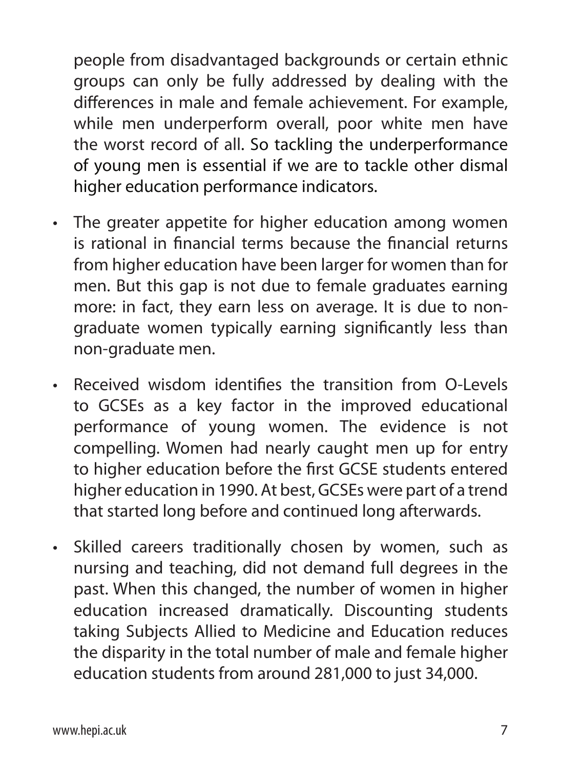people from disadvantaged backgrounds or certain ethnic groups can only be fully addressed by dealing with the differences in male and female achievement. For example, while men underperform overall, poor white men have the worst record of all. So tackling the underperformance of young men is essential if we are to tackle other dismal higher education performance indicators.

- The greater appetite for higher education among women is rational in financial terms because the financial returns from higher education have been larger for women than for men. But this gap is not due to female graduates earning more: in fact, they earn less on average. It is due to non-graduate women typically earning significantly less than non-graduate men.
- Received wisdom identifies the transition from O-Levels to GCSEs as a key factor in the improved educational performance of young women. The evidence is not compelling. Women had nearly caught men up for entry to higher education before the first GCSE students entered higher education in 1990. At best, GCSEs were part of a trend that started long before and continued long afterwards.
- Skilled careers traditionally chosen by women, such as nursing and teaching, did not demand full degrees in the past. When this changed, the number of women in higher education increased dramatically. Discounting students taking Subjects Allied to Medicine and Education reduces the disparity in the total number of male and female higher education students from around 281,000 to just 34,000.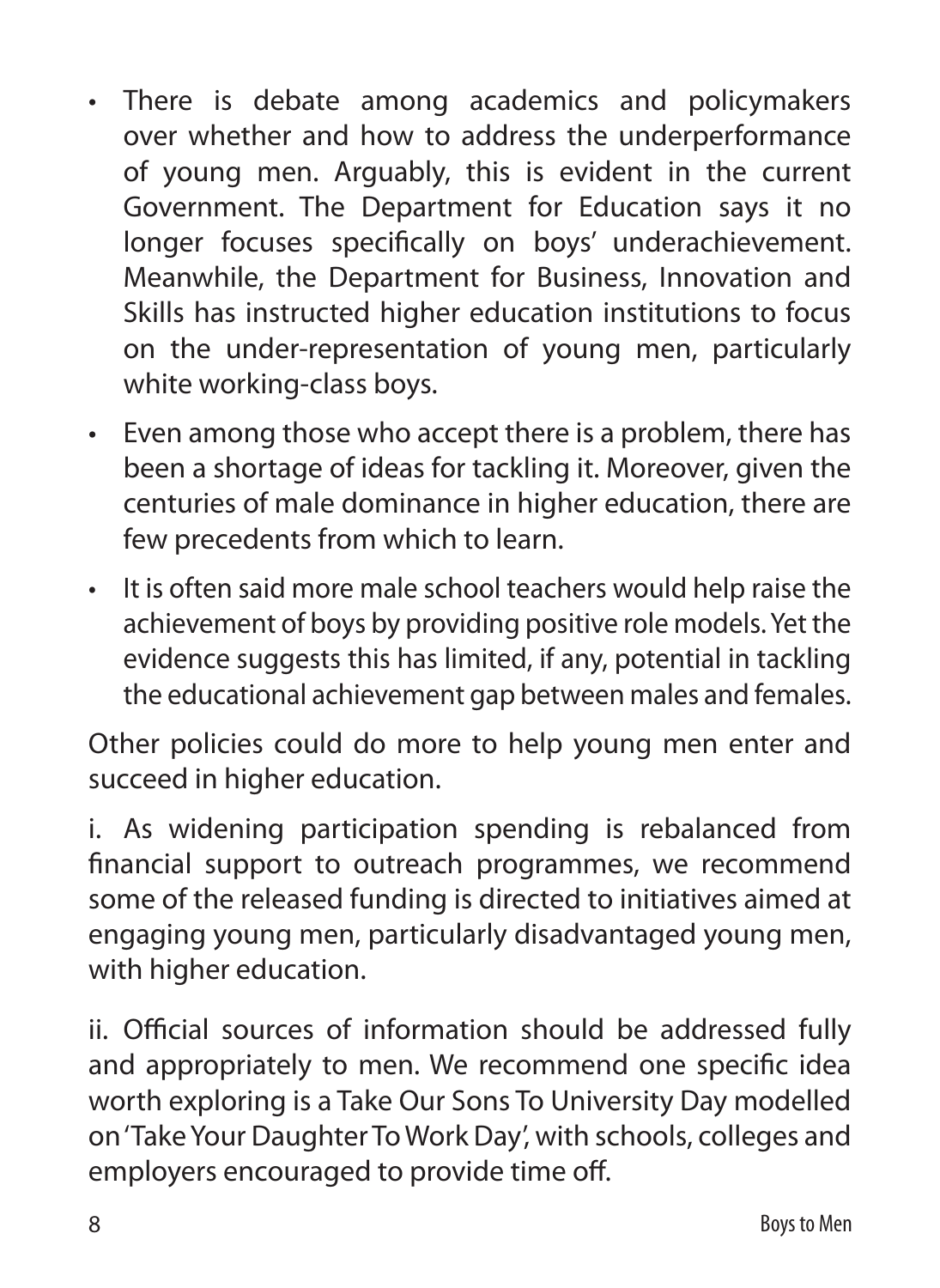- There is debate among academics and policymakers over whether and how to address the underperformance of young men. Arguably, this is evident in the current Government. The Department for Education says it no longer focuses specifically on boys' underachievement. Meanwhile, the Department for Business, Innovation and Skills has instructed higher education institutions to focus on the under-representation of young men, particularly white working-class boys.
- Even among those who accept there is a problem, there has been a shortage of ideas for tackling it. Moreover, given the centuries of male dominance in higher education, there are few precedents from which to learn.
- It is often said more male school teachers would help raise the achievement of boys by providing positive role models. Yet the evidence suggests this has limited, if any, potential in tackling the educational achievement gap between males and females.

Other policies could do more to help young men enter and succeed in higher education.

i. As widening participation spending is rebalanced from financial support to outreach programmes, we recommend some of the released funding is directed to initiatives aimed at engaging young men, particularly disadvantaged young men, with higher education.

ii. Official sources of information should be addressed fully and appropriately to men. We recommend one specific idea worth exploring is a Take Our Sons To University Day modelled on 'Take Your Daughter To Work Day', with schools, colleges and employers encouraged to provide time off.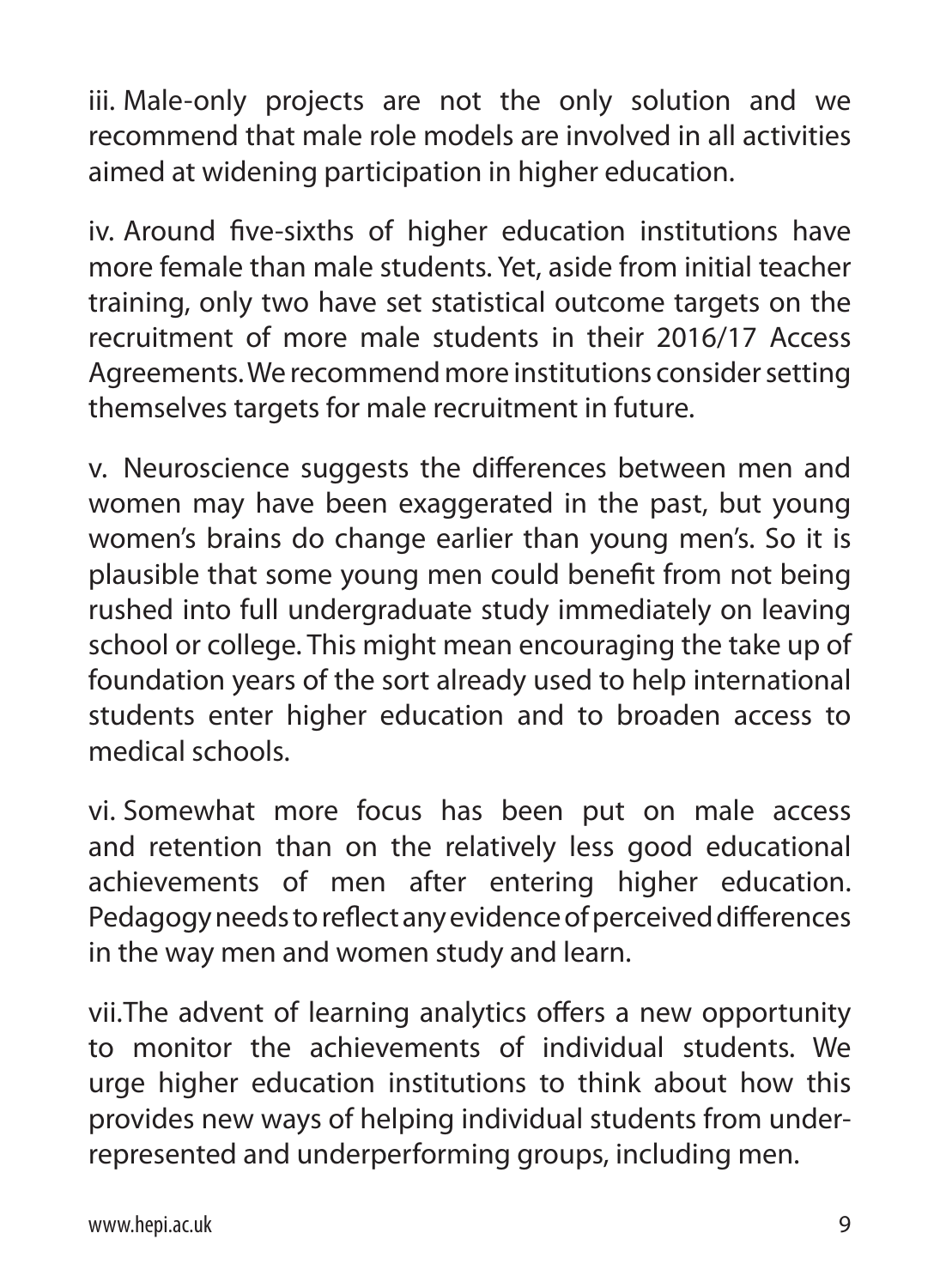iii. Male-only projects are not the only solution and we recommend that male role models are involved in all activities aimed at widening participation in higher education.

iv. Around five-sixths of higher education institutions have more female than male students. Yet, aside from initial teacher training, only two have set statistical outcome targets on the recruitment of more male students in their 2016/17 Access Agreements. We recommend more institutions consider setting themselves targets for male recruitment in future.

v. Neuroscience suggests the differences between men and women may have been exaggerated in the past, but young women's brains do change earlier than young men's. So it is plausible that some young men could benefit from not being rushed into full undergraduate study immediately on leaving school or college. This might mean encouraging the take up of foundation years of the sort already used to help international students enter higher education and to broaden access to medical schools.

vi. Somewhat more focus has been put on male access and retention than on the relatively less good educational achievements of men after entering higher education. Pedagogy needs to reflect any evidence of perceived differences in the way men and women study and learn.

vii. The advent of learning analytics offers a new opportunity to monitor the achievements of individual students. We urge higher education institutions to think about how this provides new ways of helping individual students from under-represented and underperforming groups, including men.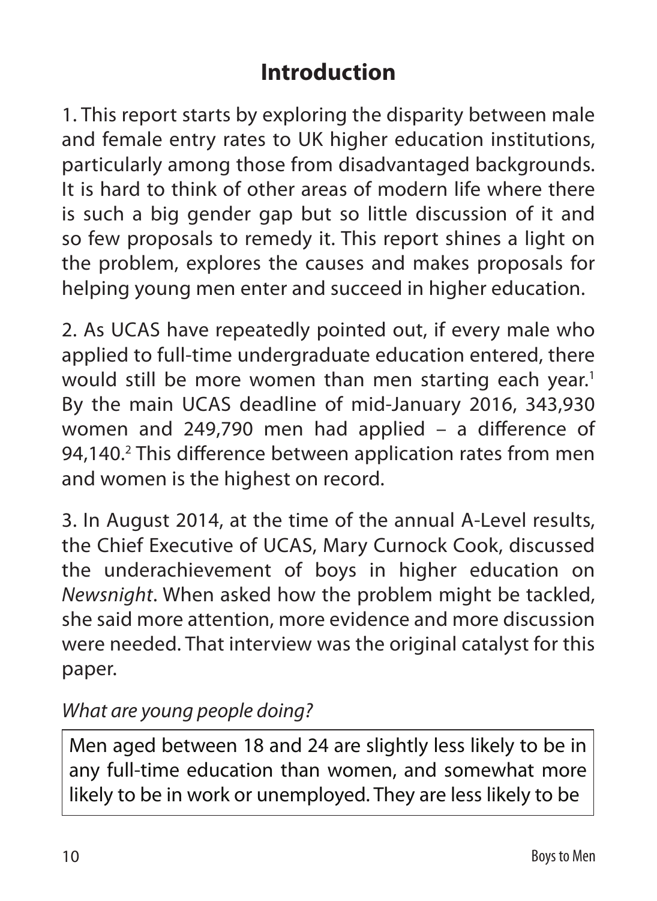# Introduction

1. This report starts by exploring the disparity between male and female entry rates to UK higher education institutions, particularly among those from disadvantaged backgrounds. It is hard to think of other areas of modern life where there is such a big gender gap but so little discussion of it and so few proposals to remedy it. This report shines a light on the problem, explores the causes and makes proposals for helping young men enter and succeed in higher education.

2. As UCAS have repeatedly pointed out, if every male who applied to full-time undergraduate education entered, there would still be more women than men starting each year.[1] By the main UCAS deadline of mid-January 2016, 343,930 women and 249,790 men had applied – a difference of 94,140.[2] This difference between application rates from men and women is the highest on record.

3. In August 2014, at the time of the annual A-Level results, the Chief Executive of UCAS, Mary Curnock Cook, discussed the underachievement of boys in higher education on *Newsnight*. When asked how the problem might be tackled, she said more attention, more evidence and more discussion were needed. That interview was the original catalyst for this paper.

*What are young people doing?*

Men aged between 18 and 24 are slightly less likely to be in any full-time education than women, and somewhat more likely to be in work or unemployed. They are less likely to be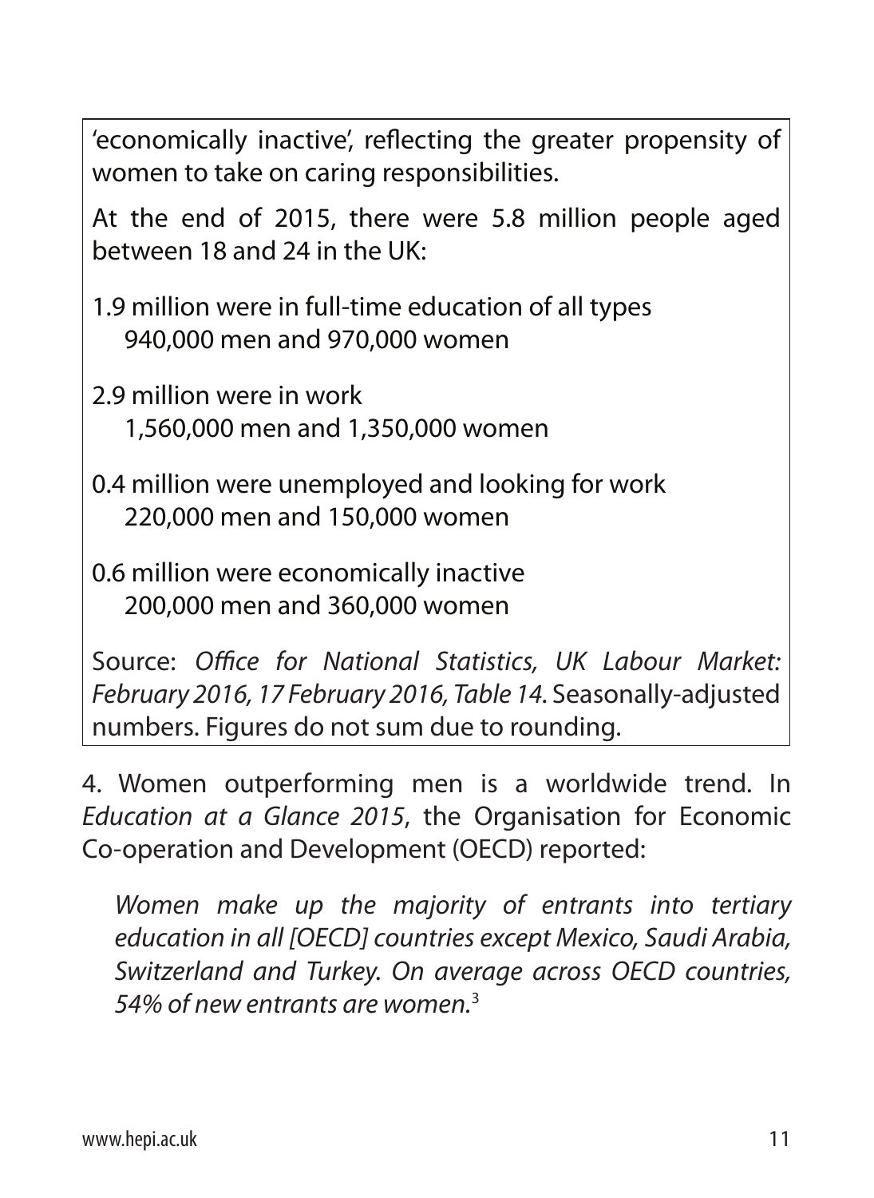'economically inactive', reflecting the greater propensity of women to take on caring responsibilities.

At the end of 2015, there were 5.8 million people aged between 18 and 24 in the UK:

1.9 million were in full-time education of all types
 940,000 men and 970,000 women

2.9 million were in work
 1,560,000 men and 1,350,000 women

0.4 million were unemployed and looking for work
 220,000 men and 150,000 women

0.6 million were economically inactive
 200,000 men and 360,000 women

Source: *Office for National Statistics, UK Labour Market: February 2016, 17 February 2016, Table 14.* Seasonally-adjusted numbers. Figures do not sum due to rounding.

4. Women outperforming men is a worldwide trend. In *Education at a Glance 2015*, the Organisation for Economic Co-operation and Development (OECD) reported:

> *Women make up the majority of entrants into tertiary education in all [OECD] countries except Mexico, Saudi Arabia, Switzerland and Turkey. On average across OECD countries, 54% of new entrants are women.*[3]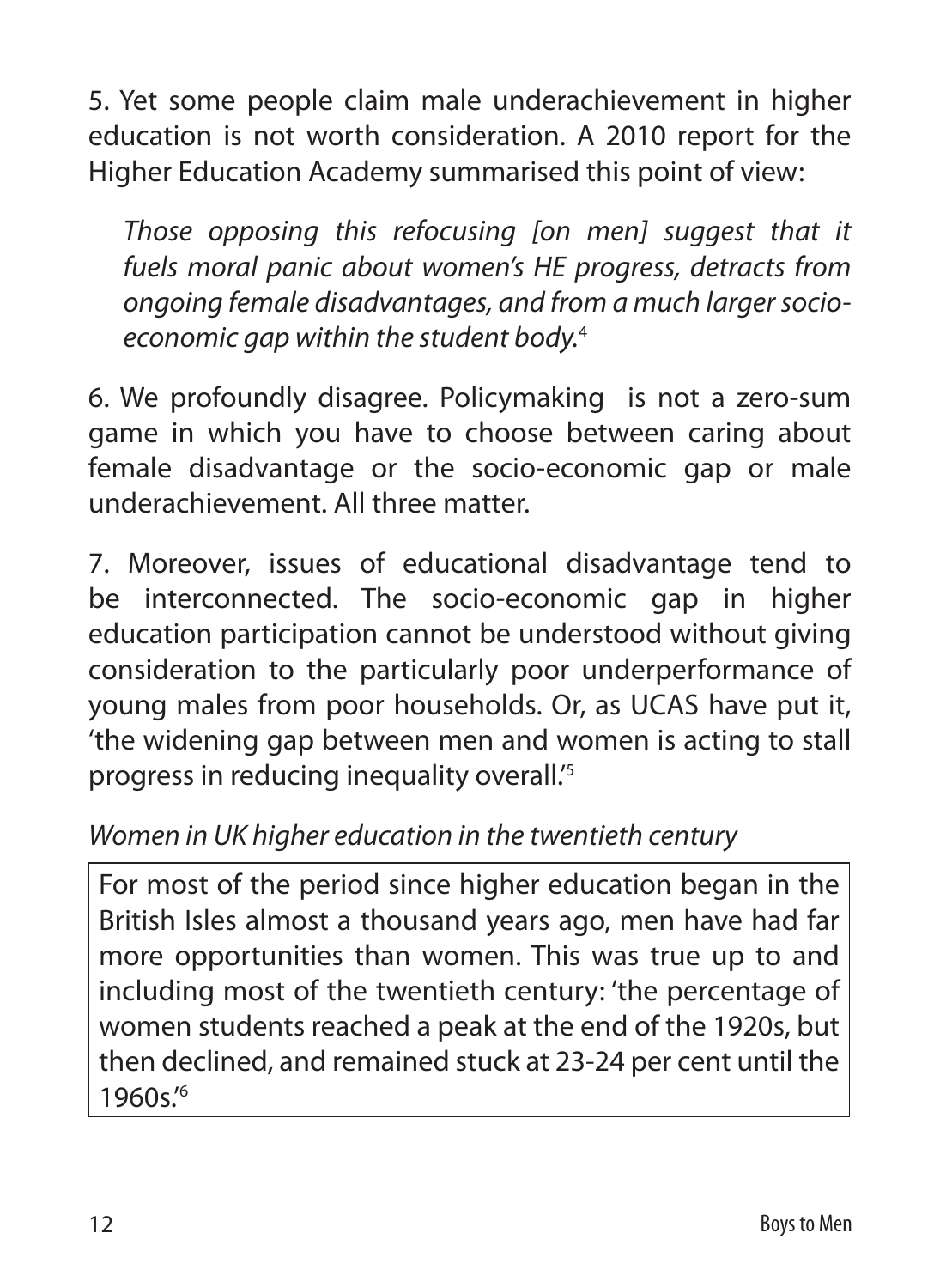5. Yet some people claim male underachievement in higher education is not worth consideration. A 2010 report for the Higher Education Academy summarised this point of view:

> *Those opposing this refocusing [on men] suggest that it fuels moral panic about women's HE progress, detracts from ongoing female disadvantages, and from a much larger socio-economic gap within the student body.*[4]

6. We profoundly disagree. Policymaking is not a zero-sum game in which you have to choose between caring about female disadvantage or the socio-economic gap or male underachievement. All three matter.

7. Moreover, issues of educational disadvantage tend to be interconnected. The socio-economic gap in higher education participation cannot be understood without giving consideration to the particularly poor underperformance of young males from poor households. Or, as UCAS have put it, 'the widening gap between men and women is acting to stall progress in reducing inequality overall.'[5]

*Women in UK higher education in the twentieth century*

> For most of the period since higher education began in the British Isles almost a thousand years ago, men have had far more opportunities than women. This was true up to and including most of the twentieth century: 'the percentage of women students reached a peak at the end of the 1920s, but then declined, and remained stuck at 23-24 per cent until the 1960s.'[6]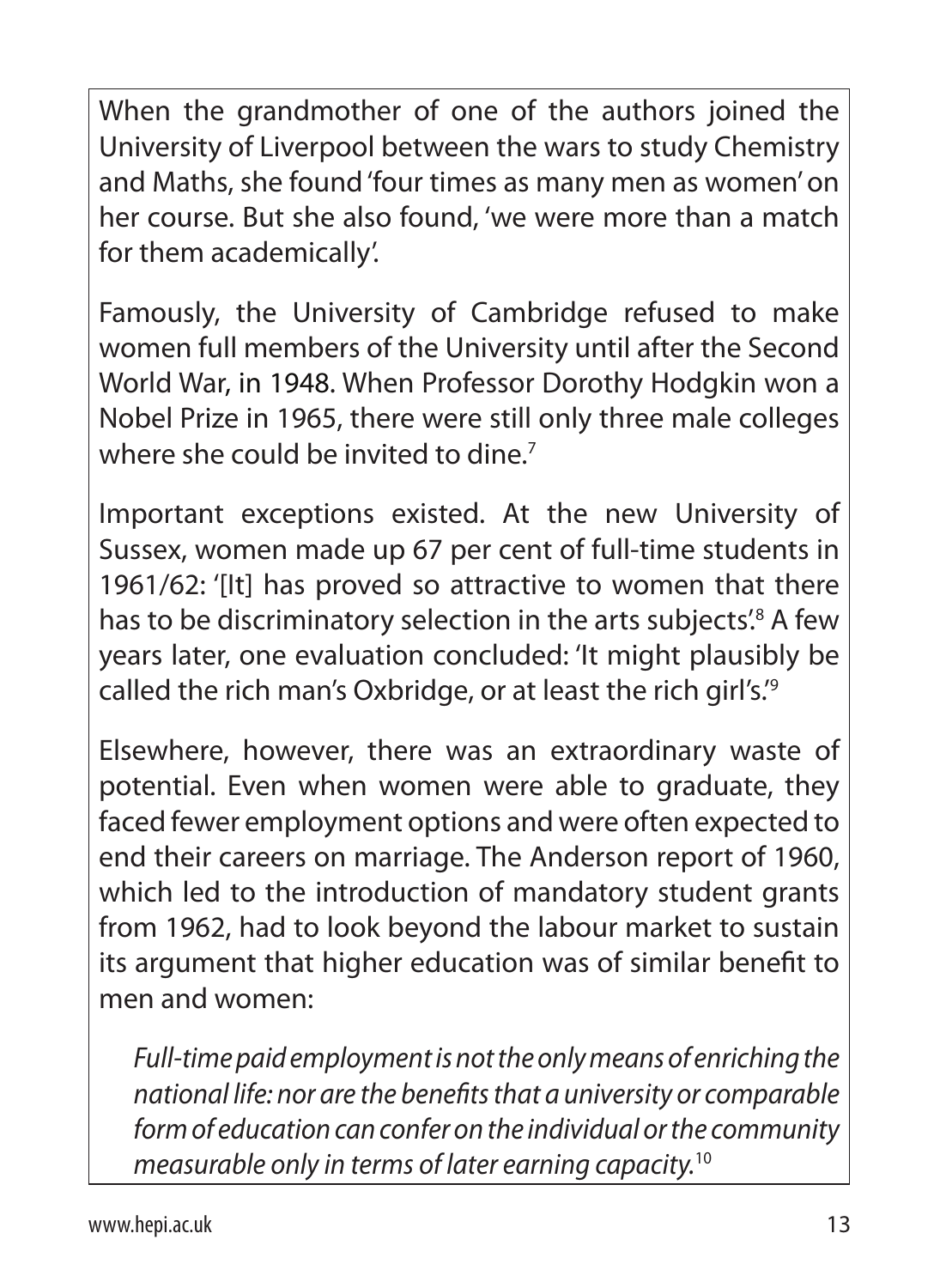When the grandmother of one of the authors joined the University of Liverpool between the wars to study Chemistry and Maths, she found 'four times as many men as women' on her course. But she also found, 'we were more than a match for them academically'.

Famously, the University of Cambridge refused to make women full members of the University until after the Second World War, in 1948. When Professor Dorothy Hodgkin won a Nobel Prize in 1965, there were still only three male colleges where she could be invited to dine.[7]

Important exceptions existed. At the new University of Sussex, women made up 67 per cent of full-time students in 1961/62: '[It] has proved so attractive to women that there has to be discriminatory selection in the arts subjects'.[8] A few years later, one evaluation concluded: 'It might plausibly be called the rich man's Oxbridge, or at least the rich girl's.'[9]

Elsewhere, however, there was an extraordinary waste of potential. Even when women were able to graduate, they faced fewer employment options and were often expected to end their careers on marriage. The Anderson report of 1960, which led to the introduction of mandatory student grants from 1962, had to look beyond the labour market to sustain its argument that higher education was of similar benefit to men and women:

> *Full-time paid employment is not the only means of enriching the national life: nor are the benefits that a university or comparable form of education can confer on the individual or the community measurable only in terms of later earning capacity.*[10]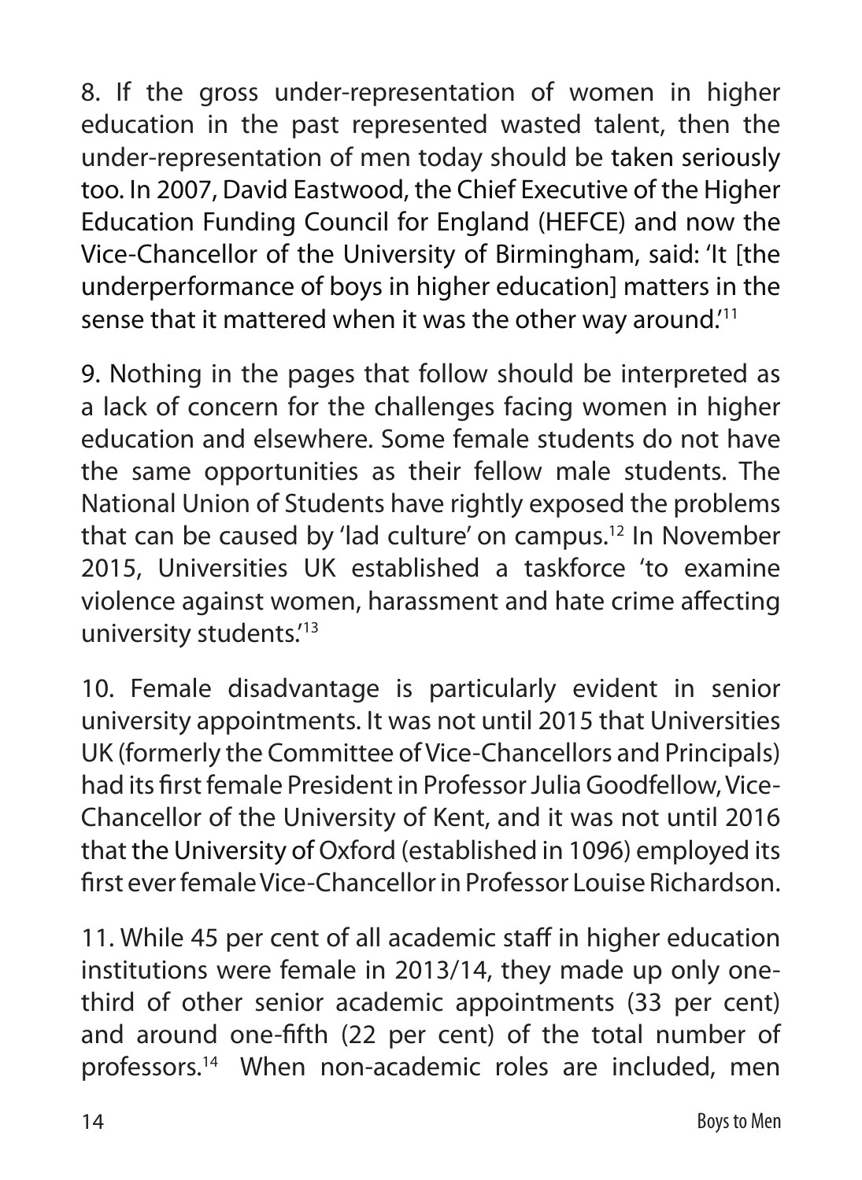8. If the gross under-representation of women in higher education in the past represented wasted talent, then the under-representation of men today should be taken seriously too. In 2007, David Eastwood, the Chief Executive of the Higher Education Funding Council for England (HEFCE) and now the Vice-Chancellor of the University of Birmingham, said: 'It [the underperformance of boys in higher education] matters in the sense that it mattered when it was the other way around.'[11]

9. Nothing in the pages that follow should be interpreted as a lack of concern for the challenges facing women in higher education and elsewhere. Some female students do not have the same opportunities as their fellow male students. The National Union of Students have rightly exposed the problems that can be caused by 'lad culture' on campus.[12] In November 2015, Universities UK established a taskforce 'to examine violence against women, harassment and hate crime affecting university students.'[13]

10. Female disadvantage is particularly evident in senior university appointments. It was not until 2015 that Universities UK (formerly the Committee of Vice-Chancellors and Principals) had its first female President in Professor Julia Goodfellow, Vice-Chancellor of the University of Kent, and it was not until 2016 that the University of Oxford (established in 1096) employed its first ever female Vice-Chancellor in Professor Louise Richardson.

11. While 45 per cent of all academic staff in higher education institutions were female in 2013/14, they made up only one-third of other senior academic appointments (33 per cent) and around one-fifth (22 per cent) of the total number of professors.[14] When non-academic roles are included, men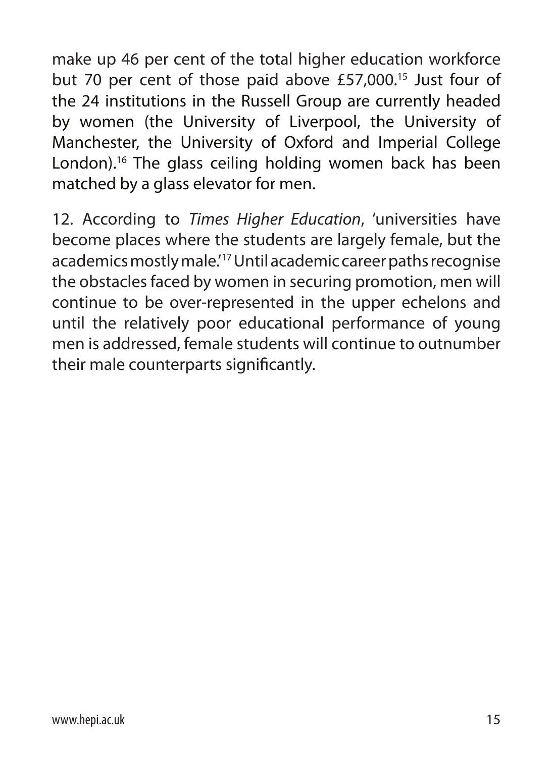make up 46 per cent of the total higher education workforce but 70 per cent of those paid above £57,000.[15] Just four of the 24 institutions in the Russell Group are currently headed by women (the University of Liverpool, the University of Manchester, the University of Oxford and Imperial College London).[16] The glass ceiling holding women back has been matched by a glass elevator for men.

12. According to *Times Higher Education*, 'universities have become places where the students are largely female, but the academics mostly male.'[17] Until academic career paths recognise the obstacles faced by women in securing promotion, men will continue to be over-represented in the upper echelons and until the relatively poor educational performance of young men is addressed, female students will continue to outnumber their male counterparts significantly.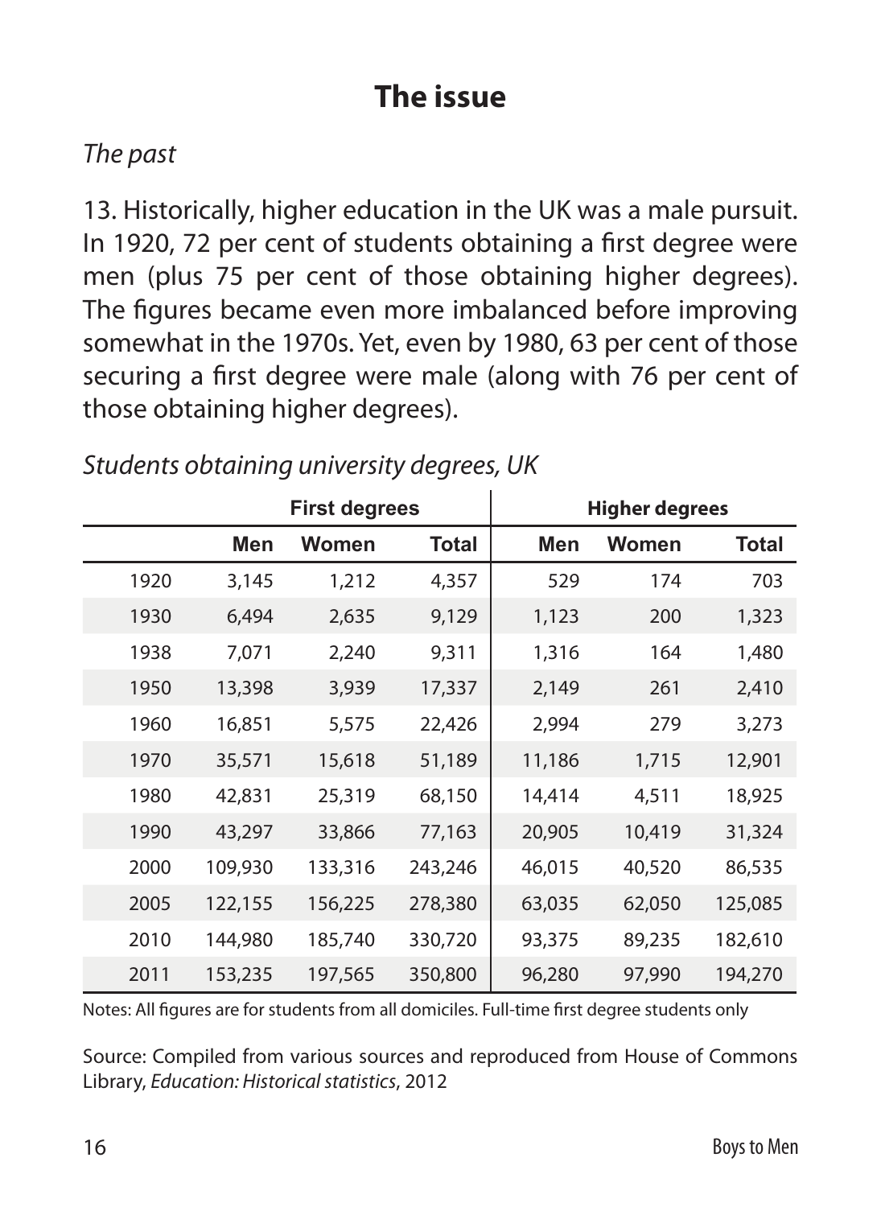## The issue

*The past*

13. Historically, higher education in the UK was a male pursuit. In 1920, 72 per cent of students obtaining a first degree were men (plus 75 per cent of those obtaining higher degrees). The figures became even more imbalanced before improving somewhat in the 1970s. Yet, even by 1980, 63 per cent of those securing a first degree were male (along with 76 per cent of those obtaining higher degrees).

*Students obtaining university degrees, UK*

| | First degrees | | | Higher degrees | | |
|---|---|---|---|---|---|---|
| | **Men** | **Women** | **Total** | **Men** | **Women** | **Total** |
| 1920 | 3,145 | 1,212 | 4,357 | 529 | 174 | 703 |
| 1930 | 6,494 | 2,635 | 9,129 | 1,123 | 200 | 1,323 |
| 1938 | 7,071 | 2,240 | 9,311 | 1,316 | 164 | 1,480 |
| 1950 | 13,398 | 3,939 | 17,337 | 2,149 | 261 | 2,410 |
| 1960 | 16,851 | 5,575 | 22,426 | 2,994 | 279 | 3,273 |
| 1970 | 35,571 | 15,618 | 51,189 | 11,186 | 1,715 | 12,901 |
| 1980 | 42,831 | 25,319 | 68,150 | 14,414 | 4,511 | 18,925 |
| 1990 | 43,297 | 33,866 | 77,163 | 20,905 | 10,419 | 31,324 |
| 2000 | 109,930 | 133,316 | 243,246 | 46,015 | 40,520 | 86,535 |
| 2005 | 122,155 | 156,225 | 278,380 | 63,035 | 62,050 | 125,085 |
| 2010 | 144,980 | 185,740 | 330,720 | 93,375 | 89,235 | 182,610 |
| 2011 | 153,235 | 197,565 | 350,800 | 96,280 | 97,990 | 194,270 |

Notes: All figures are for students from all domiciles. Full-time first degree students only

Source: Compiled from various sources and reproduced from House of Commons Library, *Education: Historical statistics*, 2012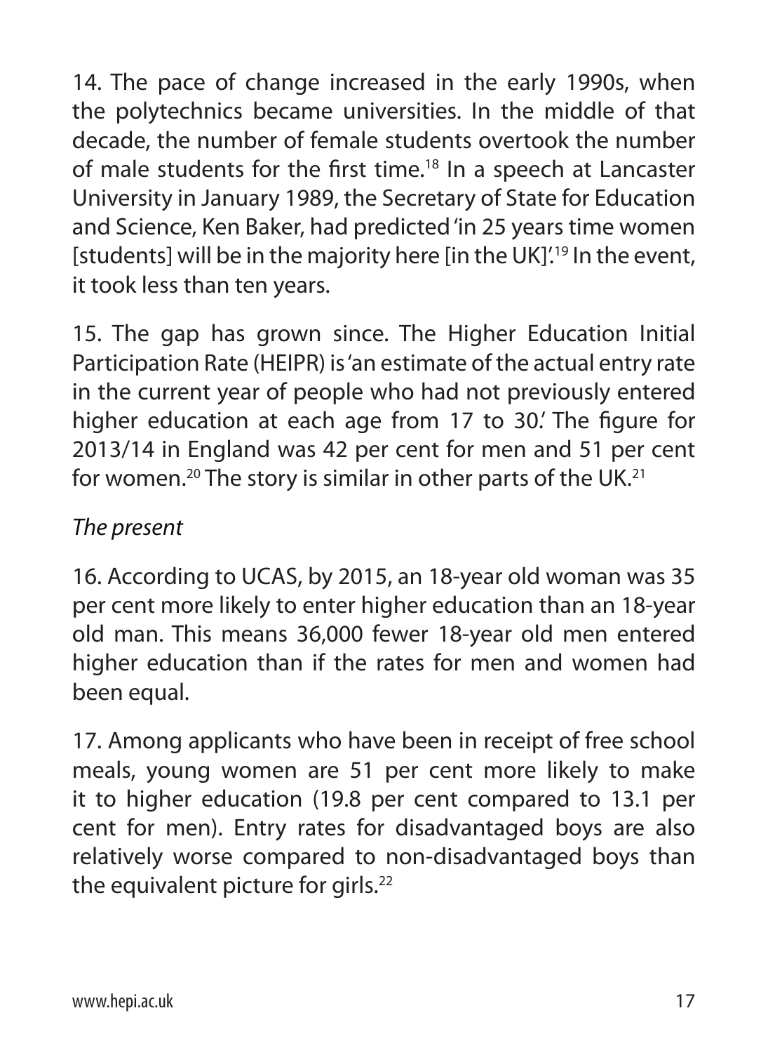14. The pace of change increased in the early 1990s, when the polytechnics became universities. In the middle of that decade, the number of female students overtook the number of male students for the first time.[18] In a speech at Lancaster University in January 1989, the Secretary of State for Education and Science, Ken Baker, had predicted 'in 25 years time women [students] will be in the majority here [in the UK]'.[19] In the event, it took less than ten years.

15. The gap has grown since. The Higher Education Initial Participation Rate (HEIPR) is 'an estimate of the actual entry rate in the current year of people who had not previously entered higher education at each age from 17 to 30.' The figure for 2013/14 in England was 42 per cent for men and 51 per cent for women.[20] The story is similar in other parts of the UK.[21]

*The present*

16. According to UCAS, by 2015, an 18-year old woman was 35 per cent more likely to enter higher education than an 18-year old man. This means 36,000 fewer 18-year old men entered higher education than if the rates for men and women had been equal.

17. Among applicants who have been in receipt of free school meals, young women are 51 per cent more likely to make it to higher education (19.8 per cent compared to 13.1 per cent for men). Entry rates for disadvantaged boys are also relatively worse compared to non-disadvantaged boys than the equivalent picture for girls.[22]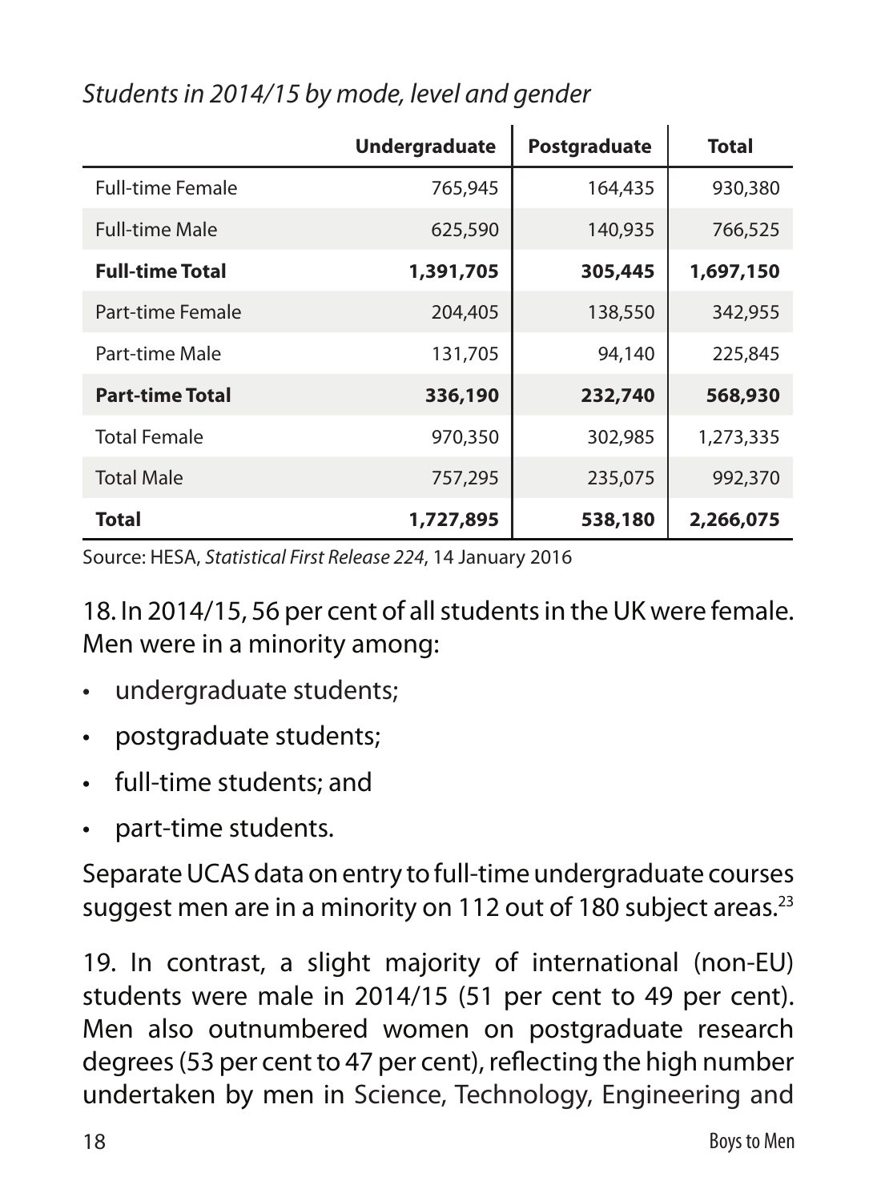*Students in 2014/15 by mode, level and gender*

| | Undergraduate | Postgraduate | Total |
|---|---|---|---|
| Full-time Female | 765,945 | 164,435 | 930,380 |
| Full-time Male | 625,590 | 140,935 | 766,525 |
| **Full-time Total** | **1,391,705** | **305,445** | **1,697,150** |
| Part-time Female | 204,405 | 138,550 | 342,955 |
| Part-time Male | 131,705 | 94,140 | 225,845 |
| **Part-time Total** | **336,190** | **232,740** | **568,930** |
| Total Female | 970,350 | 302,985 | 1,273,335 |
| Total Male | 757,295 | 235,075 | 992,370 |
| **Total** | **1,727,895** | **538,180** | **2,266,075** |

Source: HESA, *Statistical First Release 224*, 14 January 2016

18. In 2014/15, 56 per cent of all students in the UK were female. Men were in a minority among:

- undergraduate students;
- postgraduate students;
- full-time students; and
- part-time students.

Separate UCAS data on entry to full-time undergraduate courses suggest men are in a minority on 112 out of 180 subject areas.[23]

19. In contrast, a slight majority of international (non-EU) students were male in 2014/15 (51 per cent to 49 per cent). Men also outnumbered women on postgraduate research degrees (53 per cent to 47 per cent), reflecting the high number undertaken by men in Science, Technology, Engineering and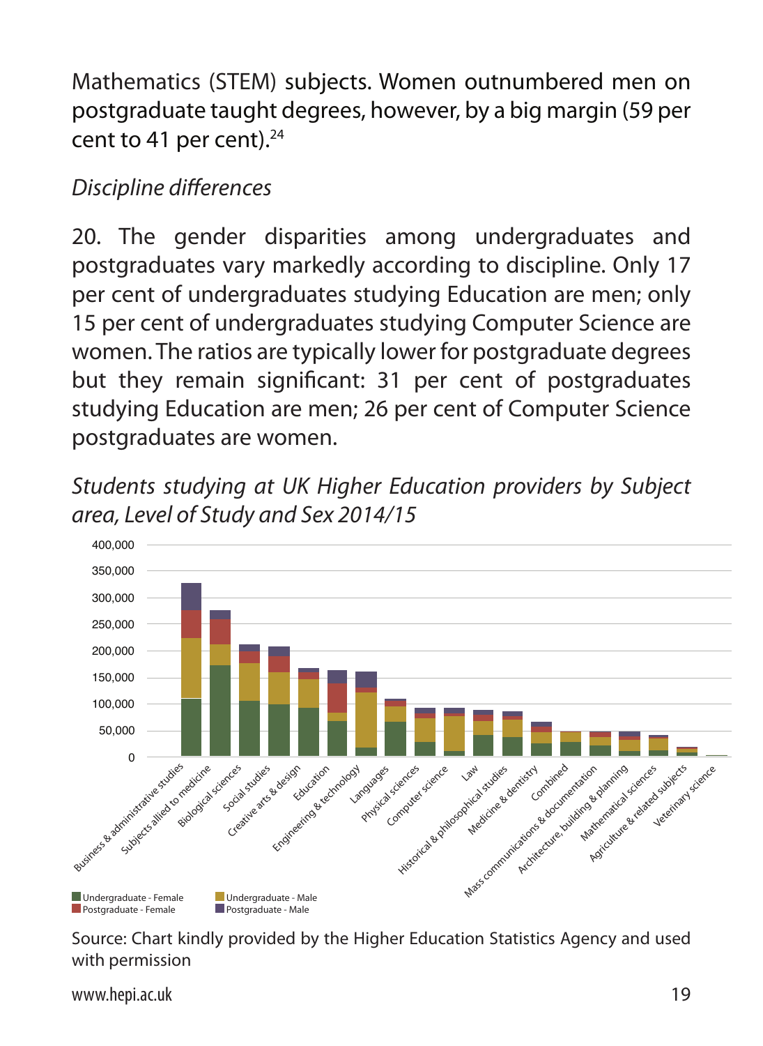Mathematics (STEM) subjects. Women outnumbered men on postgraduate taught degrees, however, by a big margin (59 per cent to 41 per cent).[24]

*Discipline differences*

20. The gender disparities among undergraduates and postgraduates vary markedly according to discipline. Only 17 per cent of undergraduates studying Education are men; only 15 per cent of undergraduates studying Computer Science are women. The ratios are typically lower for postgraduate degrees but they remain significant: 31 per cent of postgraduates studying Education are men; 26 per cent of Computer Science postgraduates are women.

*Students studying at UK Higher Education providers by Subject area, Level of Study and Sex 2014/15*

Source: Chart kindly provided by the Higher Education Statistics Agency and used with permission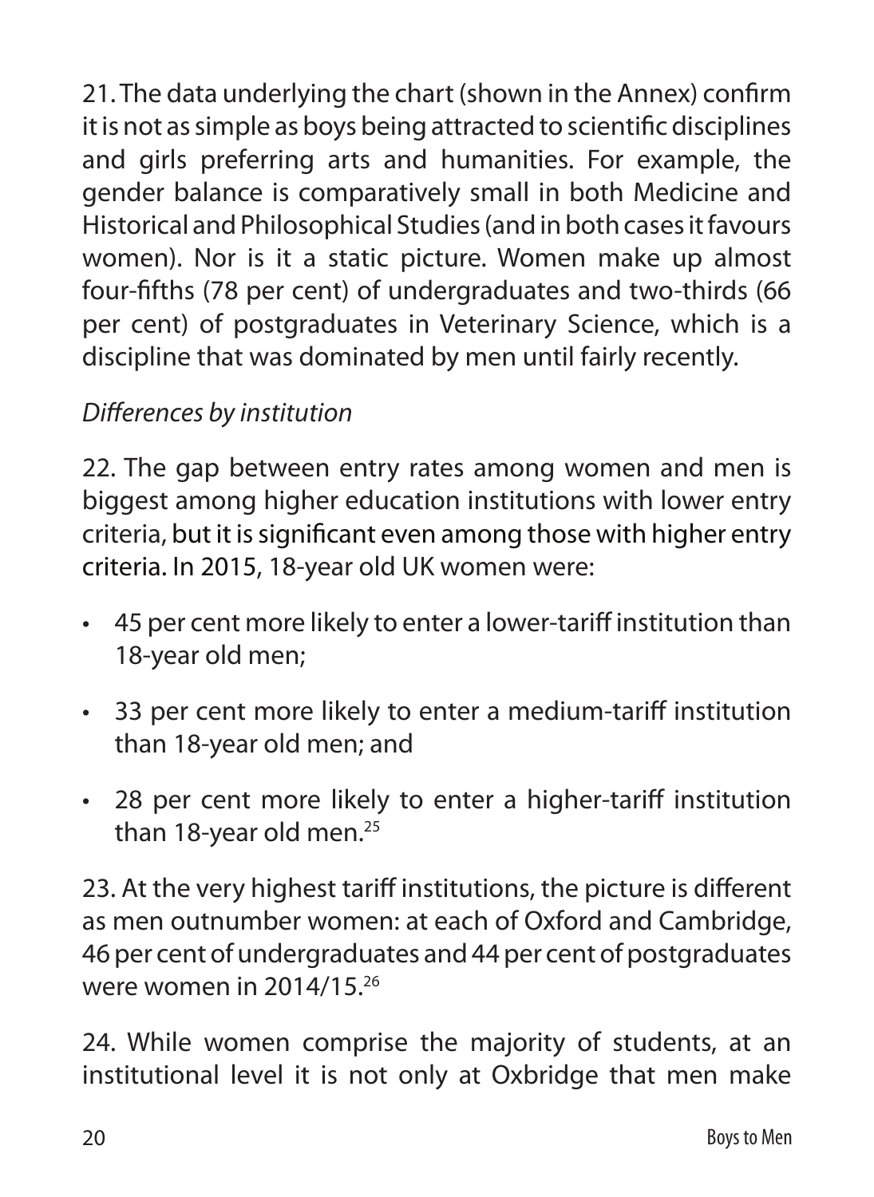21. The data underlying the chart (shown in the Annex) confirm it is not as simple as boys being attracted to scientific disciplines and girls preferring arts and humanities. For example, the gender balance is comparatively small in both Medicine and Historical and Philosophical Studies (and in both cases it favours women). Nor is it a static picture. Women make up almost four-fifths (78 per cent) of undergraduates and two-thirds (66 per cent) of postgraduates in Veterinary Science, which is a discipline that was dominated by men until fairly recently.

*Differences by institution*

22. The gap between entry rates among women and men is biggest among higher education institutions with lower entry criteria, but it is significant even among those with higher entry criteria. In 2015, 18-year old UK women were:

- 45 per cent more likely to enter a lower-tariff institution than 18-year old men;
- 33 per cent more likely to enter a medium-tariff institution than 18-year old men; and
- 28 per cent more likely to enter a higher-tariff institution than 18-year old men.[25]

23. At the very highest tariff institutions, the picture is different as men outnumber women: at each of Oxford and Cambridge, 46 per cent of undergraduates and 44 per cent of postgraduates were women in 2014/15.[26]

24. While women comprise the majority of students, at an institutional level it is not only at Oxbridge that men make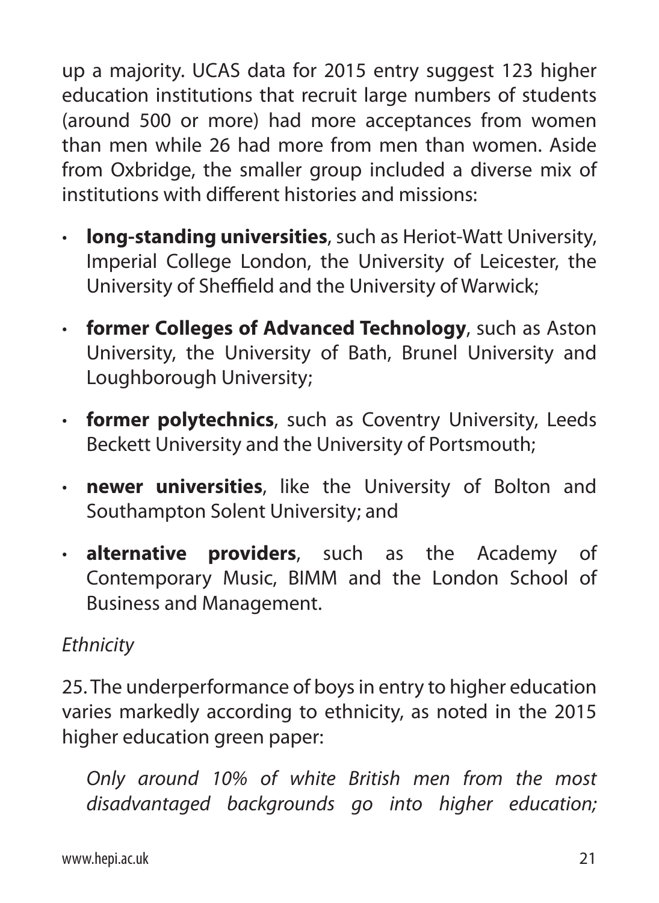up a majority. UCAS data for 2015 entry suggest 123 higher education institutions that recruit large numbers of students (around 500 or more) had more acceptances from women than men while 26 had more from men than women. Aside from Oxbridge, the smaller group included a diverse mix of institutions with different histories and missions:

- **long-standing universities**, such as Heriot-Watt University, Imperial College London, the University of Leicester, the University of Sheffield and the University of Warwick;
- **former Colleges of Advanced Technology**, such as Aston University, the University of Bath, Brunel University and Loughborough University;
- **former polytechnics**, such as Coventry University, Leeds Beckett University and the University of Portsmouth;
- **newer universities**, like the University of Bolton and Southampton Solent University; and
- **alternative providers**, such as the Academy of Contemporary Music, BIMM and the London School of Business and Management.

*Ethnicity*

25. The underperformance of boys in entry to higher education varies markedly according to ethnicity, as noted in the 2015 higher education green paper:

> *Only around 10% of white British men from the most disadvantaged backgrounds go into higher education;*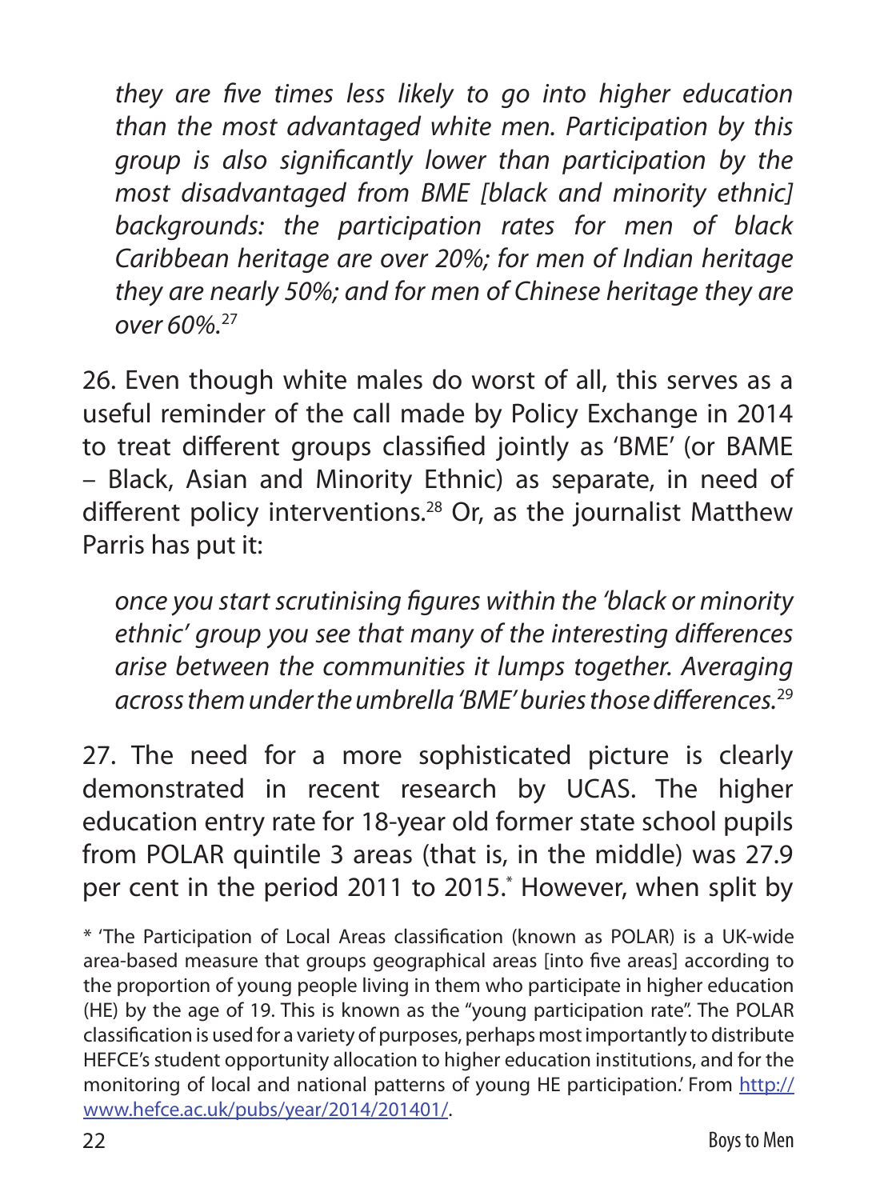*they are five times less likely to go into higher education than the most advantaged white men. Participation by this group is also significantly lower than participation by the most disadvantaged from BME [black and minority ethnic] backgrounds: the participation rates for men of black Caribbean heritage are over 20%; for men of Indian heritage they are nearly 50%; and for men of Chinese heritage they are over 60%.*[27]

26. Even though white males do worst of all, this serves as a useful reminder of the call made by Policy Exchange in 2014 to treat different groups classified jointly as 'BME' (or BAME – Black, Asian and Minority Ethnic) as separate, in need of different policy interventions.[28] Or, as the journalist Matthew Parris has put it:

*once you start scrutinising figures within the 'black or minority ethnic' group you see that many of the interesting differences arise between the communities it lumps together. Averaging across them under the umbrella 'BME' buries those differences.*[29]

27. The need for a more sophisticated picture is clearly demonstrated in recent research by UCAS. The higher education entry rate for 18-year old former state school pupils from POLAR quintile 3 areas (that is, in the middle) was 27.9 per cent in the period 2011 to 2015.* However, when split by

\* 'The Participation of Local Areas classification (known as POLAR) is a UK-wide area-based measure that groups geographical areas [into five areas] according to the proportion of young people living in them who participate in higher education (HE) by the age of 19. This is known as the "young participation rate". The POLAR classification is used for a variety of purposes, perhaps most importantly to distribute HEFCE's student opportunity allocation to higher education institutions, and for the monitoring of local and national patterns of young HE participation.' From http://www.hefce.ac.uk/pubs/year/2014/201401/.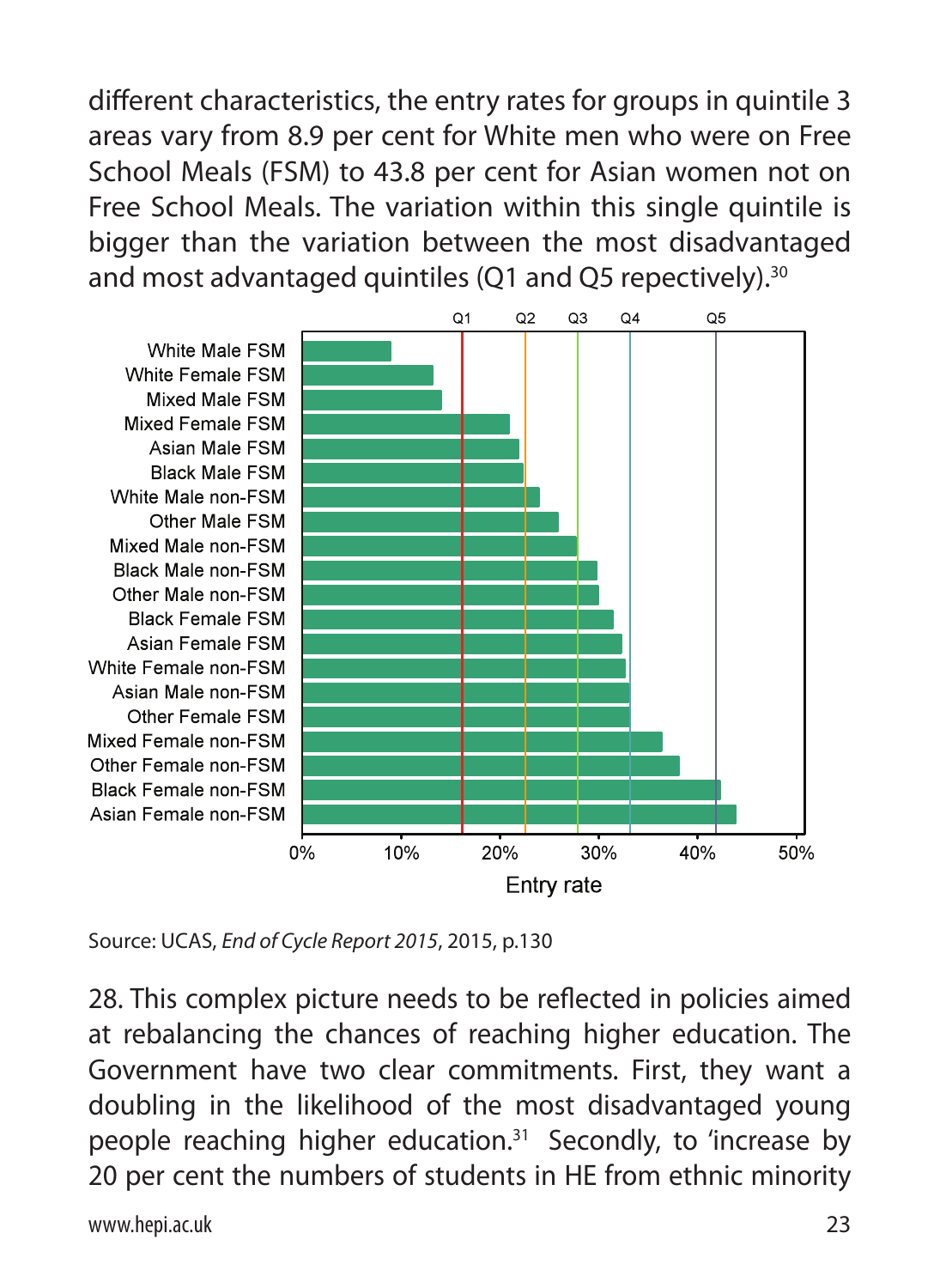different characteristics, the entry rates for groups in quintile 3 areas vary from 8.9 per cent for White men who were on Free School Meals (FSM) to 43.8 per cent for Asian women not on Free School Meals. The variation within this single quintile is bigger than the variation between the most disadvantaged and most advantaged quintiles (Q1 and Q5 repectively).[30]

Source: UCAS, *End of Cycle Report 2015*, 2015, p.130

28. This complex picture needs to be reflected in policies aimed at rebalancing the chances of reaching higher education. The Government have two clear commitments. First, they want a doubling in the likelihood of the most disadvantaged young people reaching higher education.[31] Secondly, to 'increase by 20 per cent the numbers of students in HE from ethnic minority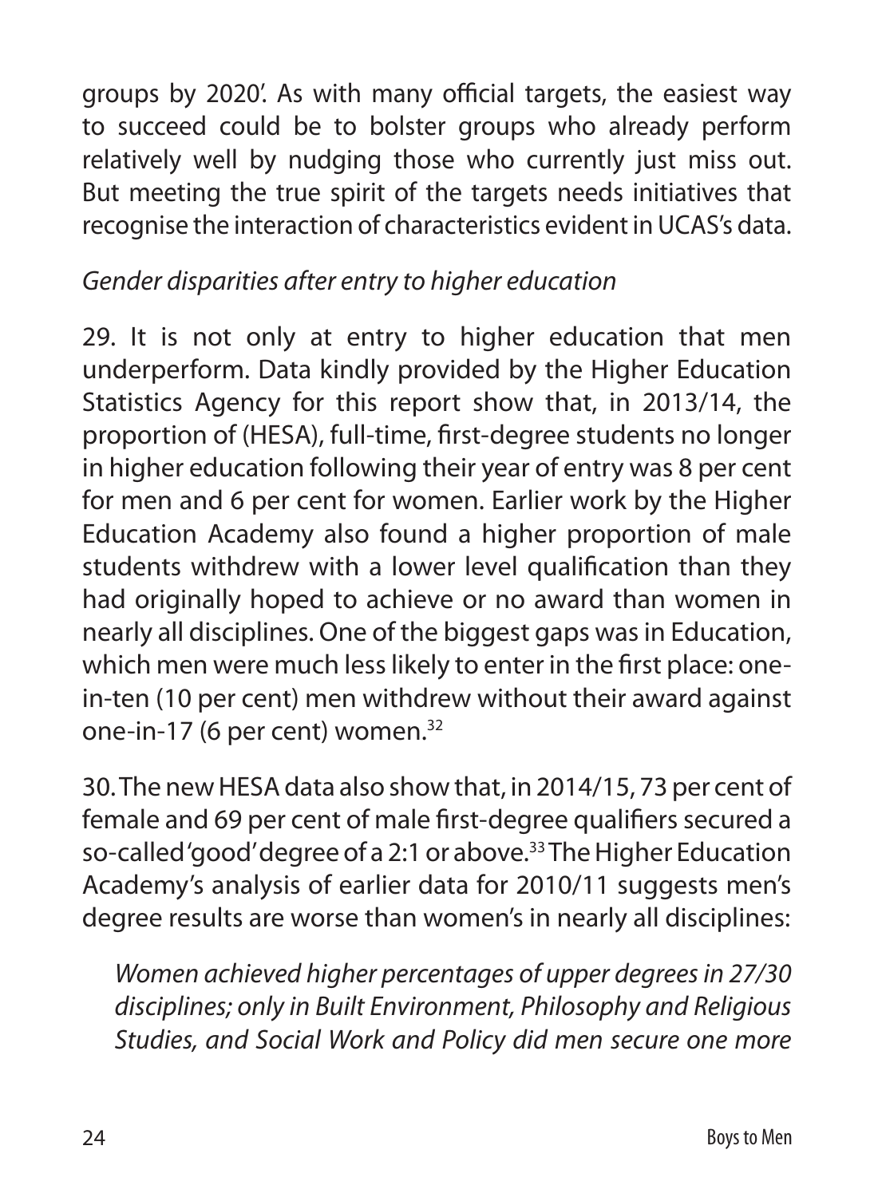groups by 2020'. As with many official targets, the easiest way to succeed could be to bolster groups who already perform relatively well by nudging those who currently just miss out. But meeting the true spirit of the targets needs initiatives that recognise the interaction of characteristics evident in UCAS's data.

*Gender disparities after entry to higher education*

29. It is not only at entry to higher education that men underperform. Data kindly provided by the Higher Education Statistics Agency for this report show that, in 2013/14, the proportion of (HESA), full-time, first-degree students no longer in higher education following their year of entry was 8 per cent for men and 6 per cent for women. Earlier work by the Higher Education Academy also found a higher proportion of male students withdrew with a lower level qualification than they had originally hoped to achieve or no award than women in nearly all disciplines. One of the biggest gaps was in Education, which men were much less likely to enter in the first place: one-in-ten (10 per cent) men withdrew without their award against one-in-17 (6 per cent) women.[32]

30. The new HESA data also show that, in 2014/15, 73 per cent of female and 69 per cent of male first-degree qualifiers secured a so-called 'good' degree of a 2:1 or above.[33] The Higher Education Academy's analysis of earlier data for 2010/11 suggests men's degree results are worse than women's in nearly all disciplines:

> *Women achieved higher percentages of upper degrees in 27/30 disciplines; only in Built Environment, Philosophy and Religious Studies, and Social Work and Policy did men secure one more*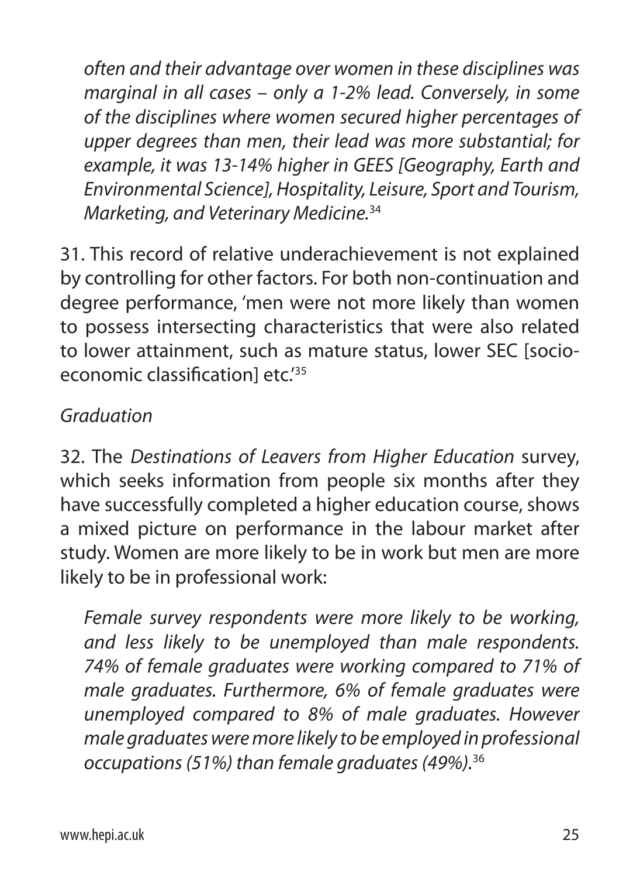*often and their advantage over women in these disciplines was marginal in all cases – only a 1-2% lead. Conversely, in some of the disciplines where women secured higher percentages of upper degrees than men, their lead was more substantial; for example, it was 13-14% higher in GEES [Geography, Earth and Environmental Science], Hospitality, Leisure, Sport and Tourism, Marketing, and Veterinary Medicine.*[34]

31. This record of relative underachievement is not explained by controlling for other factors. For both non-continuation and degree performance, 'men were not more likely than women to possess intersecting characteristics that were also related to lower attainment, such as mature status, lower SEC [socio-economic classification] etc.'[35]

*Graduation*

32. The *Destinations of Leavers from Higher Education* survey, which seeks information from people six months after they have successfully completed a higher education course, shows a mixed picture on performance in the labour market after study. Women are more likely to be in work but men are more likely to be in professional work:

*Female survey respondents were more likely to be working, and less likely to be unemployed than male respondents. 74% of female graduates were working compared to 71% of male graduates. Furthermore, 6% of female graduates were unemployed compared to 8% of male graduates. However male graduates were more likely to be employed in professional occupations (51%) than female graduates (49%).*[36]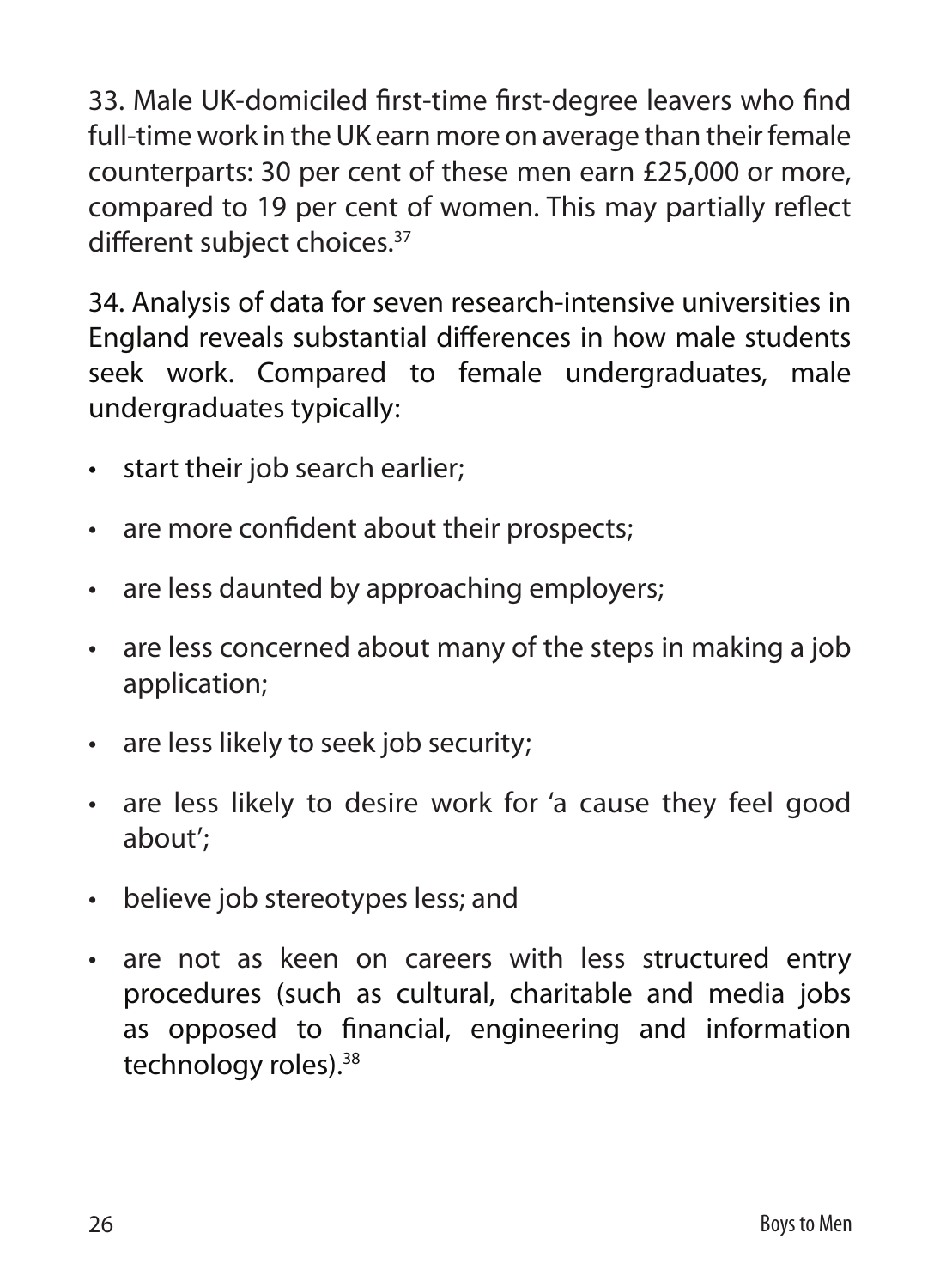33. Male UK-domiciled first-time first-degree leavers who find full-time work in the UK earn more on average than their female counterparts: 30 per cent of these men earn £25,000 or more, compared to 19 per cent of women. This may partially reflect different subject choices.[37]

34. Analysis of data for seven research-intensive universities in England reveals substantial differences in how male students seek work. Compared to female undergraduates, male undergraduates typically:

- start their job search earlier;
- are more confident about their prospects;
- are less daunted by approaching employers;
- are less concerned about many of the steps in making a job application;
- are less likely to seek job security;
- are less likely to desire work for 'a cause they feel good about';
- believe job stereotypes less; and
- are not as keen on careers with less structured entry procedures (such as cultural, charitable and media jobs as opposed to financial, engineering and information technology roles).[38]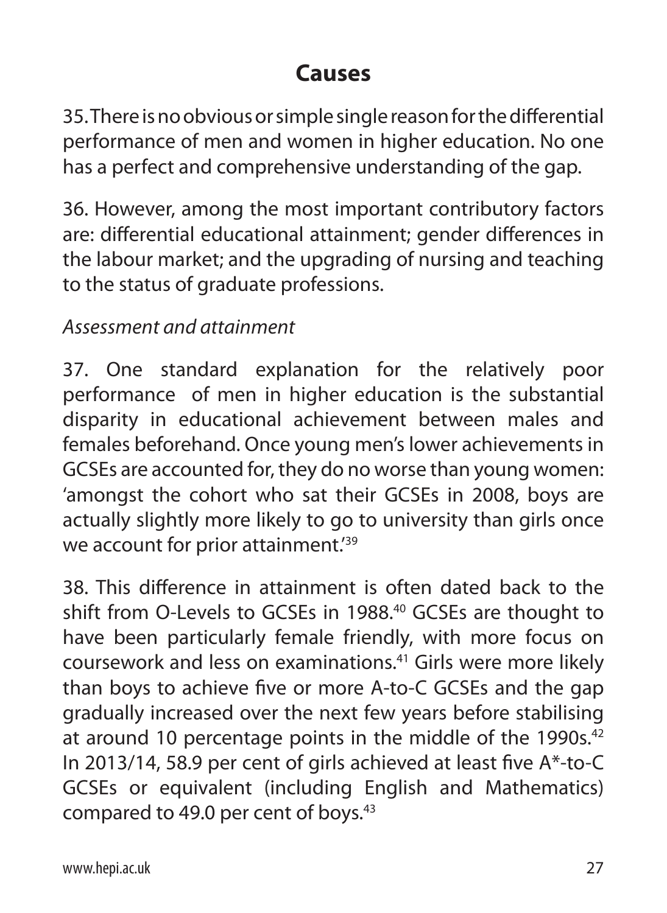## Causes

35. There is no obvious or simple single reason for the differential performance of men and women in higher education. No one has a perfect and comprehensive understanding of the gap.

36. However, among the most important contributory factors are: differential educational attainment; gender differences in the labour market; and the upgrading of nursing and teaching to the status of graduate professions.

*Assessment and attainment*

37. One standard explanation for the relatively poor performance of men in higher education is the substantial disparity in educational achievement between males and females beforehand. Once young men's lower achievements in GCSEs are accounted for, they do no worse than young women: 'amongst the cohort who sat their GCSEs in 2008, boys are actually slightly more likely to go to university than girls once we account for prior attainment.'[39]

38. This difference in attainment is often dated back to the shift from O-Levels to GCSEs in 1988.[40] GCSEs are thought to have been particularly female friendly, with more focus on coursework and less on examinations.[41] Girls were more likely than boys to achieve five or more A-to-C GCSEs and the gap gradually increased over the next few years before stabilising at around 10 percentage points in the middle of the 1990s.[42] In 2013/14, 58.9 per cent of girls achieved at least five A*-to-C GCSEs or equivalent (including English and Mathematics) compared to 49.0 per cent of boys.[43]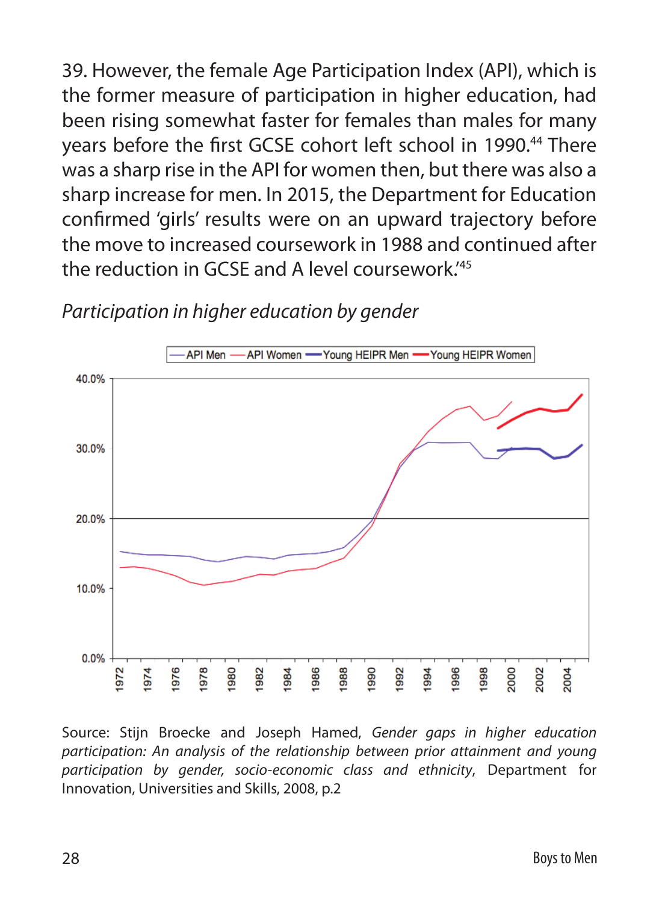39. However, the female Age Participation Index (API), which is the former measure of participation in higher education, had been rising somewhat faster for females than males for many years before the first GCSE cohort left school in 1990.[44] There was a sharp rise in the API for women then, but there was also a sharp increase for men. In 2015, the Department for Education confirmed 'girls' results were on an upward trajectory before the move to increased coursework in 1988 and continued after the reduction in GCSE and A level coursework.'[45]

*Participation in higher education by gender*

Source: Stijn Broecke and Joseph Hamed, *Gender gaps in higher education participation: An analysis of the relationship between prior attainment and young participation by gender, socio-economic class and ethnicity*, Department for Innovation, Universities and Skills, 2008, p.2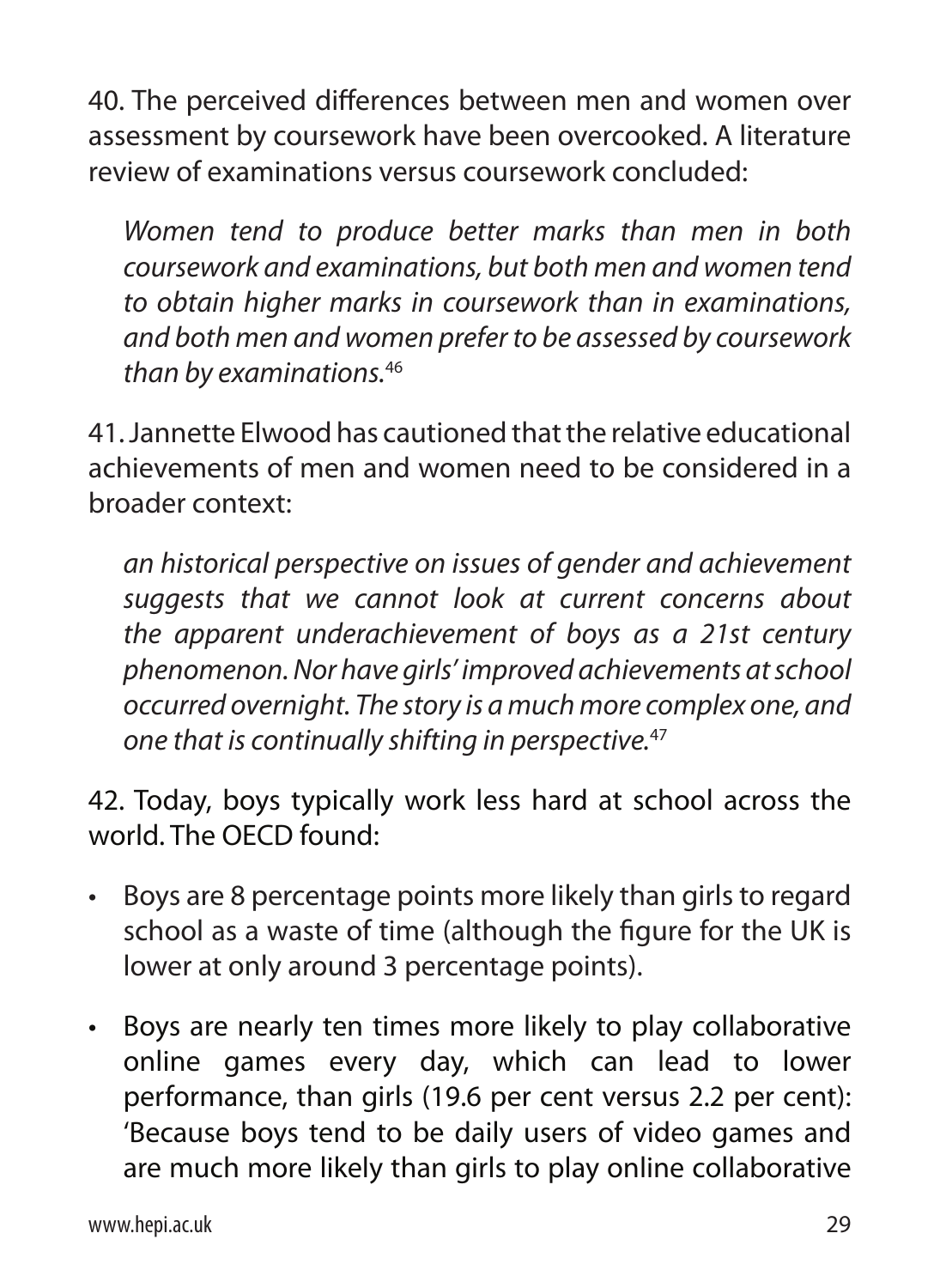40. The perceived differences between men and women over assessment by coursework have been overcooked. A literature review of examinations versus coursework concluded:

> *Women tend to produce better marks than men in both coursework and examinations, but both men and women tend to obtain higher marks in coursework than in examinations, and both men and women prefer to be assessed by coursework than by examinations.*[46]

41. Jannette Elwood has cautioned that the relative educational achievements of men and women need to be considered in a broader context:

> *an historical perspective on issues of gender and achievement suggests that we cannot look at current concerns about the apparent underachievement of boys as a 21st century phenomenon. Nor have girls' improved achievements at school occurred overnight. The story is a much more complex one, and one that is continually shifting in perspective.*[47]

42. Today, boys typically work less hard at school across the world. The OECD found:

- Boys are 8 percentage points more likely than girls to regard school as a waste of time (although the figure for the UK is lower at only around 3 percentage points).
- Boys are nearly ten times more likely to play collaborative online games every day, which can lead to lower performance, than girls (19.6 per cent versus 2.2 per cent): 'Because boys tend to be daily users of video games and are much more likely than girls to play online collaborative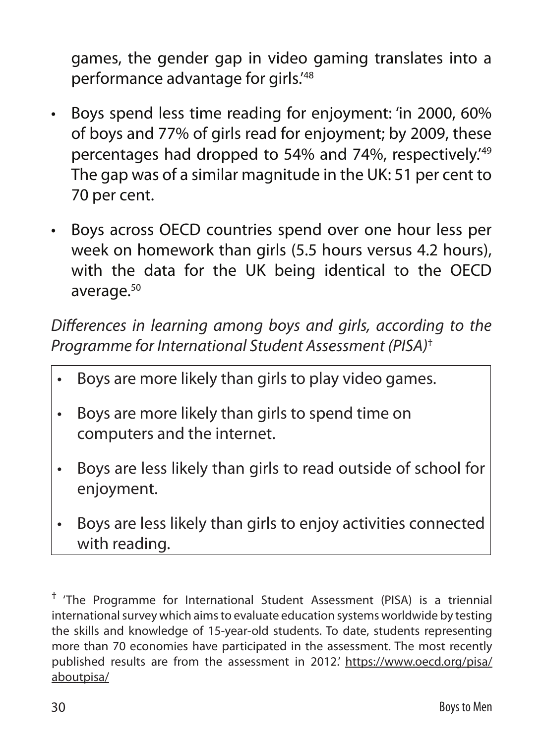games, the gender gap in video gaming translates into a performance advantage for girls.'[48]

- Boys spend less time reading for enjoyment: 'in 2000, 60% of boys and 77% of girls read for enjoyment; by 2009, these percentages had dropped to 54% and 74%, respectively.'[49] The gap was of a similar magnitude in the UK: 51 per cent to 70 per cent.

- Boys across OECD countries spend over one hour less per week on homework than girls (5.5 hours versus 4.2 hours), with the data for the UK being identical to the OECD average.[50]

*Differences in learning among boys and girls, according to the Programme for International Student Assessment (PISA)*[†]

- Boys are more likely than girls to play video games.
- Boys are more likely than girls to spend time on computers and the internet.
- Boys are less likely than girls to read outside of school for enjoyment.
- Boys are less likely than girls to enjoy activities connected with reading.

[†] 'The Programme for International Student Assessment (PISA) is a triennial international survey which aims to evaluate education systems worldwide by testing the skills and knowledge of 15-year-old students. To date, students representing more than 70 economies have participated in the assessment. The most recently published results are from the assessment in 2012.' https://www.oecd.org/pisa/aboutpisa/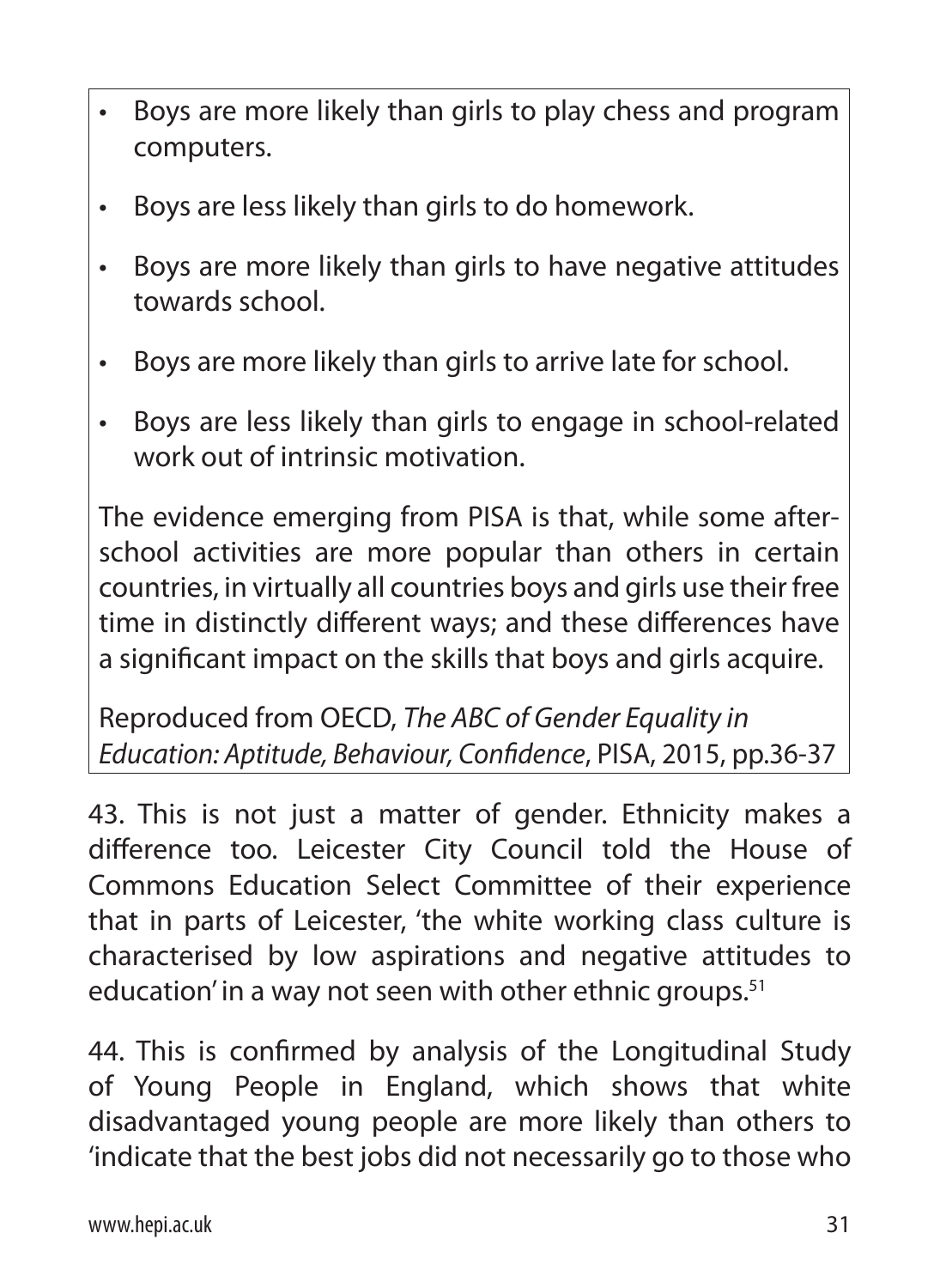- Boys are more likely than girls to play chess and program computers.
- Boys are less likely than girls to do homework.
- Boys are more likely than girls to have negative attitudes towards school.
- Boys are more likely than girls to arrive late for school.
- Boys are less likely than girls to engage in school-related work out of intrinsic motivation.

The evidence emerging from PISA is that, while some after-school activities are more popular than others in certain countries, in virtually all countries boys and girls use their free time in distinctly different ways; and these differences have a significant impact on the skills that boys and girls acquire.

Reproduced from OECD, *The ABC of Gender Equality in Education: Aptitude, Behaviour, Confidence*, PISA, 2015, pp.36-37

43. This is not just a matter of gender. Ethnicity makes a difference too. Leicester City Council told the House of Commons Education Select Committee of their experience that in parts of Leicester, 'the white working class culture is characterised by low aspirations and negative attitudes to education' in a way not seen with other ethnic groups.[51]

44. This is confirmed by analysis of the Longitudinal Study of Young People in England, which shows that white disadvantaged young people are more likely than others to 'indicate that the best jobs did not necessarily go to those who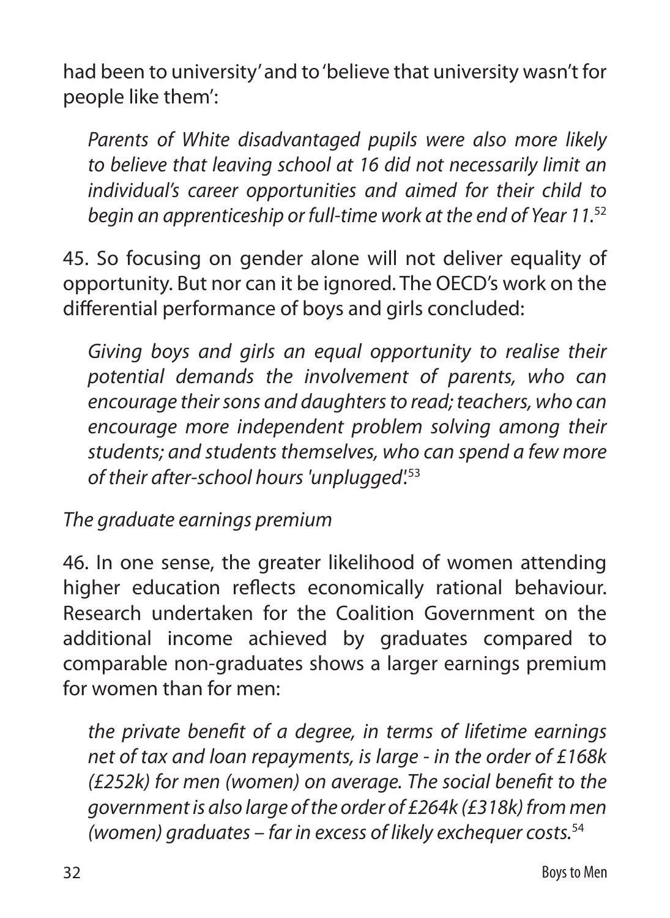had been to university' and to 'believe that university wasn't for people like them':

> *Parents of White disadvantaged pupils were also more likely to believe that leaving school at 16 did not necessarily limit an individual's career opportunities and aimed for their child to begin an apprenticeship or full-time work at the end of Year 11.*[52]

45. So focusing on gender alone will not deliver equality of opportunity. But nor can it be ignored. The OECD's work on the differential performance of boys and girls concluded:

> *Giving boys and girls an equal opportunity to realise their potential demands the involvement of parents, who can encourage their sons and daughters to read; teachers, who can encourage more independent problem solving among their students; and students themselves, who can spend a few more of their after-school hours 'unplugged'.*[53]

*The graduate earnings premium*

46. In one sense, the greater likelihood of women attending higher education reflects economically rational behaviour. Research undertaken for the Coalition Government on the additional income achieved by graduates compared to comparable non-graduates shows a larger earnings premium for women than for men:

> *the private benefit of a degree, in terms of lifetime earnings net of tax and loan repayments, is large - in the order of £168k (£252k) for men (women) on average. The social benefit to the government is also large of the order of £264k (£318k) from men (women) graduates – far in excess of likely exchequer costs.*[54]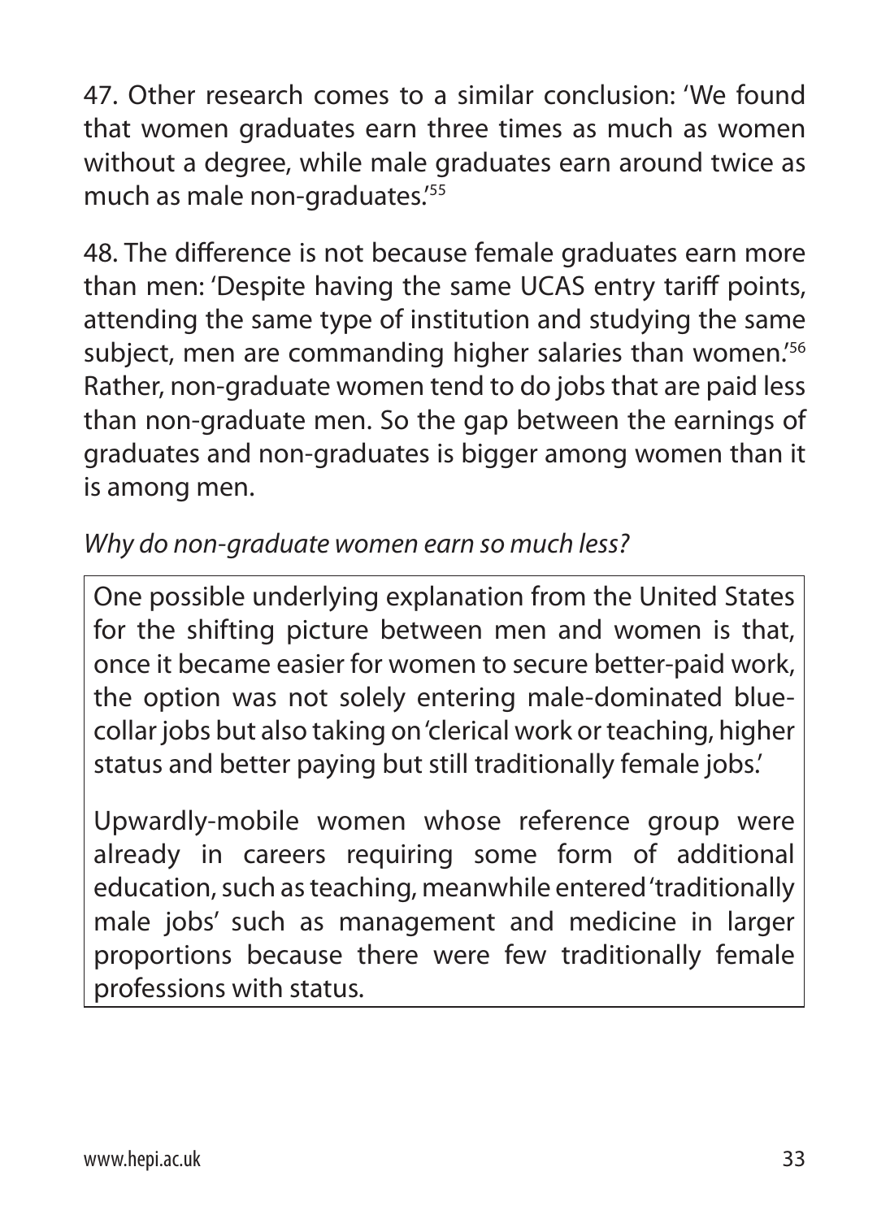47. Other research comes to a similar conclusion: 'We found that women graduates earn three times as much as women without a degree, while male graduates earn around twice as much as male non-graduates.'[55]

48. The difference is not because female graduates earn more than men: 'Despite having the same UCAS entry tariff points, attending the same type of institution and studying the same subject, men are commanding higher salaries than women.'[56] Rather, non-graduate women tend to do jobs that are paid less than non-graduate men. So the gap between the earnings of graduates and non-graduates is bigger among women than it is among men.

*Why do non-graduate women earn so much less?*

> One possible underlying explanation from the United States for the shifting picture between men and women is that, once it became easier for women to secure better-paid work, the option was not solely entering male-dominated blue-collar jobs but also taking on 'clerical work or teaching, higher status and better paying but still traditionally female jobs.'
>
> Upwardly-mobile women whose reference group were already in careers requiring some form of additional education, such as teaching, meanwhile entered 'traditionally male jobs' such as management and medicine in larger proportions because there were few traditionally female professions with status.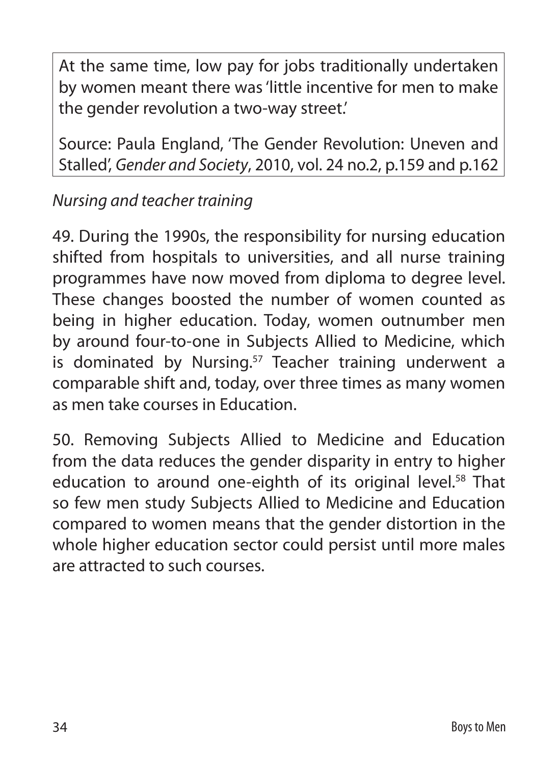At the same time, low pay for jobs traditionally undertaken by women meant there was 'little incentive for men to make the gender revolution a two-way street.'

Source: Paula England, 'The Gender Revolution: Uneven and Stalled', *Gender and Society*, 2010, vol. 24 no.2, p.159 and p.162

*Nursing and teacher training*

49. During the 1990s, the responsibility for nursing education shifted from hospitals to universities, and all nurse training programmes have now moved from diploma to degree level. These changes boosted the number of women counted as being in higher education. Today, women outnumber men by around four-to-one in Subjects Allied to Medicine, which is dominated by Nursing.[57] Teacher training underwent a comparable shift and, today, over three times as many women as men take courses in Education.

50. Removing Subjects Allied to Medicine and Education from the data reduces the gender disparity in entry to higher education to around one-eighth of its original level.[58] That so few men study Subjects Allied to Medicine and Education compared to women means that the gender distortion in the whole higher education sector could persist until more males are attracted to such courses.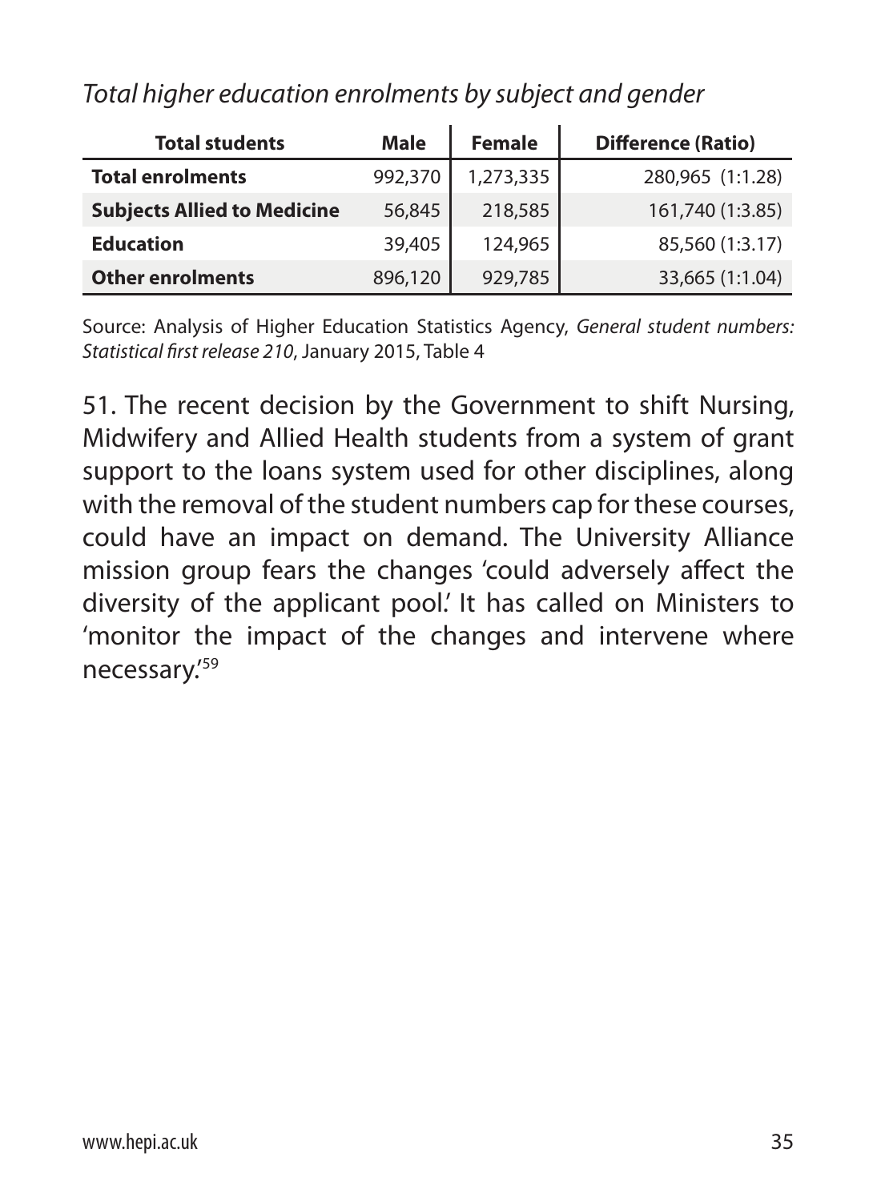*Total higher education enrolments by subject and gender*

| Total students | Male | Female | Difference (Ratio) |
|---|---|---|---|
| **Total enrolments** | 992,370 | 1,273,335 | 280,965 (1:1.28) |
| **Subjects Allied to Medicine** | 56,845 | 218,585 | 161,740 (1:3.85) |
| **Education** | 39,405 | 124,965 | 85,560 (1:3.17) |
| **Other enrolments** | 896,120 | 929,785 | 33,665 (1:1.04) |

Source: Analysis of Higher Education Statistics Agency, *General student numbers: Statistical first release 210*, January 2015, Table 4

51. The recent decision by the Government to shift Nursing, Midwifery and Allied Health students from a system of grant support to the loans system used for other disciplines, along with the removal of the student numbers cap for these courses, could have an impact on demand. The University Alliance mission group fears the changes 'could adversely affect the diversity of the applicant pool.' It has called on Ministers to 'monitor the impact of the changes and intervene where necessary.'[59]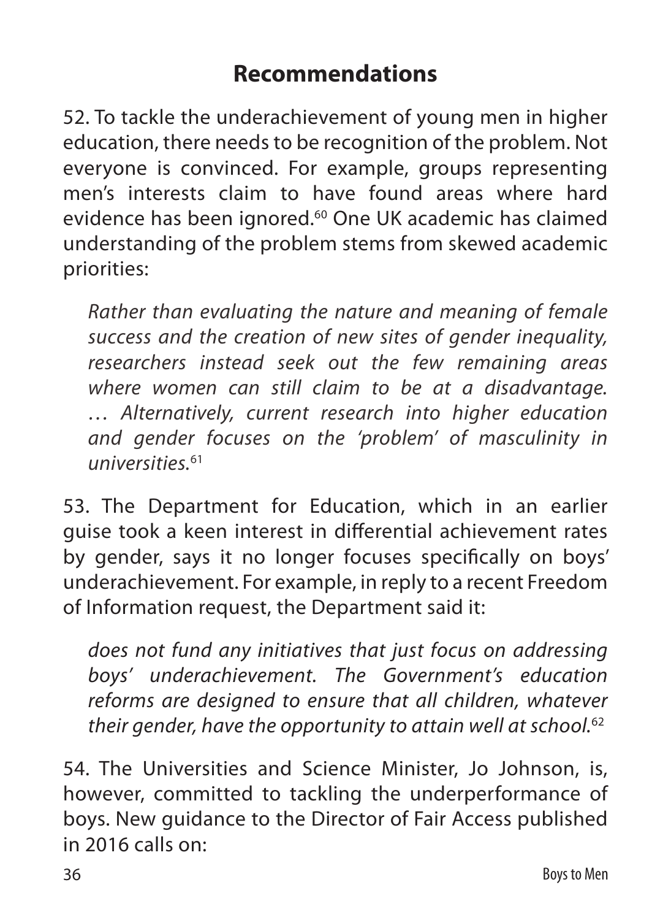## Recommendations

52. To tackle the underachievement of young men in higher education, there needs to be recognition of the problem. Not everyone is convinced. For example, groups representing men's interests claim to have found areas where hard evidence has been ignored.[60] One UK academic has claimed understanding of the problem stems from skewed academic priorities:

> *Rather than evaluating the nature and meaning of female success and the creation of new sites of gender inequality, researchers instead seek out the few remaining areas where women can still claim to be at a disadvantage. … Alternatively, current research into higher education and gender focuses on the 'problem' of masculinity in universities.*[61]

53. The Department for Education, which in an earlier guise took a keen interest in differential achievement rates by gender, says it no longer focuses specifically on boys' underachievement. For example, in reply to a recent Freedom of Information request, the Department said it:

> *does not fund any initiatives that just focus on addressing boys' underachievement. The Government's education reforms are designed to ensure that all children, whatever their gender, have the opportunity to attain well at school.*[62]

54. The Universities and Science Minister, Jo Johnson, is, however, committed to tackling the underperformance of boys. New guidance to the Director of Fair Access published in 2016 calls on: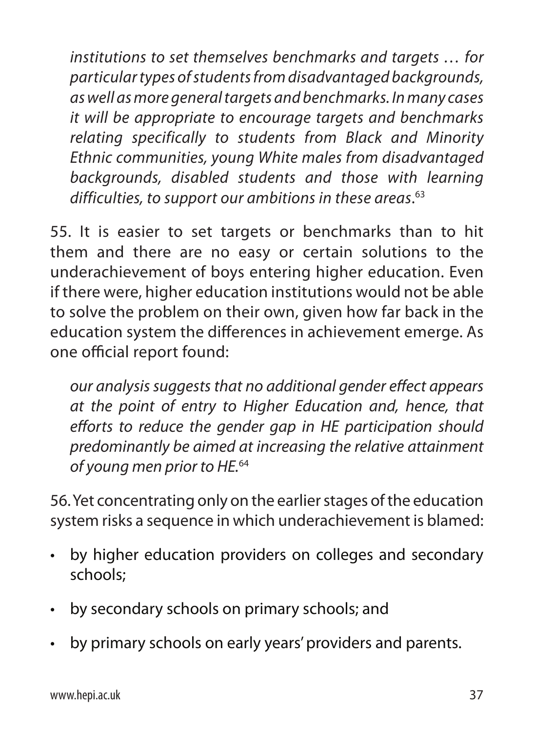*institutions to set themselves benchmarks and targets … for particular types of students from disadvantaged backgrounds, as well as more general targets and benchmarks. In many cases it will be appropriate to encourage targets and benchmarks relating specifically to students from Black and Minority Ethnic communities, young White males from disadvantaged backgrounds, disabled students and those with learning difficulties, to support our ambitions in these areas*.[63]

55. It is easier to set targets or benchmarks than to hit them and there are no easy or certain solutions to the underachievement of boys entering higher education. Even if there were, higher education institutions would not be able to solve the problem on their own, given how far back in the education system the differences in achievement emerge. As one official report found:

*our analysis suggests that no additional gender effect appears at the point of entry to Higher Education and, hence, that efforts to reduce the gender gap in HE participation should predominantly be aimed at increasing the relative attainment of young men prior to HE.*[64]

56. Yet concentrating only on the earlier stages of the education system risks a sequence in which underachievement is blamed:

- by higher education providers on colleges and secondary schools;
- by secondary schools on primary schools; and
- by primary schools on early years' providers and parents.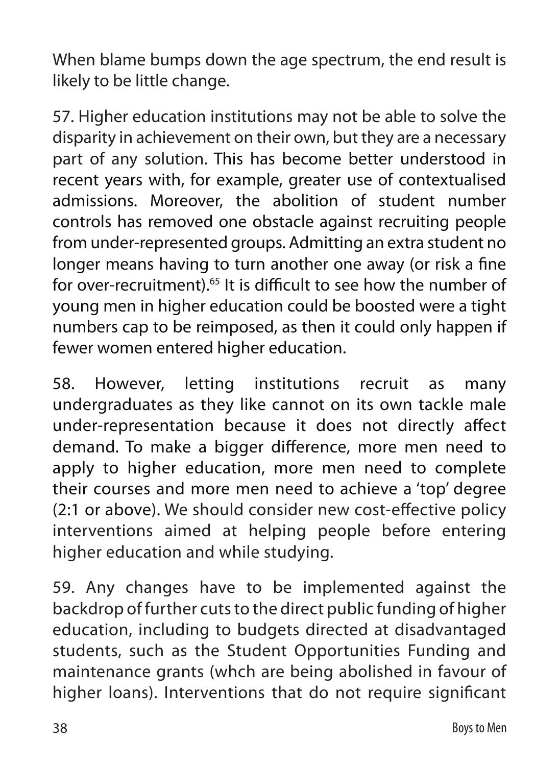When blame bumps down the age spectrum, the end result is likely to be little change.

57. Higher education institutions may not be able to solve the disparity in achievement on their own, but they are a necessary part of any solution. This has become better understood in recent years with, for example, greater use of contextualised admissions. Moreover, the abolition of student number controls has removed one obstacle against recruiting people from under-represented groups. Admitting an extra student no longer means having to turn another one away (or risk a fine for over-recruitment).[65] It is difficult to see how the number of young men in higher education could be boosted were a tight numbers cap to be reimposed, as then it could only happen if fewer women entered higher education.

58. However, letting institutions recruit as many undergraduates as they like cannot on its own tackle male under-representation because it does not directly affect demand. To make a bigger difference, more men need to apply to higher education, more men need to complete their courses and more men need to achieve a 'top' degree (2:1 or above). We should consider new cost-effective policy interventions aimed at helping people before entering higher education and while studying.

59. Any changes have to be implemented against the backdrop of further cuts to the direct public funding of higher education, including to budgets directed at disadvantaged students, such as the Student Opportunities Funding and maintenance grants (whch are being abolished in favour of higher loans). Interventions that do not require significant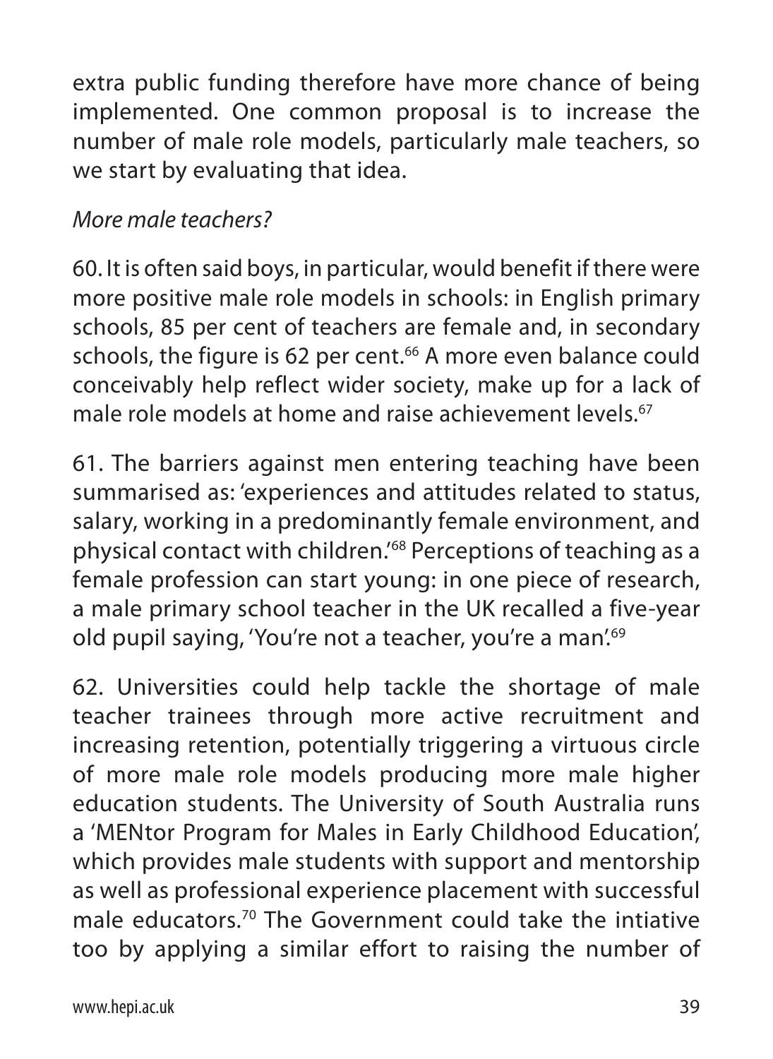extra public funding therefore have more chance of being implemented. One common proposal is to increase the number of male role models, particularly male teachers, so we start by evaluating that idea.

*More male teachers?*

60. It is often said boys, in particular, would benefit if there were more positive male role models in schools: in English primary schools, 85 per cent of teachers are female and, in secondary schools, the figure is 62 per cent.[66] A more even balance could conceivably help reflect wider society, make up for a lack of male role models at home and raise achievement levels.[67]

61. The barriers against men entering teaching have been summarised as: 'experiences and attitudes related to status, salary, working in a predominantly female environment, and physical contact with children.'[68] Perceptions of teaching as a female profession can start young: in one piece of research, a male primary school teacher in the UK recalled a five-year old pupil saying, 'You're not a teacher, you're a man'.[69]

62. Universities could help tackle the shortage of male teacher trainees through more active recruitment and increasing retention, potentially triggering a virtuous circle of more male role models producing more male higher education students. The University of South Australia runs a 'MENtor Program for Males in Early Childhood Education', which provides male students with support and mentorship as well as professional experience placement with successful male educators.[70] The Government could take the intiative too by applying a similar effort to raising the number of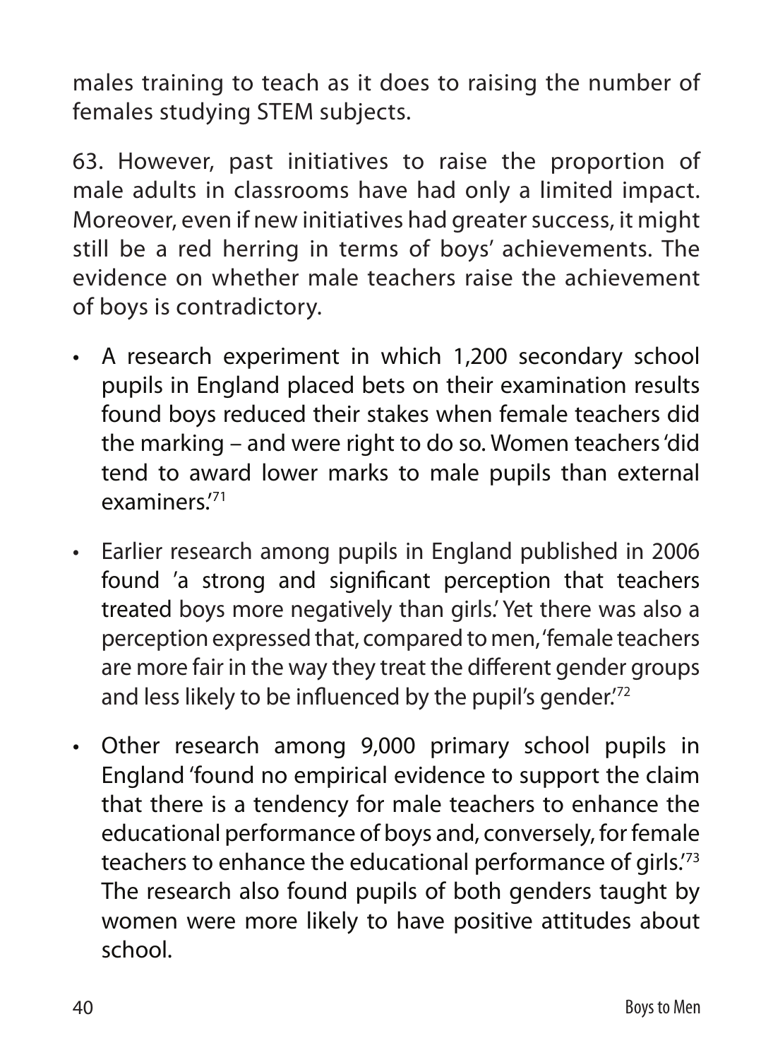males training to teach as it does to raising the number of females studying STEM subjects.

63. However, past initiatives to raise the proportion of male adults in classrooms have had only a limited impact. Moreover, even if new initiatives had greater success, it might still be a red herring in terms of boys' achievements. The evidence on whether male teachers raise the achievement of boys is contradictory.

- A research experiment in which 1,200 secondary school pupils in England placed bets on their examination results found boys reduced their stakes when female teachers did the marking – and were right to do so. Women teachers 'did tend to award lower marks to male pupils than external examiners.'[71]
- Earlier research among pupils in England published in 2006 found 'a strong and significant perception that teachers treated boys more negatively than girls.' Yet there was also a perception expressed that, compared to men, 'female teachers are more fair in the way they treat the different gender groups and less likely to be influenced by the pupil's gender.'[72]
- Other research among 9,000 primary school pupils in England 'found no empirical evidence to support the claim that there is a tendency for male teachers to enhance the educational performance of boys and, conversely, for female teachers to enhance the educational performance of girls.'[73] The research also found pupils of both genders taught by women were more likely to have positive attitudes about school.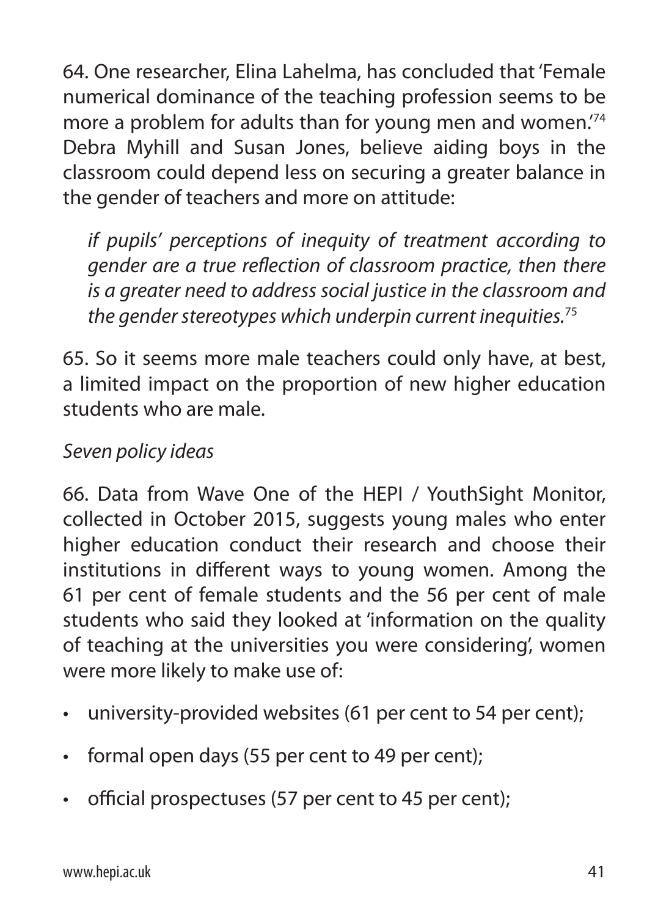64. One researcher, Elina Lahelma, has concluded that 'Female numerical dominance of the teaching profession seems to be more a problem for adults than for young men and women.'[74] Debra Myhill and Susan Jones, believe aiding boys in the classroom could depend less on securing a greater balance in the gender of teachers and more on attitude:

> *if pupils' perceptions of inequity of treatment according to gender are a true reflection of classroom practice, then there is a greater need to address social justice in the classroom and the gender stereotypes which underpin current inequities.*[75]

65. So it seems more male teachers could only have, at best, a limited impact on the proportion of new higher education students who are male.

*Seven policy ideas*

66. Data from Wave One of the HEPI / YouthSight Monitor, collected in October 2015, suggests young males who enter higher education conduct their research and choose their institutions in different ways to young women. Among the 61 per cent of female students and the 56 per cent of male students who said they looked at 'information on the quality of teaching at the universities you were considering', women were more likely to make use of:

- university-provided websites (61 per cent to 54 per cent);
- formal open days (55 per cent to 49 per cent);
- official prospectuses (57 per cent to 45 per cent);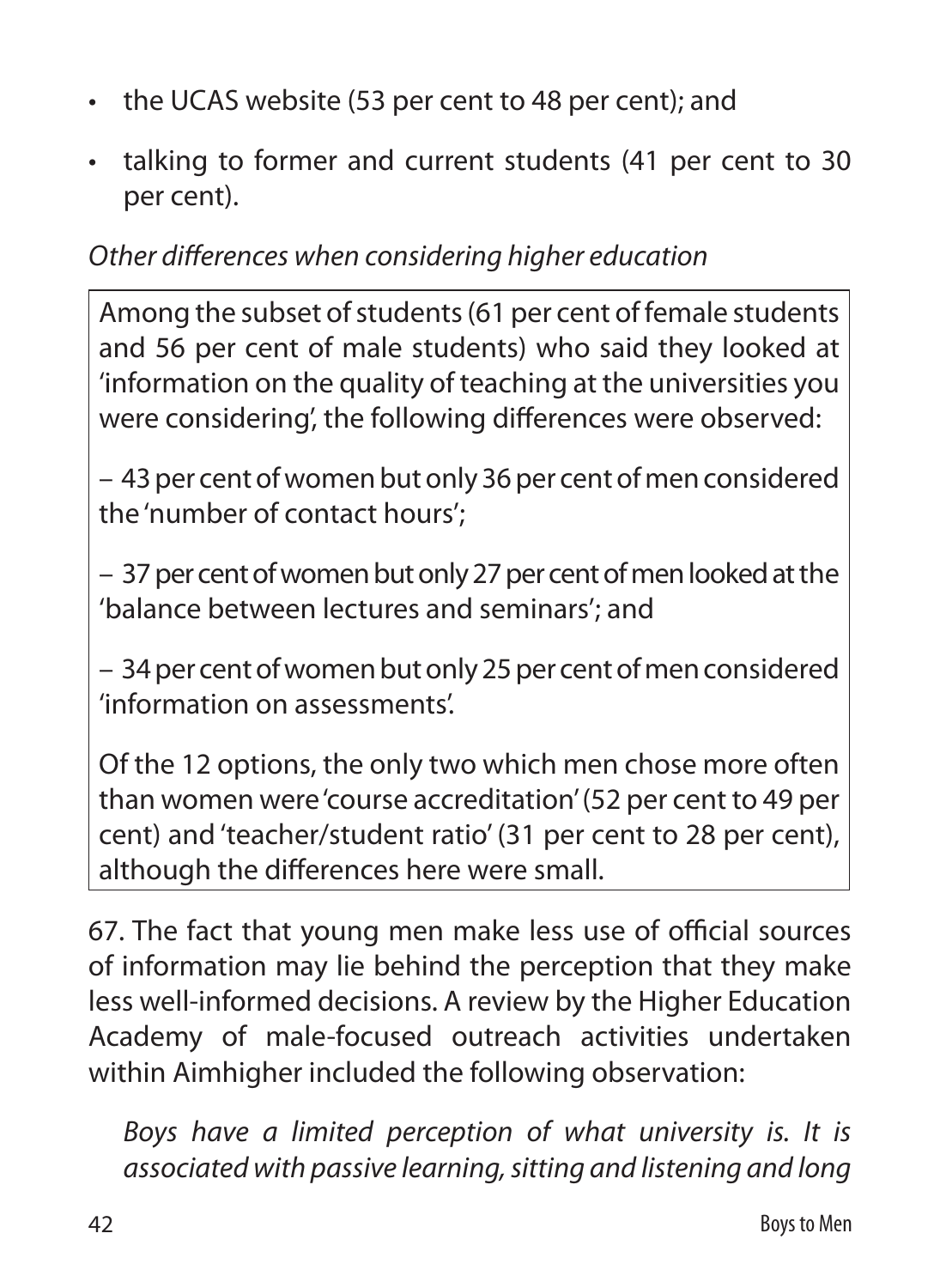- the UCAS website (53 per cent to 48 per cent); and
- talking to former and current students (41 per cent to 30 per cent).

*Other differences when considering higher education*

> Among the subset of students (61 per cent of female students and 56 per cent of male students) who said they looked at 'information on the quality of teaching at the universities you were considering', the following differences were observed:
>
> – 43 per cent of women but only 36 per cent of men considered the 'number of contact hours';
>
> – 37 per cent of women but only 27 per cent of men looked at the 'balance between lectures and seminars'; and
>
> – 34 per cent of women but only 25 per cent of men considered 'information on assessments'.
>
> Of the 12 options, the only two which men chose more often than women were 'course accreditation' (52 per cent to 49 per cent) and 'teacher/student ratio' (31 per cent to 28 per cent), although the differences here were small.

67. The fact that young men make less use of official sources of information may lie behind the perception that they make less well-informed decisions. A review by the Higher Education Academy of male-focused outreach activities undertaken within Aimhigher included the following observation:

*Boys have a limited perception of what university is. It is associated with passive learning, sitting and listening and long*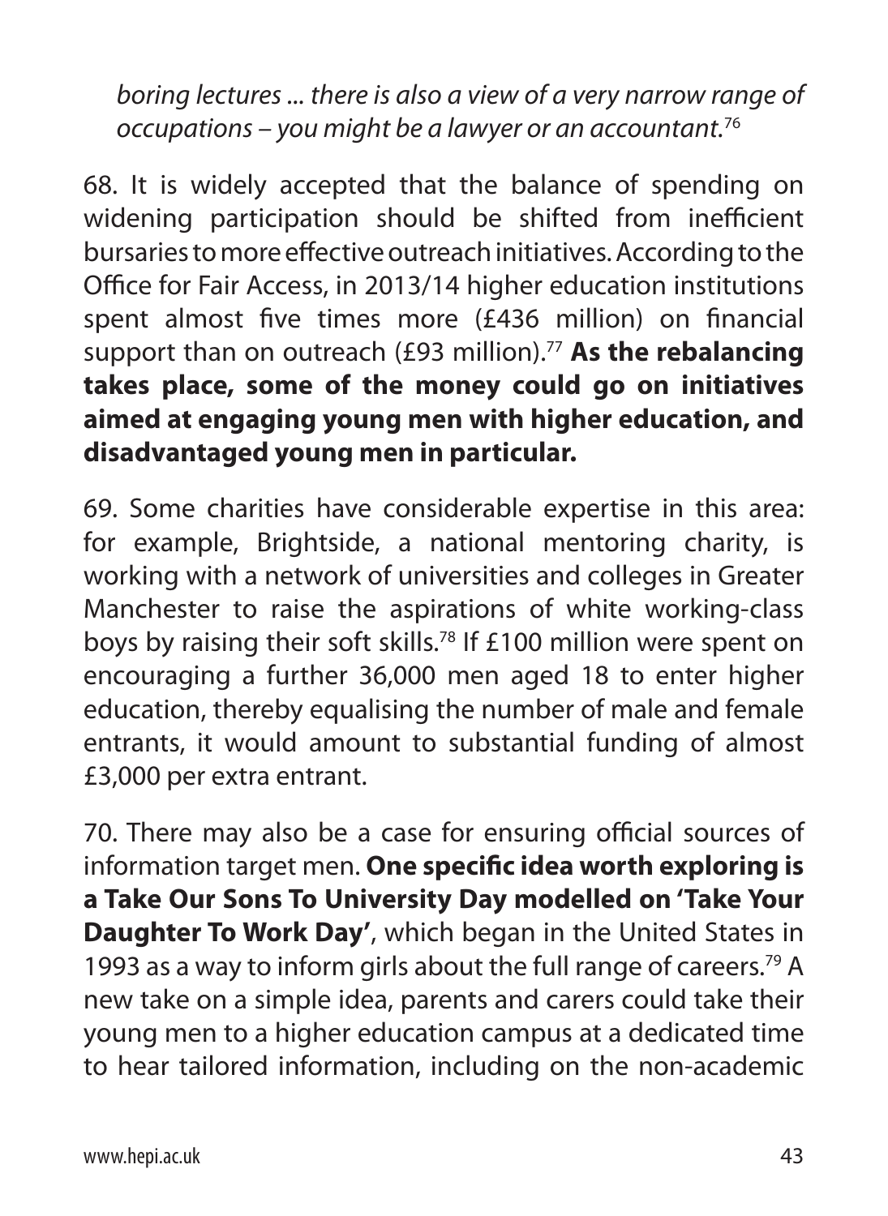*boring lectures ... there is also a view of a very narrow range of occupations – you might be a lawyer or an accountant.*[76]

68. It is widely accepted that the balance of spending on widening participation should be shifted from inefficient bursaries to more effective outreach initiatives. According to the Office for Fair Access, in 2013/14 higher education institutions spent almost five times more (£436 million) on financial support than on outreach (£93 million).[77] **As the rebalancing takes place, some of the money could go on initiatives aimed at engaging young men with higher education, and disadvantaged young men in particular.**

69. Some charities have considerable expertise in this area: for example, Brightside, a national mentoring charity, is working with a network of universities and colleges in Greater Manchester to raise the aspirations of white working-class boys by raising their soft skills.[78] If £100 million were spent on encouraging a further 36,000 men aged 18 to enter higher education, thereby equalising the number of male and female entrants, it would amount to substantial funding of almost £3,000 per extra entrant.

70. There may also be a case for ensuring official sources of information target men. **One specific idea worth exploring is a Take Our Sons To University Day modelled on 'Take Your Daughter To Work Day'**, which began in the United States in 1993 as a way to inform girls about the full range of careers.[79] A new take on a simple idea, parents and carers could take their young men to a higher education campus at a dedicated time to hear tailored information, including on the non-academic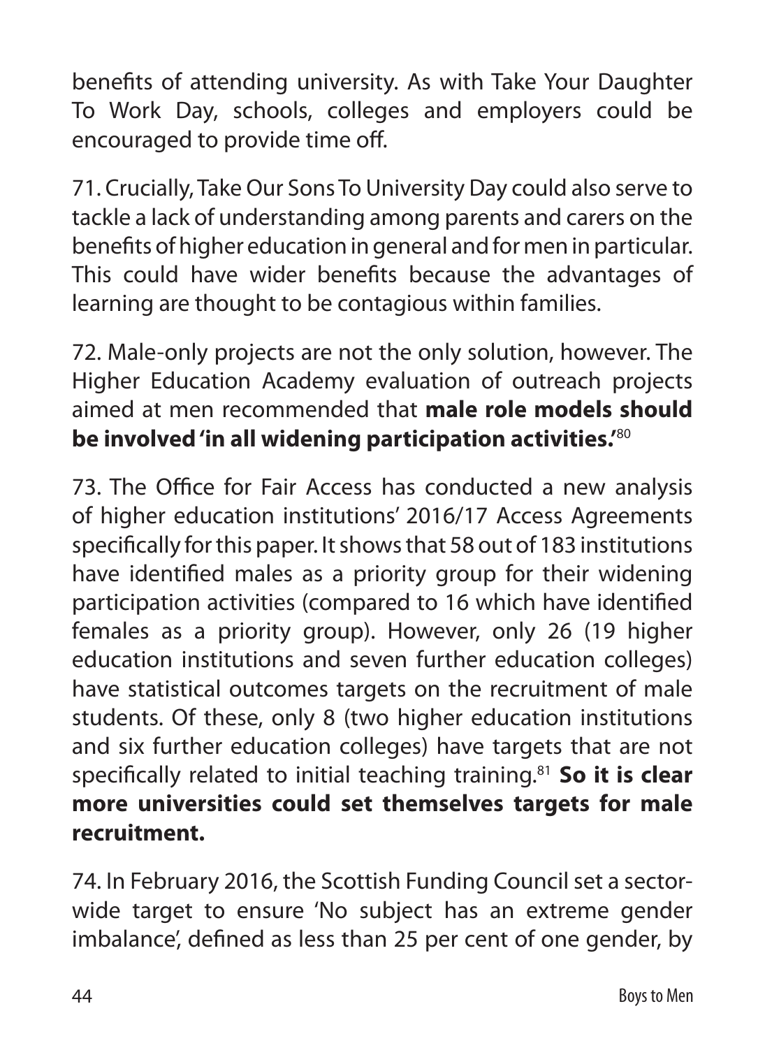benefits of attending university. As with Take Your Daughter To Work Day, schools, colleges and employers could be encouraged to provide time off.

71. Crucially, Take Our Sons To University Day could also serve to tackle a lack of understanding among parents and carers on the benefits of higher education in general and for men in particular. This could have wider benefits because the advantages of learning are thought to be contagious within families.

72. Male-only projects are not the only solution, however. The Higher Education Academy evaluation of outreach projects aimed at men recommended that **male role models should be involved 'in all widening participation activities.'**[80]

73. The Office for Fair Access has conducted a new analysis of higher education institutions' 2016/17 Access Agreements specifically for this paper. It shows that 58 out of 183 institutions have identified males as a priority group for their widening participation activities (compared to 16 which have identified females as a priority group). However, only 26 (19 higher education institutions and seven further education colleges) have statistical outcomes targets on the recruitment of male students. Of these, only 8 (two higher education institutions and six further education colleges) have targets that are not specifically related to initial teaching training.[81] **So it is clear more universities could set themselves targets for male recruitment.**

74. In February 2016, the Scottish Funding Council set a sector-wide target to ensure 'No subject has an extreme gender imbalance', defined as less than 25 per cent of one gender, by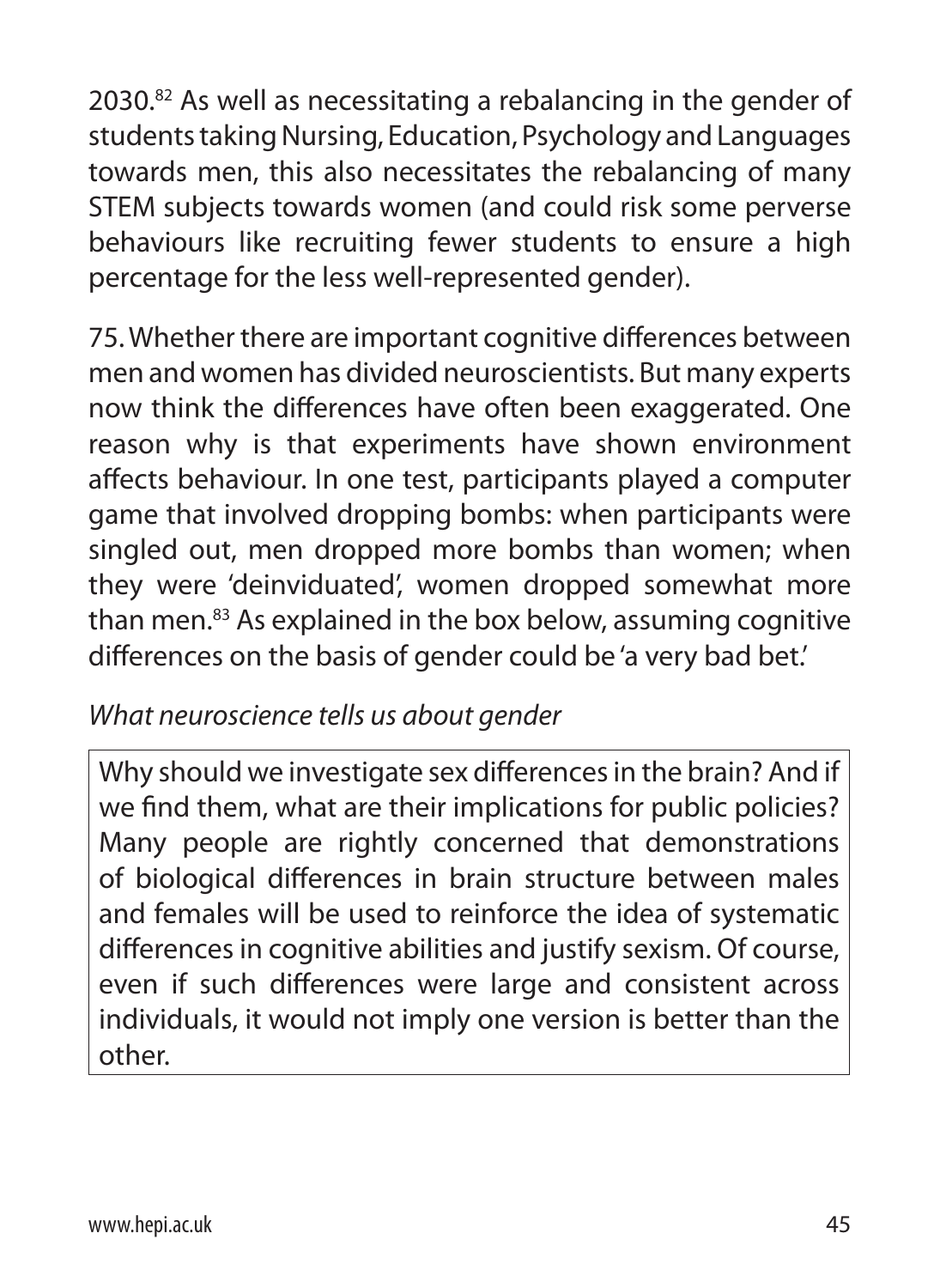2030.[82] As well as necessitating a rebalancing in the gender of students taking Nursing, Education, Psychology and Languages towards men, this also necessitates the rebalancing of many STEM subjects towards women (and could risk some perverse behaviours like recruiting fewer students to ensure a high percentage for the less well-represented gender).

75. Whether there are important cognitive differences between men and women has divided neuroscientists. But many experts now think the differences have often been exaggerated. One reason why is that experiments have shown environment affects behaviour. In one test, participants played a computer game that involved dropping bombs: when participants were singled out, men dropped more bombs than women; when they were 'deinviduated', women dropped somewhat more than men.[83] As explained in the box below, assuming cognitive differences on the basis of gender could be 'a very bad bet.'

*What neuroscience tells us about gender*

Why should we investigate sex differences in the brain? And if we find them, what are their implications for public policies? Many people are rightly concerned that demonstrations of biological differences in brain structure between males and females will be used to reinforce the idea of systematic differences in cognitive abilities and justify sexism. Of course, even if such differences were large and consistent across individuals, it would not imply one version is better than the other.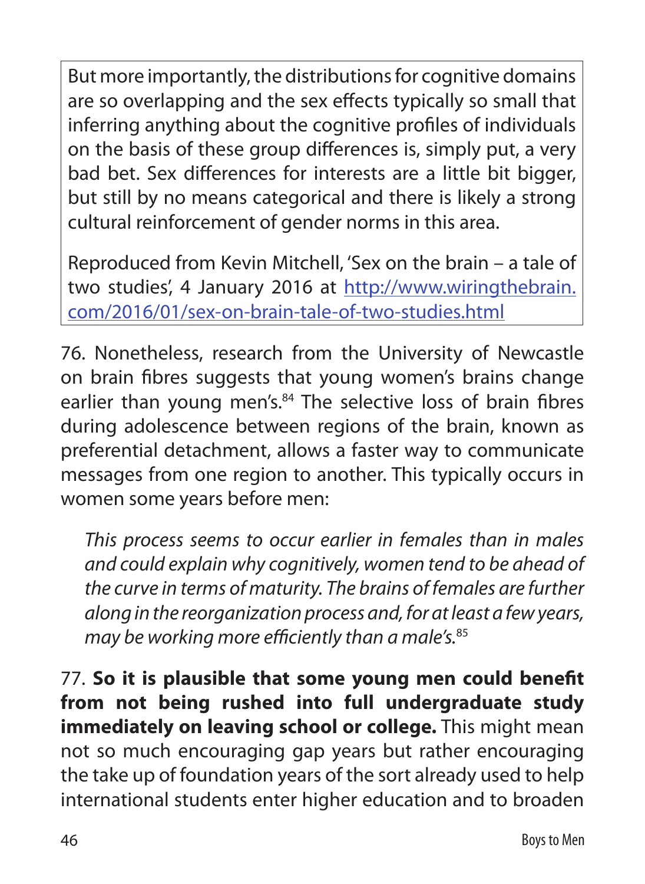> But more importantly, the distributions for cognitive domains are so overlapping and the sex effects typically so small that inferring anything about the cognitive profiles of individuals on the basis of these group differences is, simply put, a very bad bet. Sex differences for interests are a little bit bigger, but still by no means categorical and there is likely a strong cultural reinforcement of gender norms in this area.
>
> Reproduced from Kevin Mitchell, 'Sex on the brain – a tale of two studies', 4 January 2016 at http://www.wiringthebrain.com/2016/01/sex-on-brain-tale-of-two-studies.html

76. Nonetheless, research from the University of Newcastle on brain fibres suggests that young women's brains change earlier than young men's.[84] The selective loss of brain fibres during adolescence between regions of the brain, known as preferential detachment, allows a faster way to communicate messages from one region to another. This typically occurs in women some years before men:

> *This process seems to occur earlier in females than in males and could explain why cognitively, women tend to be ahead of the curve in terms of maturity. The brains of females are further along in the reorganization process and, for at least a few years, may be working more efficiently than a male's.*[85]

77. **So it is plausible that some young men could benefit from not being rushed into full undergraduate study immediately on leaving school or college.** This might mean not so much encouraging gap years but rather encouraging the take up of foundation years of the sort already used to help international students enter higher education and to broaden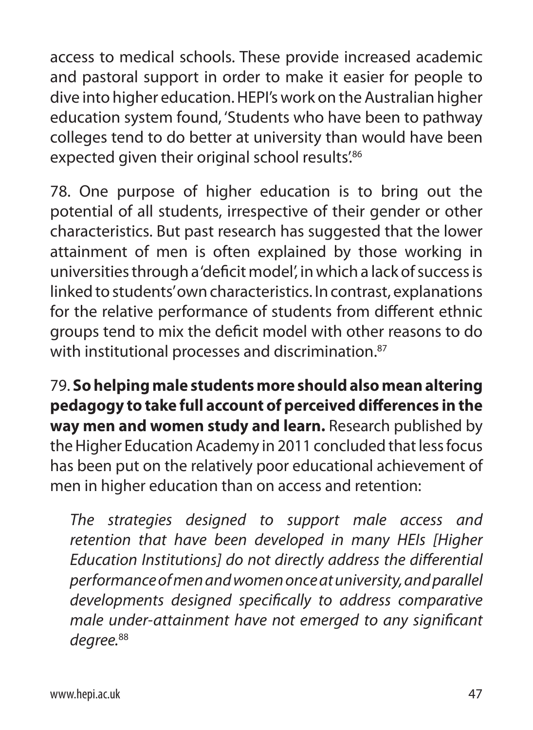access to medical schools. These provide increased academic and pastoral support in order to make it easier for people to dive into higher education. HEPI's work on the Australian higher education system found, 'Students who have been to pathway colleges tend to do better at university than would have been expected given their original school results'.[86]

78. One purpose of higher education is to bring out the potential of all students, irrespective of their gender or other characteristics. But past research has suggested that the lower attainment of men is often explained by those working in universities through a 'deficit model', in which a lack of success is linked to students' own characteristics. In contrast, explanations for the relative performance of students from different ethnic groups tend to mix the deficit model with other reasons to do with institutional processes and discrimination.[87]

79. **So helping male students more should also mean altering pedagogy to take full account of perceived differences in the way men and women study and learn.** Research published by the Higher Education Academy in 2011 concluded that less focus has been put on the relatively poor educational achievement of men in higher education than on access and retention:

> *The strategies designed to support male access and retention that have been developed in many HEIs [Higher Education Institutions] do not directly address the differential performance of men and women once at university, and parallel developments designed specifically to address comparative male under-attainment have not emerged to any significant degree.*[88]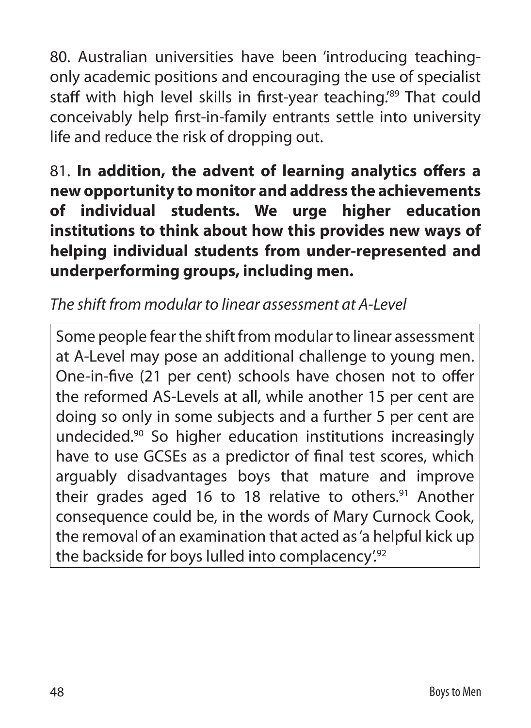80. Australian universities have been 'introducing teaching-only academic positions and encouraging the use of specialist staff with high level skills in first-year teaching.'[89] That could conceivably help first-in-family entrants settle into university life and reduce the risk of dropping out.

81. **In addition, the advent of learning analytics offers a new opportunity to monitor and address the achievements of individual students. We urge higher education institutions to think about how this provides new ways of helping individual students from under-represented and underperforming groups, including men.**

*The shift from modular to linear assessment at A-Level*

Some people fear the shift from modular to linear assessment at A-Level may pose an additional challenge to young men. One-in-five (21 per cent) schools have chosen not to offer the reformed AS-Levels at all, while another 15 per cent are doing so only in some subjects and a further 5 per cent are undecided.[90] So higher education institutions increasingly have to use GCSEs as a predictor of final test scores, which arguably disadvantages boys that mature and improve their grades aged 16 to 18 relative to others.[91] Another consequence could be, in the words of Mary Curnock Cook, the removal of an examination that acted as 'a helpful kick up the backside for boys lulled into complacency'.[92]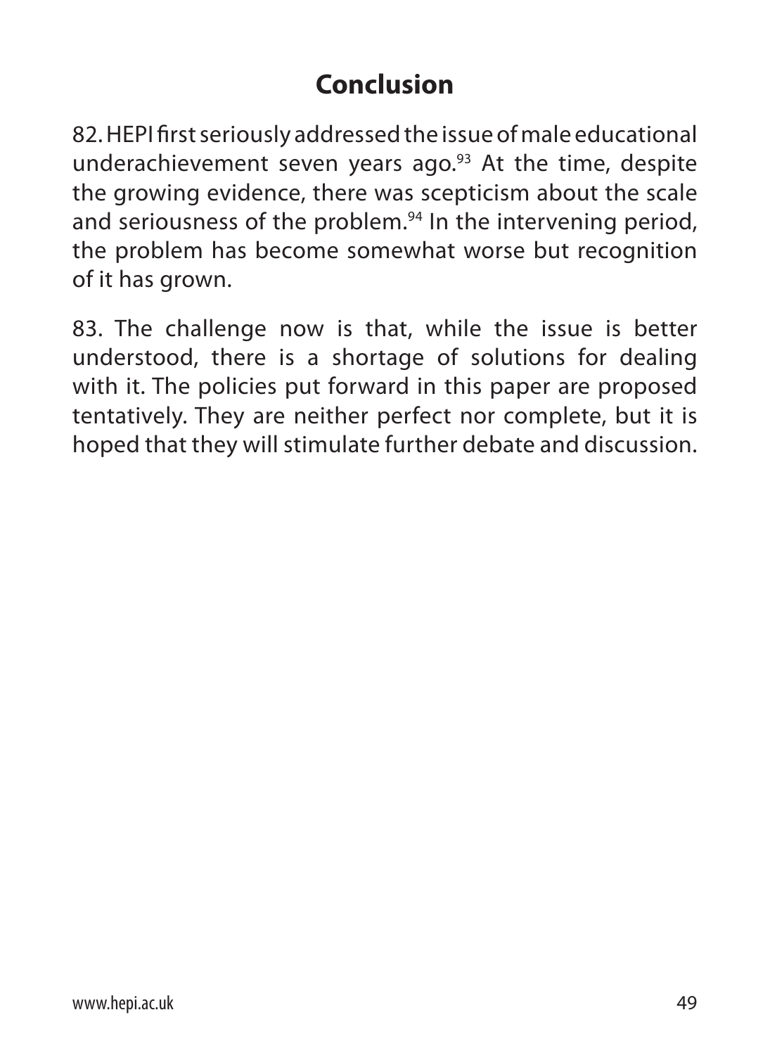# Conclusion

82. HEPI first seriously addressed the issue of male educational underachievement seven years ago.[93] At the time, despite the growing evidence, there was scepticism about the scale and seriousness of the problem.[94] In the intervening period, the problem has become somewhat worse but recognition of it has grown.

83. The challenge now is that, while the issue is better understood, there is a shortage of solutions for dealing with it. The policies put forward in this paper are proposed tentatively. They are neither perfect nor complete, but it is hoped that they will stimulate further debate and discussion.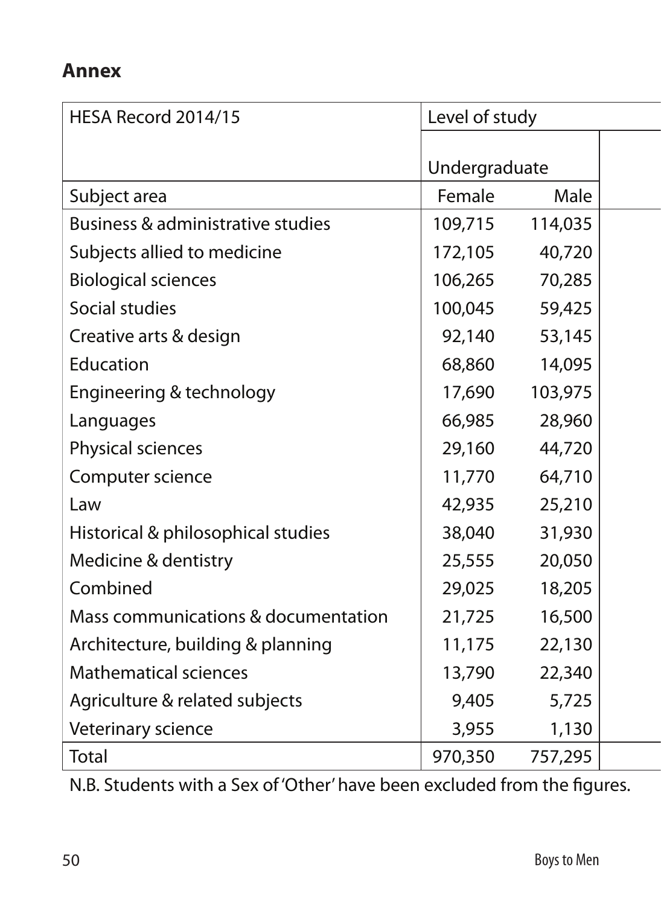## Annex

| HESA Record 2014/15 | Level of study | |
|---|---|---|
| | Undergraduate | |
| Subject area | Female | Male |
| Business & administrative studies | 109,715 | 114,035 |
| Subjects allied to medicine | 172,105 | 40,720 |
| Biological sciences | 106,265 | 70,285 |
| Social studies | 100,045 | 59,425 |
| Creative arts & design | 92,140 | 53,145 |
| Education | 68,860 | 14,095 |
| Engineering & technology | 17,690 | 103,975 |
| Languages | 66,985 | 28,960 |
| Physical sciences | 29,160 | 44,720 |
| Computer science | 11,770 | 64,710 |
| Law | 42,935 | 25,210 |
| Historical & philosophical studies | 38,040 | 31,930 |
| Medicine & dentistry | 25,555 | 20,050 |
| Combined | 29,025 | 18,205 |
| Mass communications & documentation | 21,725 | 16,500 |
| Architecture, building & planning | 11,175 | 22,130 |
| Mathematical sciences | 13,790 | 22,340 |
| Agriculture & related subjects | 9,405 | 5,725 |
| Veterinary science | 3,955 | 1,130 |
| Total | 970,350 | 757,295 |

N.B. Students with a Sex of 'Other' have been excluded from the figures.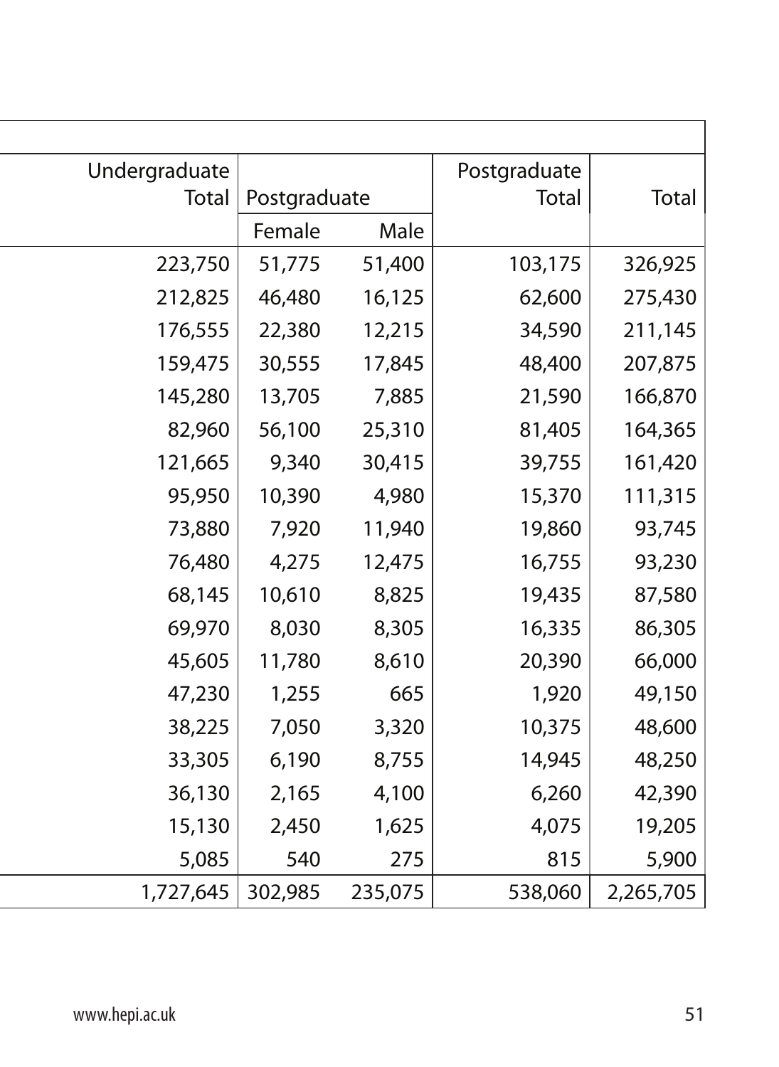| Undergraduate Total | Postgraduate | | Postgraduate Total | Total |
|---|---|---|---|---|
| | Female | Male | | |
| 223,750 | 51,775 | 51,400 | 103,175 | 326,925 |
| 212,825 | 46,480 | 16,125 | 62,600 | 275,430 |
| 176,555 | 22,380 | 12,215 | 34,590 | 211,145 |
| 159,475 | 30,555 | 17,845 | 48,400 | 207,875 |
| 145,280 | 13,705 | 7,885 | 21,590 | 166,870 |
| 82,960 | 56,100 | 25,310 | 81,405 | 164,365 |
| 121,665 | 9,340 | 30,415 | 39,755 | 161,420 |
| 95,950 | 10,390 | 4,980 | 15,370 | 111,315 |
| 73,880 | 7,920 | 11,940 | 19,860 | 93,745 |
| 76,480 | 4,275 | 12,475 | 16,755 | 93,230 |
| 68,145 | 10,610 | 8,825 | 19,435 | 87,580 |
| 69,970 | 8,030 | 8,305 | 16,335 | 86,305 |
| 45,605 | 11,780 | 8,610 | 20,390 | 66,000 |
| 47,230 | 1,255 | 665 | 1,920 | 49,150 |
| 38,225 | 7,050 | 3,320 | 10,375 | 48,600 |
| 33,305 | 6,190 | 8,755 | 14,945 | 48,250 |
| 36,130 | 2,165 | 4,100 | 6,260 | 42,390 |
| 15,130 | 2,450 | 1,625 | 4,075 | 19,205 |
| 5,085 | 540 | 275 | 815 | 5,900 |
| 1,727,645 | 302,985 | 235,075 | 538,060 | 2,265,705 |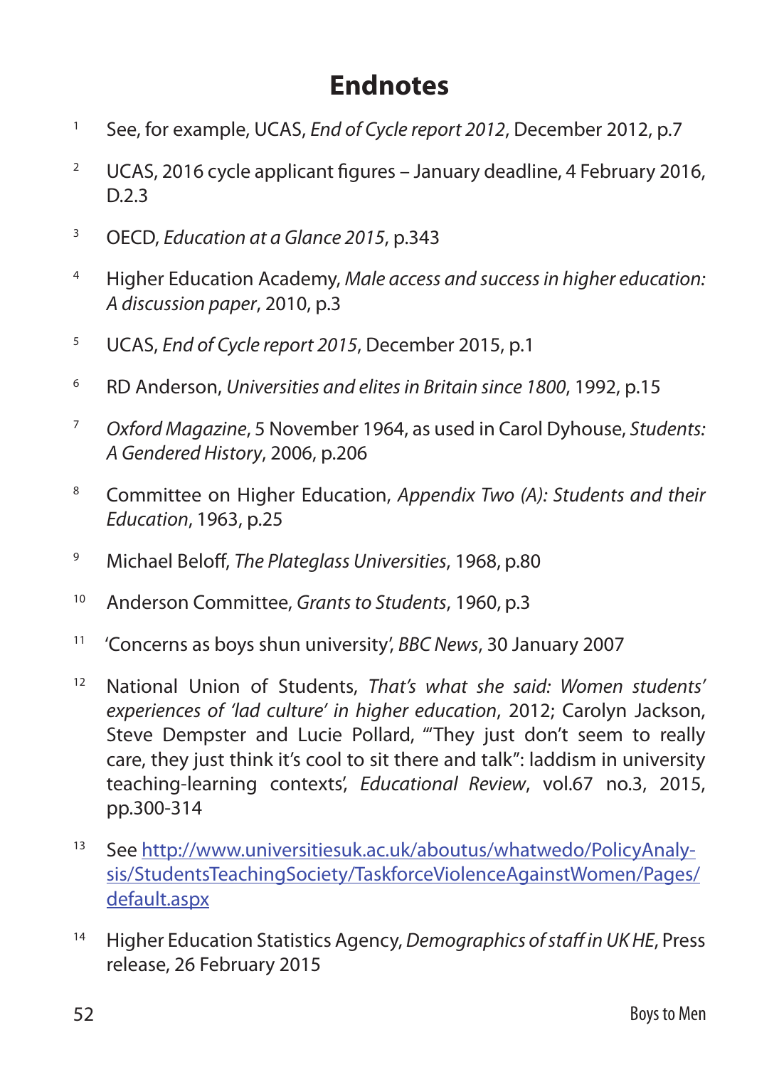# Endnotes

1. See, for example, UCAS, *End of Cycle report 2012*, December 2012, p.7
2. UCAS, 2016 cycle applicant figures – January deadline, 4 February 2016, D.2.3
3. OECD, *Education at a Glance 2015*, p.343
4. Higher Education Academy, *Male access and success in higher education: A discussion paper*, 2010, p.3
5. UCAS, *End of Cycle report 2015*, December 2015, p.1
6. RD Anderson, *Universities and elites in Britain since 1800*, 1992, p.15
7. *Oxford Magazine*, 5 November 1964, as used in Carol Dyhouse, *Students: A Gendered History*, 2006, p.206
8. Committee on Higher Education, *Appendix Two (A): Students and their Education*, 1963, p.25
9. Michael Beloff, *The Plateglass Universities*, 1968, p.80
10. Anderson Committee, *Grants to Students*, 1960, p.3
11. 'Concerns as boys shun university', *BBC News*, 30 January 2007
12. National Union of Students, *That's what she said: Women students' experiences of 'lad culture' in higher education*, 2012; Carolyn Jackson, Steve Dempster and Lucie Pollard, '"They just don't seem to really care, they just think it's cool to sit there and talk": laddism in university teaching-learning contexts', *Educational Review*, vol.67 no.3, 2015, pp.300-314
13. See [http://www.universitiesuk.ac.uk/aboutus/whatwedo/PolicyAnalysis/StudentsTeachingSociety/TaskforceViolenceAgainstWomen/Pages/default.aspx](http://www.universitiesuk.ac.uk/aboutus/whatwedo/PolicyAnalysis/StudentsTeachingSociety/TaskforceViolenceAgainstWomen/Pages/default.aspx)
14. Higher Education Statistics Agency, *Demographics of staff in UK HE*, Press release, 26 February 2015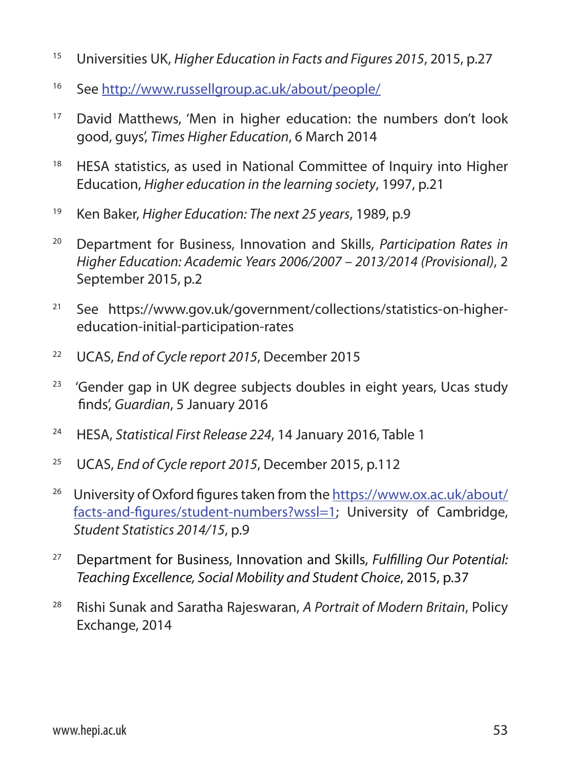[15] Universities UK, *Higher Education in Facts and Figures 2015*, 2015, p.27

[16] See http://www.russellgroup.ac.uk/about/people/

[17] David Matthews, 'Men in higher education: the numbers don't look good, guys', *Times Higher Education*, 6 March 2014

[18] HESA statistics, as used in National Committee of Inquiry into Higher Education, *Higher education in the learning society*, 1997, p.21

[19] Ken Baker, *Higher Education: The next 25 years*, 1989, p.9

[20] Department for Business, Innovation and Skills, *Participation Rates in Higher Education: Academic Years 2006/2007 – 2013/2014 (Provisional)*, 2 September 2015, p.2

[21] See https://www.gov.uk/government/collections/statistics-on-higher-education-initial-participation-rates

[22] UCAS, *End of Cycle report 2015*, December 2015

[23] 'Gender gap in UK degree subjects doubles in eight years, Ucas study finds', *Guardian*, 5 January 2016

[24] HESA, *Statistical First Release 224*, 14 January 2016, Table 1

[25] UCAS, *End of Cycle report 2015*, December 2015, p.112

[26] University of Oxford figures taken from the https://www.ox.ac.uk/about/facts-and-figures/student-numbers?wssl=1; University of Cambridge, *Student Statistics 2014/15*, p.9

[27] Department for Business, Innovation and Skills, *Fulfilling Our Potential: Teaching Excellence, Social Mobility and Student Choice*, 2015, p.37

[28] Rishi Sunak and Saratha Rajeswaran, *A Portrait of Modern Britain*, Policy Exchange, 2014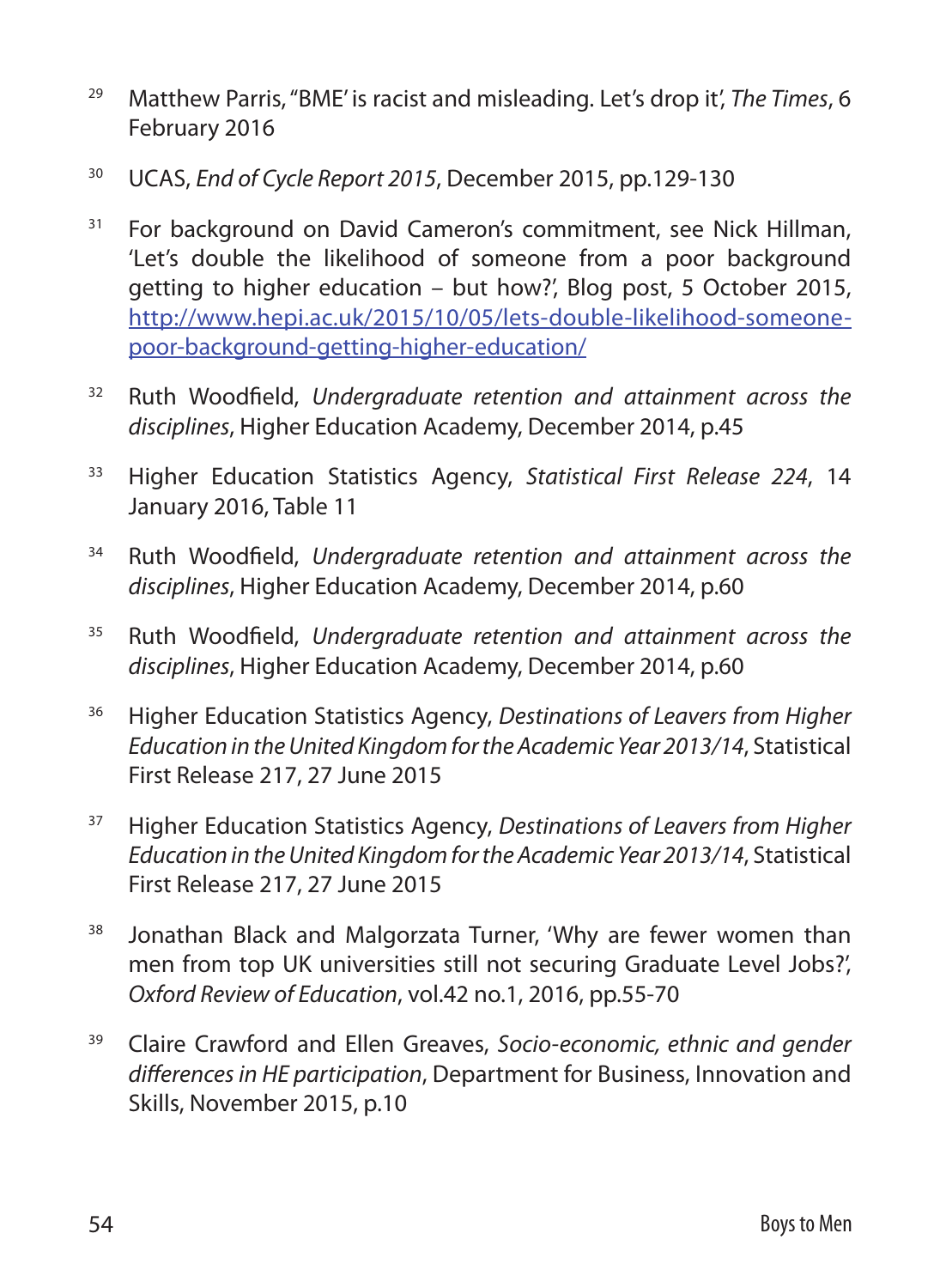[29] Matthew Parris, "BME' is racist and misleading. Let's drop it', *The Times*, 6 February 2016

[30] UCAS, *End of Cycle Report 2015*, December 2015, pp.129-130

[31] For background on David Cameron's commitment, see Nick Hillman, 'Let's double the likelihood of someone from a poor background getting to higher education – but how?', Blog post, 5 October 2015, [http://www.hepi.ac.uk/2015/10/05/lets-double-likelihood-someone-poor-background-getting-higher-education/](http://www.hepi.ac.uk/2015/10/05/lets-double-likelihood-someone-poor-background-getting-higher-education/)

[32] Ruth Woodfield, *Undergraduate retention and attainment across the disciplines*, Higher Education Academy, December 2014, p.45

[33] Higher Education Statistics Agency, *Statistical First Release 224*, 14 January 2016, Table 11

[34] Ruth Woodfield, *Undergraduate retention and attainment across the disciplines*, Higher Education Academy, December 2014, p.60

[35] Ruth Woodfield, *Undergraduate retention and attainment across the disciplines*, Higher Education Academy, December 2014, p.60

[36] Higher Education Statistics Agency, *Destinations of Leavers from Higher Education in the United Kingdom for the Academic Year 2013/14*, Statistical First Release 217, 27 June 2015

[37] Higher Education Statistics Agency, *Destinations of Leavers from Higher Education in the United Kingdom for the Academic Year 2013/14*, Statistical First Release 217, 27 June 2015

[38] Jonathan Black and Malgorzata Turner, 'Why are fewer women than men from top UK universities still not securing Graduate Level Jobs?', *Oxford Review of Education*, vol.42 no.1, 2016, pp.55-70

[39] Claire Crawford and Ellen Greaves, *Socio-economic, ethnic and gender differences in HE participation*, Department for Business, Innovation and Skills, November 2015, p.10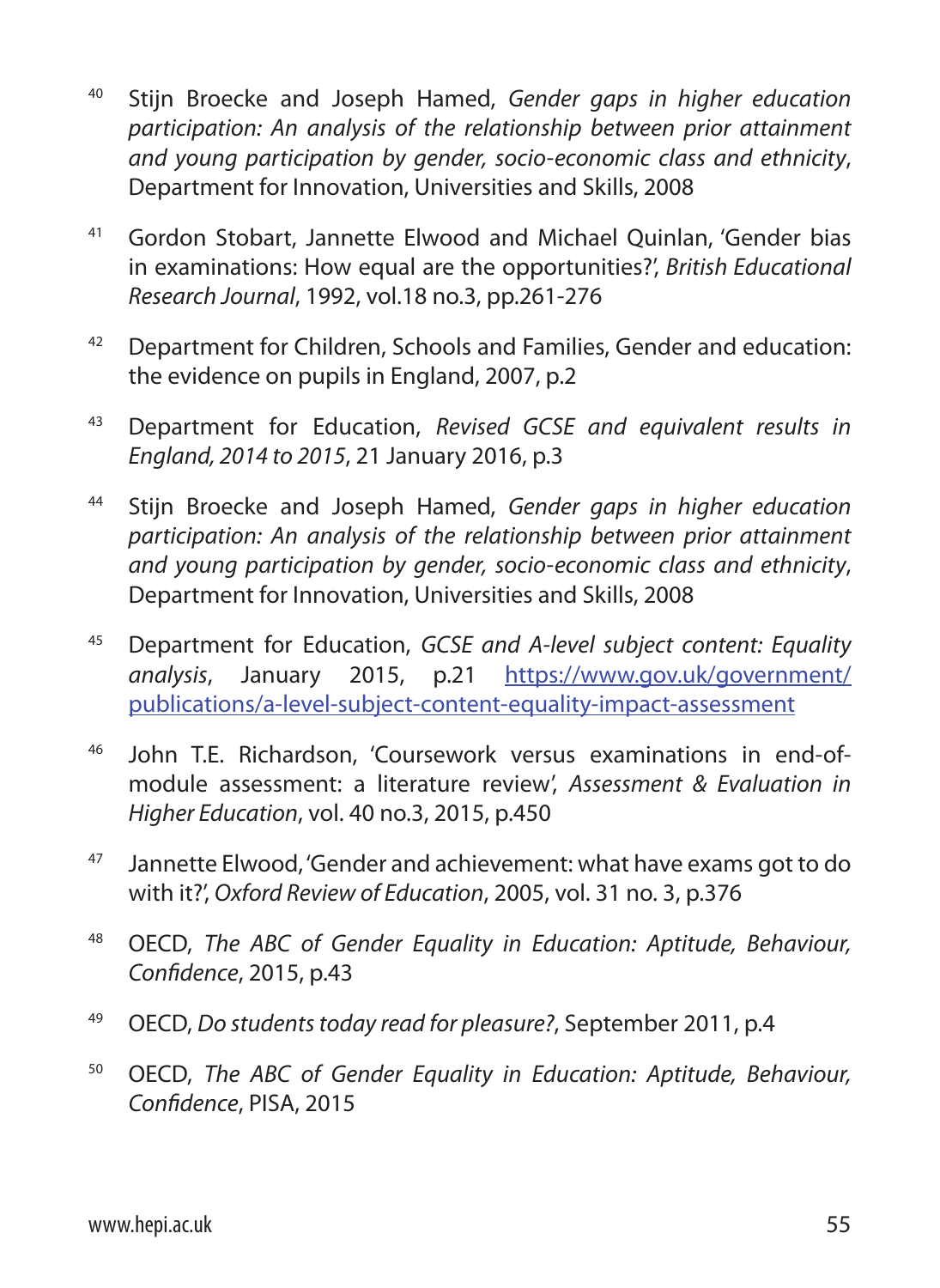[40] Stijn Broecke and Joseph Hamed, *Gender gaps in higher education participation: An analysis of the relationship between prior attainment and young participation by gender, socio-economic class and ethnicity*, Department for Innovation, Universities and Skills, 2008

[41] Gordon Stobart, Jannette Elwood and Michael Quinlan, 'Gender bias in examinations: How equal are the opportunities?', *British Educational Research Journal*, 1992, vol.18 no.3, pp.261-276

[42] Department for Children, Schools and Families, Gender and education: the evidence on pupils in England, 2007, p.2

[43] Department for Education, *Revised GCSE and equivalent results in England, 2014 to 2015*, 21 January 2016, p.3

[44] Stijn Broecke and Joseph Hamed, *Gender gaps in higher education participation: An analysis of the relationship between prior attainment and young participation by gender, socio-economic class and ethnicity*, Department for Innovation, Universities and Skills, 2008

[45] Department for Education, *GCSE and A-level subject content: Equality analysis*, January 2015, p.21 [https://www.gov.uk/government/publications/a-level-subject-content-equality-impact-assessment](https://www.gov.uk/government/publications/a-level-subject-content-equality-impact-assessment)

[46] John T.E. Richardson, 'Coursework versus examinations in end-of-module assessment: a literature review', *Assessment & Evaluation in Higher Education*, vol. 40 no.3, 2015, p.450

[47] Jannette Elwood, 'Gender and achievement: what have exams got to do with it?', *Oxford Review of Education*, 2005, vol. 31 no. 3, p.376

[48] OECD, *The ABC of Gender Equality in Education: Aptitude, Behaviour, Confidence*, 2015, p.43

[49] OECD, *Do students today read for pleasure?*, September 2011, p.4

[50] OECD, *The ABC of Gender Equality in Education: Aptitude, Behaviour, Confidence*, PISA, 2015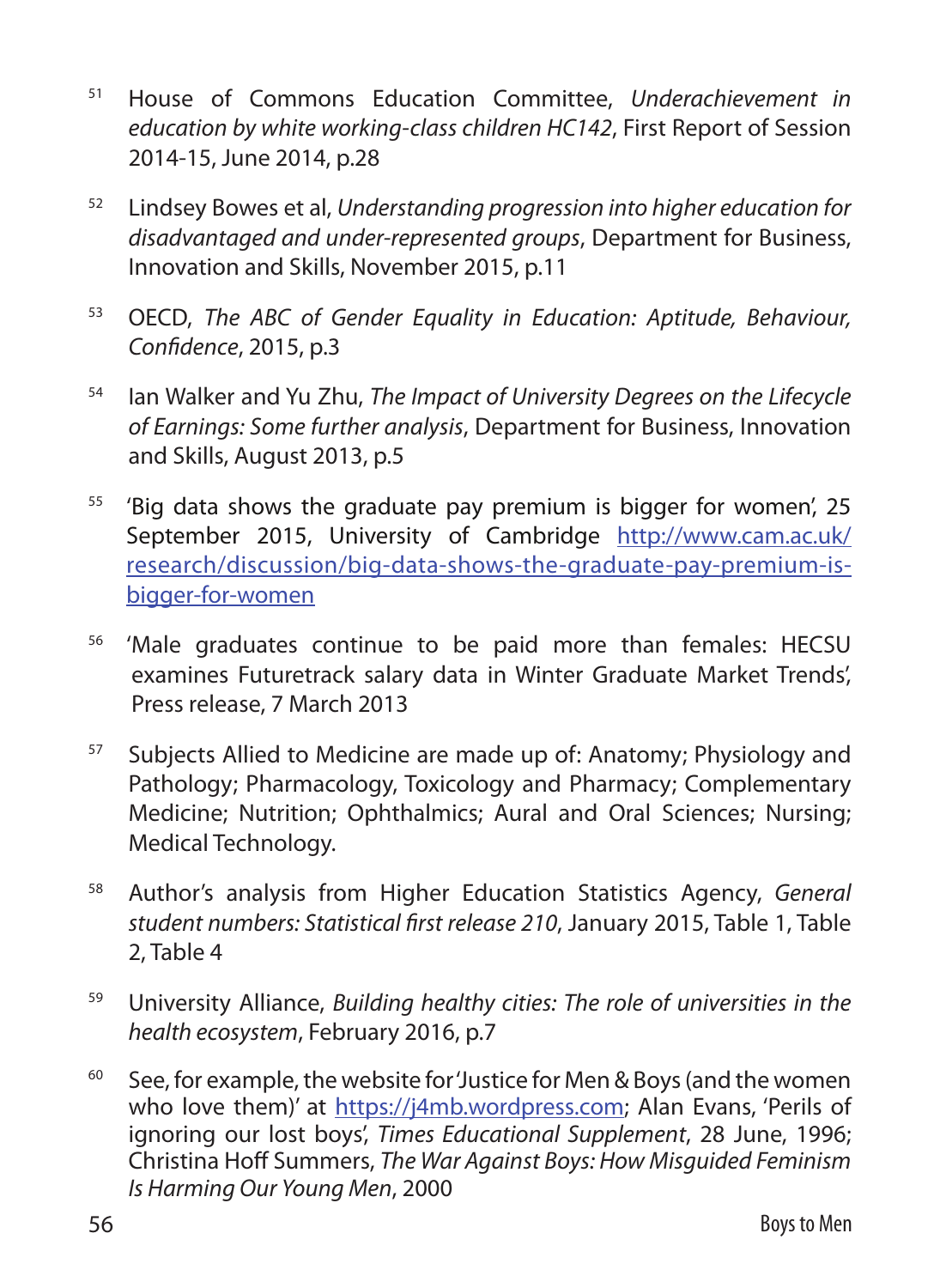51 House of Commons Education Committee, *Underachievement in education by white working-class children HC142*, First Report of Session 2014-15, June 2014, p.28

52 Lindsey Bowes et al, *Understanding progression into higher education for disadvantaged and under-represented groups*, Department for Business, Innovation and Skills, November 2015, p.11

53 OECD, *The ABC of Gender Equality in Education: Aptitude, Behaviour, Confidence*, 2015, p.3

54 Ian Walker and Yu Zhu, *The Impact of University Degrees on the Lifecycle of Earnings: Some further analysis*, Department for Business, Innovation and Skills, August 2013, p.5

55 'Big data shows the graduate pay premium is bigger for women', 25 September 2015, University of Cambridge http://www.cam.ac.uk/research/discussion/big-data-shows-the-graduate-pay-premium-is-bigger-for-women

56 'Male graduates continue to be paid more than females: HECSU examines Futuretrack salary data in Winter Graduate Market Trends', Press release, 7 March 2013

57 Subjects Allied to Medicine are made up of: Anatomy; Physiology and Pathology; Pharmacology, Toxicology and Pharmacy; Complementary Medicine; Nutrition; Ophthalmics; Aural and Oral Sciences; Nursing; Medical Technology.

58 Author's analysis from Higher Education Statistics Agency, *General student numbers: Statistical first release 210*, January 2015, Table 1, Table 2, Table 4

59 University Alliance, *Building healthy cities: The role of universities in the health ecosystem*, February 2016, p.7

60 See, for example, the website for 'Justice for Men & Boys (and the women who love them)' at https://j4mb.wordpress.com; Alan Evans, 'Perils of ignoring our lost boys', *Times Educational Supplement*, 28 June, 1996; Christina Hoff Summers, *The War Against Boys: How Misguided Feminism Is Harming Our Young Men*, 2000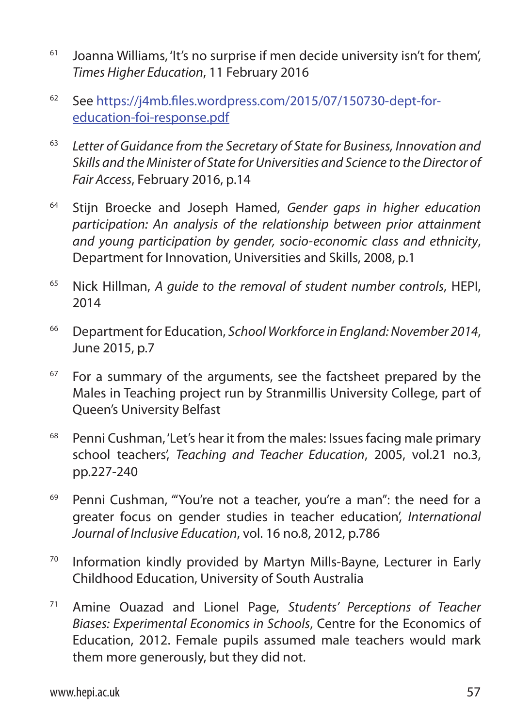[61] Joanna Williams, 'It's no surprise if men decide university isn't for them', *Times Higher Education*, 11 February 2016

[62] See [https://j4mb.files.wordpress.com/2015/07/150730-dept-for-education-foi-response.pdf](https://j4mb.files.wordpress.com/2015/07/150730-dept-for-education-foi-response.pdf)

[63] *Letter of Guidance from the Secretary of State for Business, Innovation and Skills and the Minister of State for Universities and Science to the Director of Fair Access*, February 2016, p.14

[64] Stijn Broecke and Joseph Hamed, *Gender gaps in higher education participation: An analysis of the relationship between prior attainment and young participation by gender, socio-economic class and ethnicity*, Department for Innovation, Universities and Skills, 2008, p.1

[65] Nick Hillman, *A guide to the removal of student number controls*, HEPI, 2014

[66] Department for Education, *School Workforce in England: November 2014*, June 2015, p.7

[67] For a summary of the arguments, see the factsheet prepared by the Males in Teaching project run by Stranmillis University College, part of Queen's University Belfast

[68] Penni Cushman, 'Let's hear it from the males: Issues facing male primary school teachers', *Teaching and Teacher Education*, 2005, vol.21 no.3, pp.227-240

[69] Penni Cushman, '"You're not a teacher, you're a man": the need for a greater focus on gender studies in teacher education', *International Journal of Inclusive Education*, vol. 16 no.8, 2012, p.786

[70] Information kindly provided by Martyn Mills-Bayne, Lecturer in Early Childhood Education, University of South Australia

[71] Amine Ouazad and Lionel Page, *Students' Perceptions of Teacher Biases: Experimental Economics in Schools*, Centre for the Economics of Education, 2012. Female pupils assumed male teachers would mark them more generously, but they did not.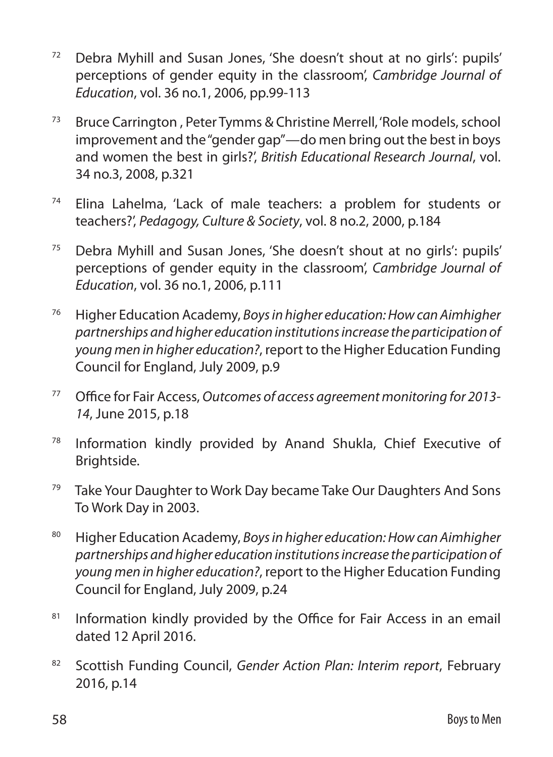[72] Debra Myhill and Susan Jones, 'She doesn't shout at no girls': pupils' perceptions of gender equity in the classroom', *Cambridge Journal of Education*, vol. 36 no.1, 2006, pp.99-113

[73] Bruce Carrington , Peter Tymms & Christine Merrell, 'Role models, school improvement and the "gender gap"—do men bring out the best in boys and women the best in girls?', *British Educational Research Journal*, vol. 34 no.3, 2008, p.321

[74] Elina Lahelma, 'Lack of male teachers: a problem for students or teachers?', *Pedagogy, Culture & Society*, vol. 8 no.2, 2000, p.184

[75] Debra Myhill and Susan Jones, 'She doesn't shout at no girls': pupils' perceptions of gender equity in the classroom', *Cambridge Journal of Education*, vol. 36 no.1, 2006, p.111

[76] Higher Education Academy, *Boys in higher education: How can Aimhigher partnerships and higher education institutions increase the participation of young men in higher education?*, report to the Higher Education Funding Council for England, July 2009, p.9

[77] Office for Fair Access, *Outcomes of access agreement monitoring for 2013-14*, June 2015, p.18

[78] Information kindly provided by Anand Shukla, Chief Executive of Brightside.

[79] Take Your Daughter to Work Day became Take Our Daughters And Sons To Work Day in 2003.

[80] Higher Education Academy, *Boys in higher education: How can Aimhigher partnerships and higher education institutions increase the participation of young men in higher education?*, report to the Higher Education Funding Council for England, July 2009, p.24

[81] Information kindly provided by the Office for Fair Access in an email dated 12 April 2016.

[82] Scottish Funding Council, *Gender Action Plan: Interim report*, February 2016, p.14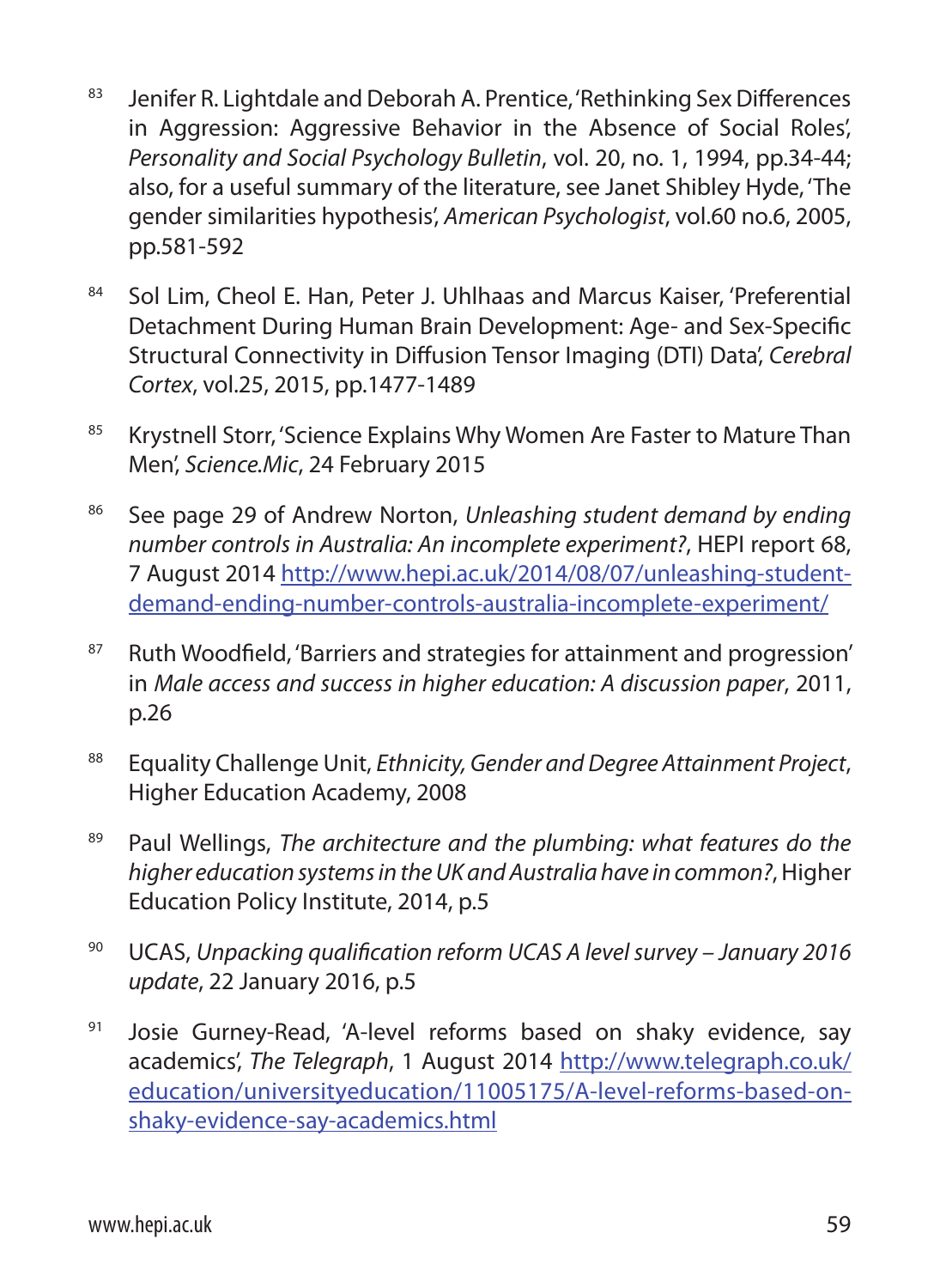83 Jenifer R. Lightdale and Deborah A. Prentice, 'Rethinking Sex Differences in Aggression: Aggressive Behavior in the Absence of Social Roles', *Personality and Social Psychology Bulletin*, vol. 20, no. 1, 1994, pp.34-44; also, for a useful summary of the literature, see Janet Shibley Hyde, 'The gender similarities hypothesis', *American Psychologist*, vol.60 no.6, 2005, pp.581-592

84 Sol Lim, Cheol E. Han, Peter J. Uhlhaas and Marcus Kaiser, 'Preferential Detachment During Human Brain Development: Age- and Sex-Specific Structural Connectivity in Diffusion Tensor Imaging (DTI) Data', *Cerebral Cortex*, vol.25, 2015, pp.1477-1489

85 Krystnell Storr, 'Science Explains Why Women Are Faster to Mature Than Men', *Science.Mic*, 24 February 2015

86 See page 29 of Andrew Norton, *Unleashing student demand by ending number controls in Australia: An incomplete experiment?*, HEPI report 68, 7 August 2014 [http://www.hepi.ac.uk/2014/08/07/unleashing-student-demand-ending-number-controls-australia-incomplete-experiment/](http://www.hepi.ac.uk/2014/08/07/unleashing-student-demand-ending-number-controls-australia-incomplete-experiment/)

87 Ruth Woodfield, 'Barriers and strategies for attainment and progression' in *Male access and success in higher education: A discussion paper*, 2011, p.26

88 Equality Challenge Unit, *Ethnicity, Gender and Degree Attainment Project*, Higher Education Academy, 2008

89 Paul Wellings, *The architecture and the plumbing: what features do the higher education systems in the UK and Australia have in common?*, Higher Education Policy Institute, 2014, p.5

90 UCAS, *Unpacking qualification reform UCAS A level survey – January 2016 update*, 22 January 2016, p.5

91 Josie Gurney-Read, 'A-level reforms based on shaky evidence, say academics', *The Telegraph*, 1 August 2014 [http://www.telegraph.co.uk/education/universityeducation/11005175/A-level-reforms-based-on-shaky-evidence-say-academics.html](http://www.telegraph.co.uk/education/universityeducation/11005175/A-level-reforms-based-on-shaky-evidence-say-academics.html)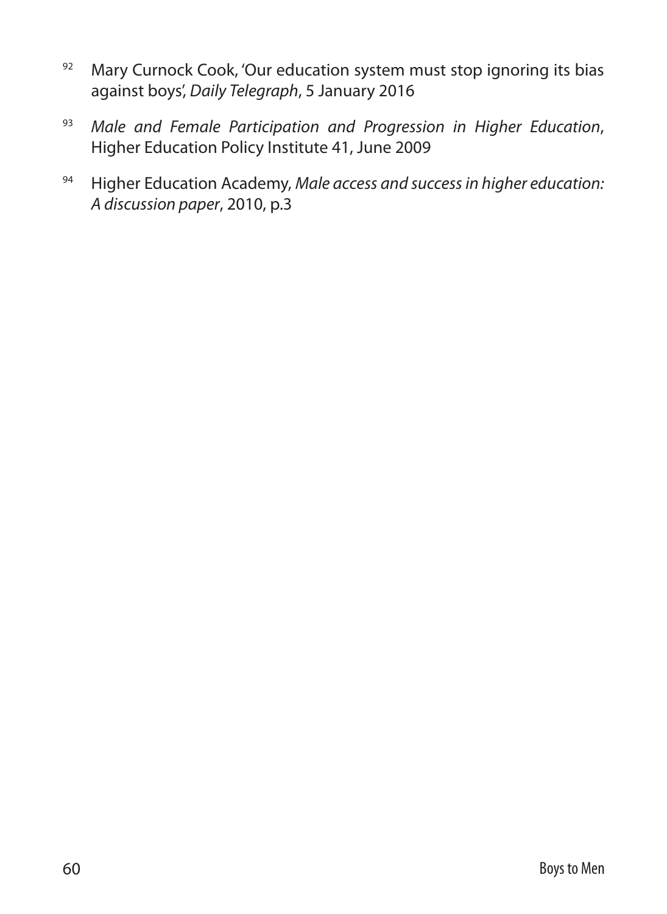[92] Mary Curnock Cook, 'Our education system must stop ignoring its bias against boys', *Daily Telegraph*, 5 January 2016

[93] *Male and Female Participation and Progression in Higher Education*, Higher Education Policy Institute 41, June 2009

[94] Higher Education Academy, *Male access and success in higher education: A discussion paper*, 2010, p.3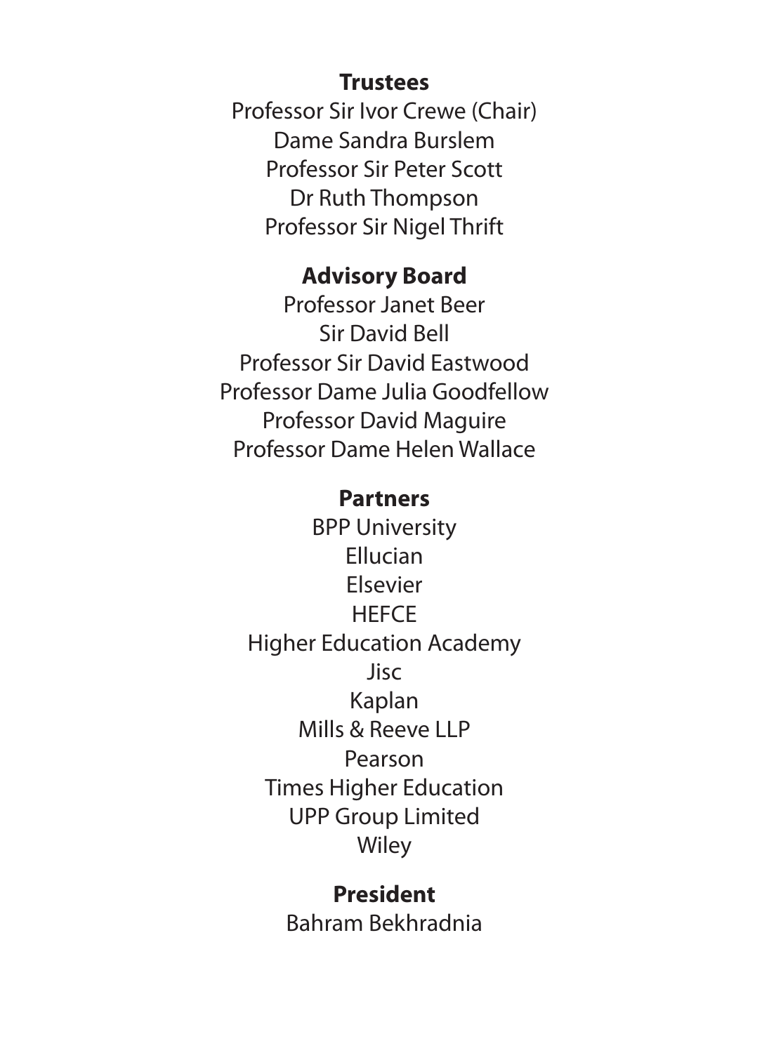**Trustees**

Professor Sir Ivor Crewe (Chair)
Dame Sandra Burslem
Professor Sir Peter Scott
Dr Ruth Thompson
Professor Sir Nigel Thrift

**Advisory Board**

Professor Janet Beer
Sir David Bell
Professor Sir David Eastwood
Professor Dame Julia Goodfellow
Professor David Maguire
Professor Dame Helen Wallace

**Partners**

BPP University
Ellucian
Elsevier
HEFCE
Higher Education Academy
Jisc
Kaplan
Mills & Reeve LLP
Pearson
Times Higher Education
UPP Group Limited
Wiley

**President**

Bahram Bekhradnia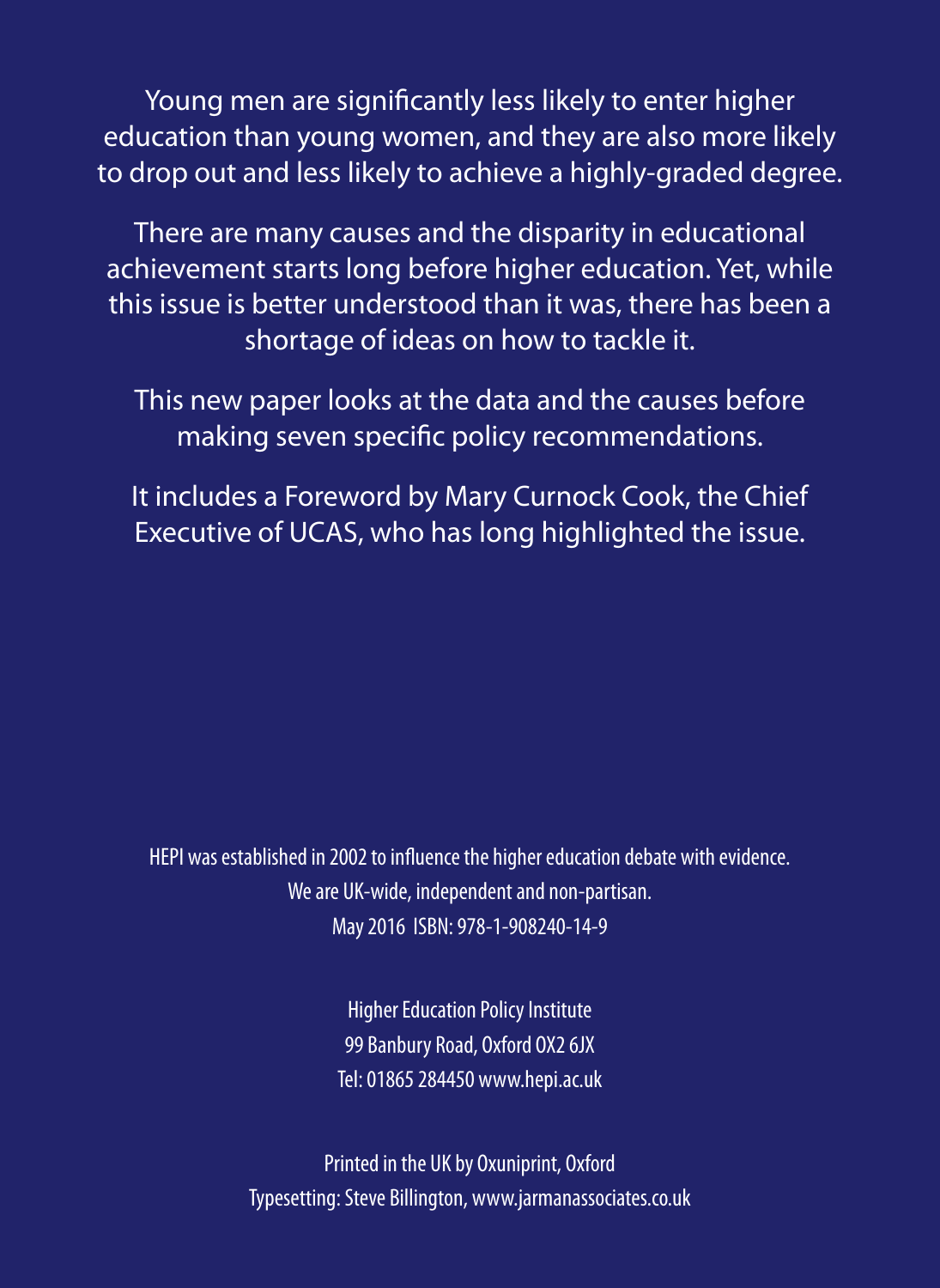Young men are significantly less likely to enter higher education than young women, and they are also more likely to drop out and less likely to achieve a highly-graded degree.

There are many causes and the disparity in educational achievement starts long before higher education. Yet, while this issue is better understood than it was, there has been a shortage of ideas on how to tackle it.

This new paper looks at the data and the causes before making seven specific policy recommendations.

It includes a Foreword by Mary Curnock Cook, the Chief Executive of UCAS, who has long highlighted the issue.

HEPI was established in 2002 to influence the higher education debate with evidence.
We are UK-wide, independent and non-partisan.
May 2016 ISBN: 978-1-908240-14-9

Higher Education Policy Institute
99 Banbury Road, Oxford OX2 6JX
Tel: 01865 284450 www.hepi.ac.uk

Printed in the UK by Oxuniprint, Oxford
Typesetting: Steve Billington, www.jarmanassociates.co.uk